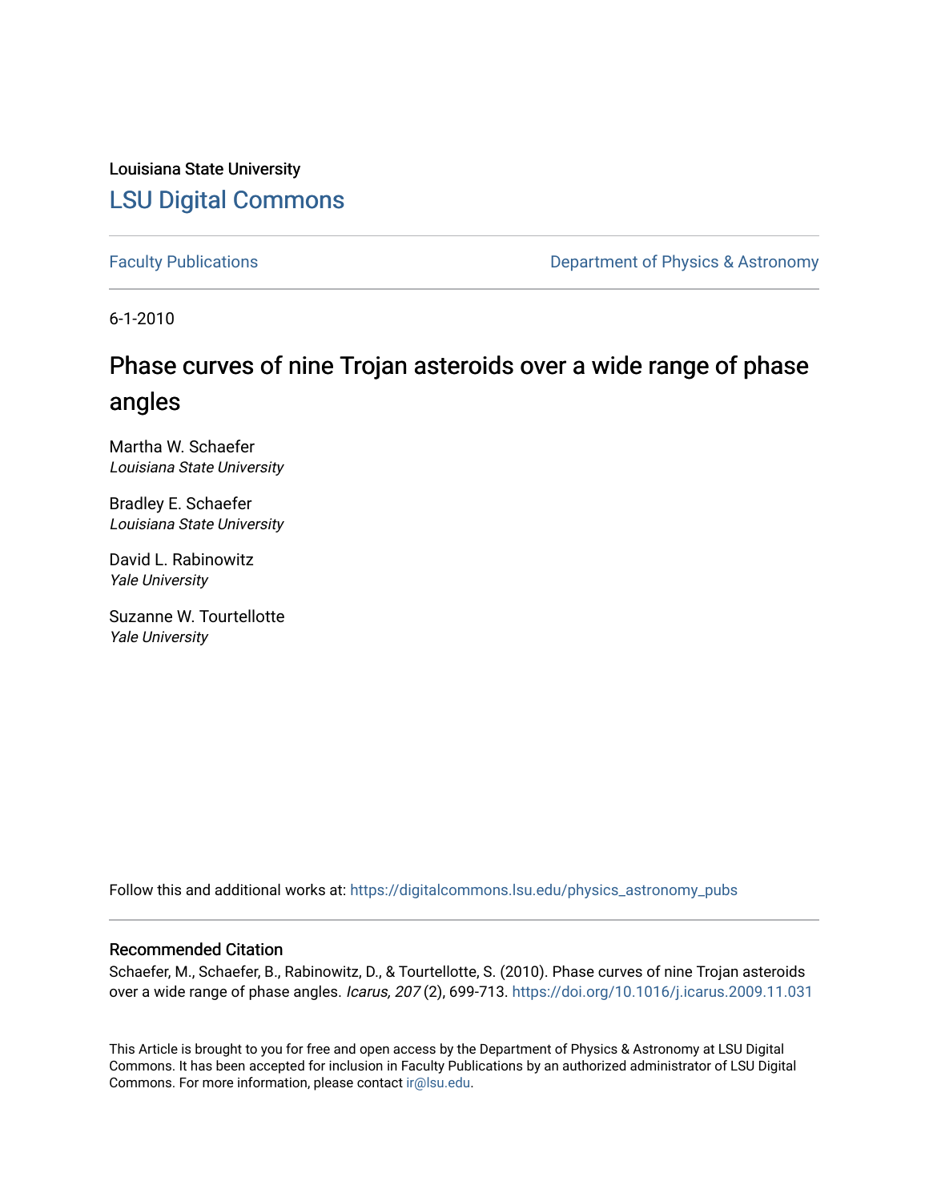Louisiana State University

# LSU Digital Commons

Faculty Publications | Department of Physics & Astronomy

6-1-2010

## Phase curves of nine Trojan asteroids over a wide range of phase angles

Martha W. Schaefer
*Louisiana State University*

Bradley E. Schaefer
*Louisiana State University*

David L. Rabinowitz
*Yale University*

Suzanne W. Tourtellotte
*Yale University*

Follow this and additional works at: https://digitalcommons.lsu.edu/physics_astronomy_pubs

### Recommended Citation

Schaefer, M., Schaefer, B., Rabinowitz, D., & Tourtellotte, S. (2010). Phase curves of nine Trojan asteroids over a wide range of phase angles. *Icarus, 207* (2), 699-713. https://doi.org/10.1016/j.icarus.2009.11.031

This Article is brought to you for free and open access by the Department of Physics & Astronomy at LSU Digital Commons. It has been accepted for inclusion in Faculty Publications by an authorized administrator of LSU Digital Commons. For more information, please contact ir@lsu.edu.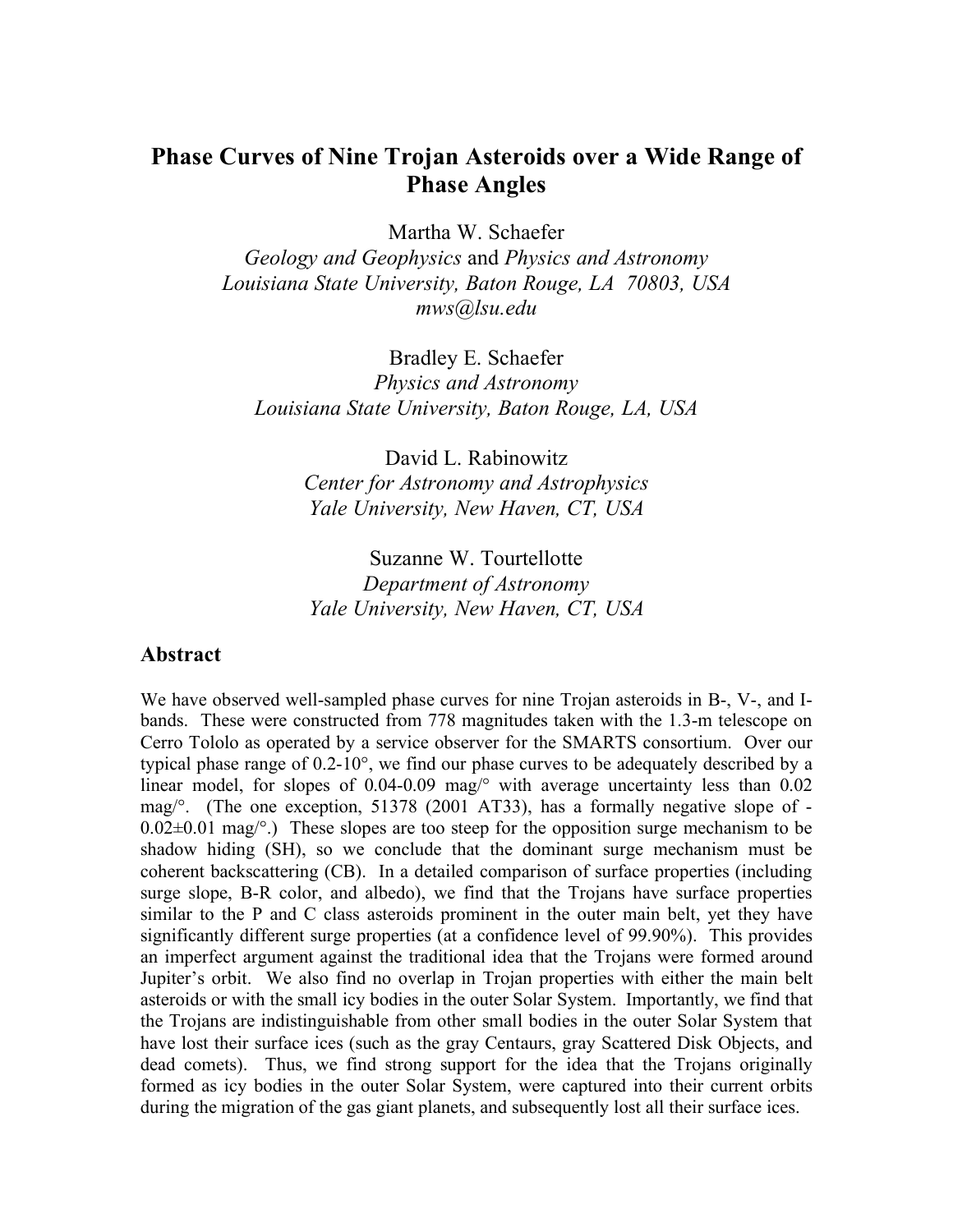# Phase Curves of Nine Trojan Asteroids over a Wide Range of Phase Angles

Martha W. Schaefer
*Geology and Geophysics* and *Physics and Astronomy*
*Louisiana State University, Baton Rouge, LA 70803, USA*
*mws@lsu.edu*

Bradley E. Schaefer
*Physics and Astronomy*
*Louisiana State University, Baton Rouge, LA, USA*

David L. Rabinowitz
*Center for Astronomy and Astrophysics*
*Yale University, New Haven, CT, USA*

Suzanne W. Tourtellotte
*Department of Astronomy*
*Yale University, New Haven, CT, USA*

## Abstract

We have observed well-sampled phase curves for nine Trojan asteroids in B-, V-, and I-bands. These were constructed from 778 magnitudes taken with the 1.3-m telescope on Cerro Tololo as operated by a service observer for the SMARTS consortium. Over our typical phase range of 0.2-10°, we find our phase curves to be adequately described by a linear model, for slopes of 0.04-0.09 mag/° with average uncertainty less than 0.02 mag/°. (The one exception, 51378 (2001 AT33), has a formally negative slope of -0.02±0.01 mag/°.) These slopes are too steep for the opposition surge mechanism to be shadow hiding (SH), so we conclude that the dominant surge mechanism must be coherent backscattering (CB). In a detailed comparison of surface properties (including surge slope, B-R color, and albedo), we find that the Trojans have surface properties similar to the P and C class asteroids prominent in the outer main belt, yet they have significantly different surge properties (at a confidence level of 99.90%). This provides an imperfect argument against the traditional idea that the Trojans were formed around Jupiter's orbit. We also find no overlap in Trojan properties with either the main belt asteroids or with the small icy bodies in the outer Solar System. Importantly, we find that the Trojans are indistinguishable from other small bodies in the outer Solar System that have lost their surface ices (such as the gray Centaurs, gray Scattered Disk Objects, and dead comets). Thus, we find strong support for the idea that the Trojans originally formed as icy bodies in the outer Solar System, were captured into their current orbits during the migration of the gas giant planets, and subsequently lost all their surface ices.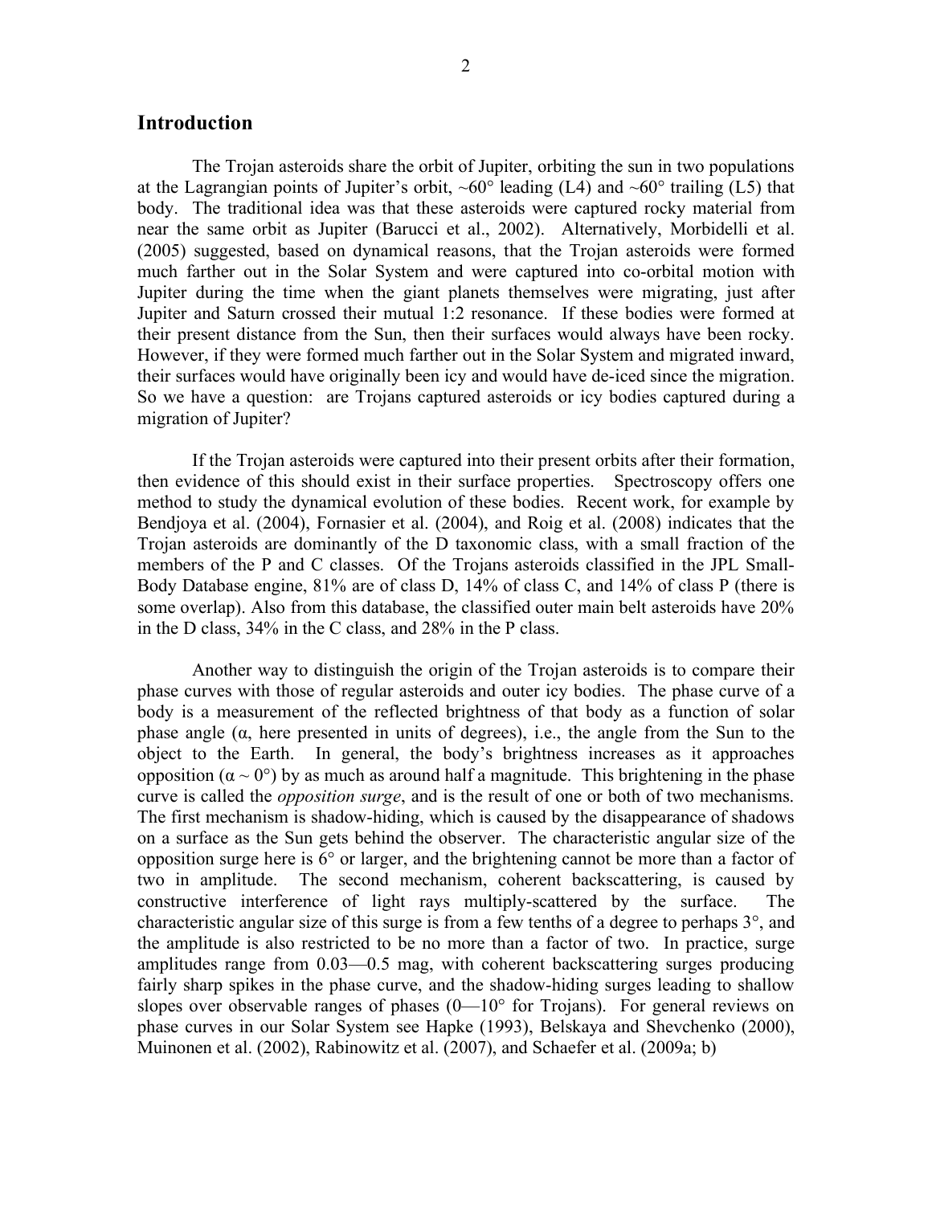## Introduction

The Trojan asteroids share the orbit of Jupiter, orbiting the sun in two populations at the Lagrangian points of Jupiter's orbit, ~60° leading (L4) and ~60° trailing (L5) that body. The traditional idea was that these asteroids were captured rocky material from near the same orbit as Jupiter (Barucci et al., 2002). Alternatively, Morbidelli et al. (2005) suggested, based on dynamical reasons, that the Trojan asteroids were formed much farther out in the Solar System and were captured into co-orbital motion with Jupiter during the time when the giant planets themselves were migrating, just after Jupiter and Saturn crossed their mutual 1:2 resonance. If these bodies were formed at their present distance from the Sun, then their surfaces would always have been rocky. However, if they were formed much farther out in the Solar System and migrated inward, their surfaces would have originally been icy and would have de-iced since the migration. So we have a question: are Trojans captured asteroids or icy bodies captured during a migration of Jupiter?

If the Trojan asteroids were captured into their present orbits after their formation, then evidence of this should exist in their surface properties. Spectroscopy offers one method to study the dynamical evolution of these bodies. Recent work, for example by Bendjoya et al. (2004), Fornasier et al. (2004), and Roig et al. (2008) indicates that the Trojan asteroids are dominantly of the D taxonomic class, with a small fraction of the members of the P and C classes. Of the Trojans asteroids classified in the JPL Small-Body Database engine, 81% are of class D, 14% of class C, and 14% of class P (there is some overlap). Also from this database, the classified outer main belt asteroids have 20% in the D class, 34% in the C class, and 28% in the P class.

Another way to distinguish the origin of the Trojan asteroids is to compare their phase curves with those of regular asteroids and outer icy bodies. The phase curve of a body is a measurement of the reflected brightness of that body as a function of solar phase angle (α, here presented in units of degrees), i.e., the angle from the Sun to the object to the Earth. In general, the body's brightness increases as it approaches opposition ($\alpha \sim 0°$) by as much as around half a magnitude. This brightening in the phase curve is called the *opposition surge*, and is the result of one or both of two mechanisms. The first mechanism is shadow-hiding, which is caused by the disappearance of shadows on a surface as the Sun gets behind the observer. The characteristic angular size of the opposition surge here is 6° or larger, and the brightening cannot be more than a factor of two in amplitude. The second mechanism, coherent backscattering, is caused by constructive interference of light rays multiply-scattered by the surface. The characteristic angular size of this surge is from a few tenths of a degree to perhaps 3°, and the amplitude is also restricted to be no more than a factor of two. In practice, surge amplitudes range from 0.03—0.5 mag, with coherent backscattering surges producing fairly sharp spikes in the phase curve, and the shadow-hiding surges leading to shallow slopes over observable ranges of phases (0—10° for Trojans). For general reviews on phase curves in our Solar System see Hapke (1993), Belskaya and Shevchenko (2000), Muinonen et al. (2002), Rabinowitz et al. (2007), and Schaefer et al. (2009a; b)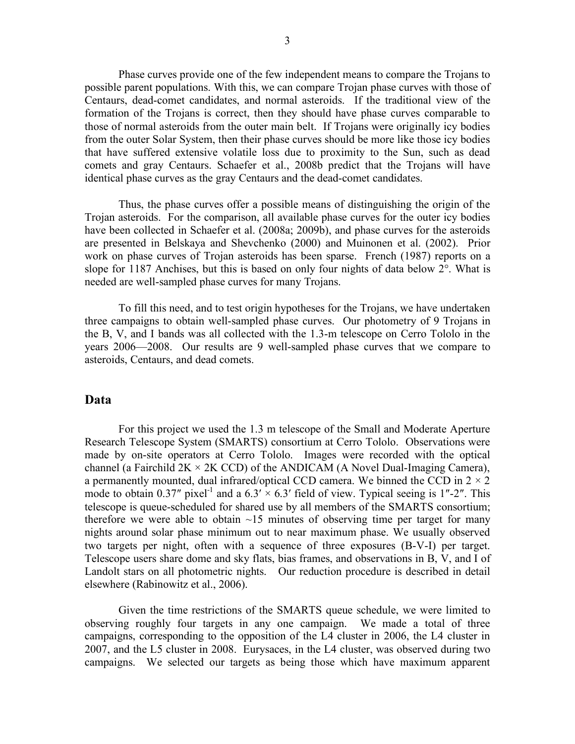Phase curves provide one of the few independent means to compare the Trojans to possible parent populations. With this, we can compare Trojan phase curves with those of Centaurs, dead-comet candidates, and normal asteroids. If the traditional view of the formation of the Trojans is correct, then they should have phase curves comparable to those of normal asteroids from the outer main belt. If Trojans were originally icy bodies from the outer Solar System, then their phase curves should be more like those icy bodies that have suffered extensive volatile loss due to proximity to the Sun, such as dead comets and gray Centaurs. Schaefer et al., 2008b predict that the Trojans will have identical phase curves as the gray Centaurs and the dead-comet candidates.

Thus, the phase curves offer a possible means of distinguishing the origin of the Trojan asteroids. For the comparison, all available phase curves for the outer icy bodies have been collected in Schaefer et al. (2008a; 2009b), and phase curves for the asteroids are presented in Belskaya and Shevchenko (2000) and Muinonen et al. (2002). Prior work on phase curves of Trojan asteroids has been sparse. French (1987) reports on a slope for 1187 Anchises, but this is based on only four nights of data below 2°. What is needed are well-sampled phase curves for many Trojans.

To fill this need, and to test origin hypotheses for the Trojans, we have undertaken three campaigns to obtain well-sampled phase curves. Our photometry of 9 Trojans in the B, V, and I bands was all collected with the 1.3-m telescope on Cerro Tololo in the years 2006—2008. Our results are 9 well-sampled phase curves that we compare to asteroids, Centaurs, and dead comets.

## Data

For this project we used the 1.3 m telescope of the Small and Moderate Aperture Research Telescope System (SMARTS) consortium at Cerro Tololo. Observations were made by on-site operators at Cerro Tololo. Images were recorded with the optical channel (a Fairchild 2K × 2K CCD) of the ANDICAM (A Novel Dual-Imaging Camera), a permanently mounted, dual infrared/optical CCD camera. We binned the CCD in 2 × 2 mode to obtain 0.37″ pixel$^{-1}$ and a 6.3′ × 6.3′ field of view. Typical seeing is 1″-2″. This telescope is queue-scheduled for shared use by all members of the SMARTS consortium; therefore we were able to obtain ~15 minutes of observing time per target for many nights around solar phase minimum out to near maximum phase. We usually observed two targets per night, often with a sequence of three exposures (B-V-I) per target. Telescope users share dome and sky flats, bias frames, and observations in B, V, and I of Landolt stars on all photometric nights. Our reduction procedure is described in detail elsewhere (Rabinowitz et al., 2006).

Given the time restrictions of the SMARTS queue schedule, we were limited to observing roughly four targets in any one campaign. We made a total of three campaigns, corresponding to the opposition of the L4 cluster in 2006, the L4 cluster in 2007, and the L5 cluster in 2008. Eurysaces, in the L4 cluster, was observed during two campaigns. We selected our targets as being those which have maximum apparent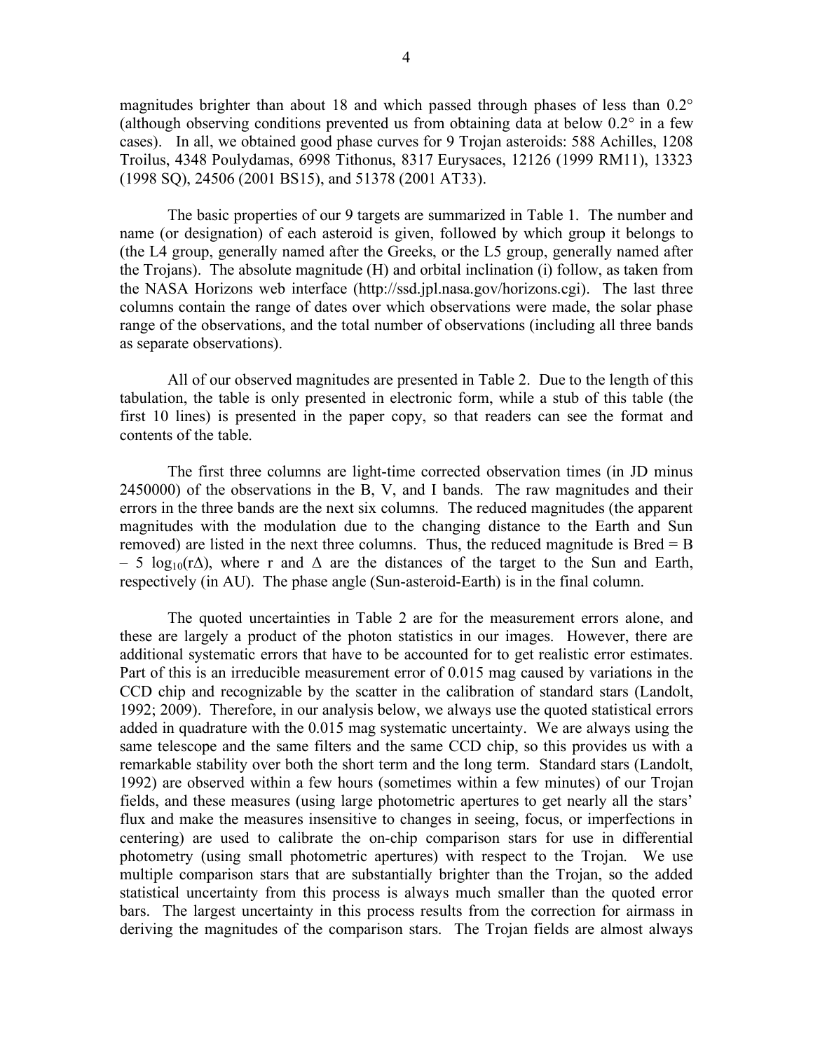magnitudes brighter than about 18 and which passed through phases of less than 0.2° (although observing conditions prevented us from obtaining data at below 0.2° in a few cases). In all, we obtained good phase curves for 9 Trojan asteroids: 588 Achilles, 1208 Troilus, 4348 Poulydamas, 6998 Tithonus, 8317 Eurysaces, 12126 (1999 RM11), 13323 (1998 SQ), 24506 (2001 BS15), and 51378 (2001 AT33).

The basic properties of our 9 targets are summarized in Table 1. The number and name (or designation) of each asteroid is given, followed by which group it belongs to (the L4 group, generally named after the Greeks, or the L5 group, generally named after the Trojans). The absolute magnitude (H) and orbital inclination (i) follow, as taken from the NASA Horizons web interface (http://ssd.jpl.nasa.gov/horizons.cgi). The last three columns contain the range of dates over which observations were made, the solar phase range of the observations, and the total number of observations (including all three bands as separate observations).

All of our observed magnitudes are presented in Table 2. Due to the length of this tabulation, the table is only presented in electronic form, while a stub of this table (the first 10 lines) is presented in the paper copy, so that readers can see the format and contents of the table.

The first three columns are light-time corrected observation times (in JD minus 2450000) of the observations in the B, V, and I bands. The raw magnitudes and their errors in the three bands are the next six columns. The reduced magnitudes (the apparent magnitudes with the modulation due to the changing distance to the Earth and Sun removed) are listed in the next three columns. Thus, the reduced magnitude is $B_{red} = B - 5 \log_{10}(r\Delta)$, where r and $\Delta$ are the distances of the target to the Sun and Earth, respectively (in AU). The phase angle (Sun-asteroid-Earth) is in the final column.

The quoted uncertainties in Table 2 are for the measurement errors alone, and these are largely a product of the photon statistics in our images. However, there are additional systematic errors that have to be accounted for to get realistic error estimates. Part of this is an irreducible measurement error of 0.015 mag caused by variations in the CCD chip and recognizable by the scatter in the calibration of standard stars (Landolt, 1992; 2009). Therefore, in our analysis below, we always use the quoted statistical errors added in quadrature with the 0.015 mag systematic uncertainty. We are always using the same telescope and the same filters and the same CCD chip, so this provides us with a remarkable stability over both the short term and the long term. Standard stars (Landolt, 1992) are observed within a few hours (sometimes within a few minutes) of our Trojan fields, and these measures (using large photometric apertures to get nearly all the stars' flux and make the measures insensitive to changes in seeing, focus, or imperfections in centering) are used to calibrate the on-chip comparison stars for use in differential photometry (using small photometric apertures) with respect to the Trojan. We use multiple comparison stars that are substantially brighter than the Trojan, so the added statistical uncertainty from this process is always much smaller than the quoted error bars. The largest uncertainty in this process results from the correction for airmass in deriving the magnitudes of the comparison stars. The Trojan fields are almost always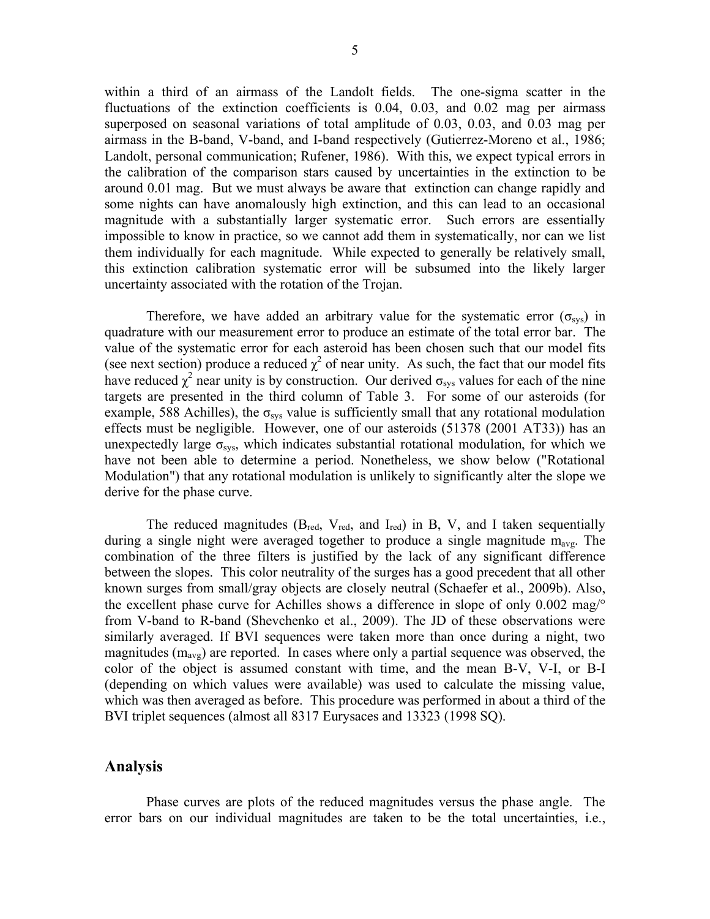within a third of an airmass of the Landolt fields. The one-sigma scatter in the fluctuations of the extinction coefficients is 0.04, 0.03, and 0.02 mag per airmass superposed on seasonal variations of total amplitude of 0.03, 0.03, and 0.03 mag per airmass in the B-band, V-band, and I-band respectively (Gutierrez-Moreno et al., 1986; Landolt, personal communication; Rufener, 1986). With this, we expect typical errors in the calibration of the comparison stars caused by uncertainties in the extinction to be around 0.01 mag. But we must always be aware that extinction can change rapidly and some nights can have anomalously high extinction, and this can lead to an occasional magnitude with a substantially larger systematic error. Such errors are essentially impossible to know in practice, so we cannot add them in systematically, nor can we list them individually for each magnitude. While expected to generally be relatively small, this extinction calibration systematic error will be subsumed into the likely larger uncertainty associated with the rotation of the Trojan.

Therefore, we have added an arbitrary value for the systematic error ($\sigma_{sys}$) in quadrature with our measurement error to produce an estimate of the total error bar. The value of the systematic error for each asteroid has been chosen such that our model fits (see next section) produce a reduced $\chi^2$ of near unity. As such, the fact that our model fits have reduced $\chi^2$ near unity is by construction. Our derived $\sigma_{sys}$ values for each of the nine targets are presented in the third column of Table 3. For some of our asteroids (for example, 588 Achilles), the $\sigma_{sys}$ value is sufficiently small that any rotational modulation effects must be negligible. However, one of our asteroids (51378 (2001 AT33)) has an unexpectedly large $\sigma_{sys}$, which indicates substantial rotational modulation, for which we have not been able to determine a period. Nonetheless, we show below ("Rotational Modulation") that any rotational modulation is unlikely to significantly alter the slope we derive for the phase curve.

The reduced magnitudes ($B_{red}$, $V_{red}$, and $I_{red}$) in B, V, and I taken sequentially during a single night were averaged together to produce a single magnitude $m_{avg}$. The combination of the three filters is justified by the lack of any significant difference between the slopes. This color neutrality of the surges has a good precedent that all other known surges from small/gray objects are closely neutral (Schaefer et al., 2009b). Also, the excellent phase curve for Achilles shows a difference in slope of only 0.002 mag/° from V-band to R-band (Shevchenko et al., 2009). The JD of these observations were similarly averaged. If BVI sequences were taken more than once during a night, two magnitudes ($m_{avg}$) are reported. In cases where only a partial sequence was observed, the color of the object is assumed constant with time, and the mean B-V, V-I, or B-I (depending on which values were available) was used to calculate the missing value, which was then averaged as before. This procedure was performed in about a third of the BVI triplet sequences (almost all 8317 Eurysaces and 13323 (1998 SQ).

## Analysis

Phase curves are plots of the reduced magnitudes versus the phase angle. The error bars on our individual magnitudes are taken to be the total uncertainties, i.e.,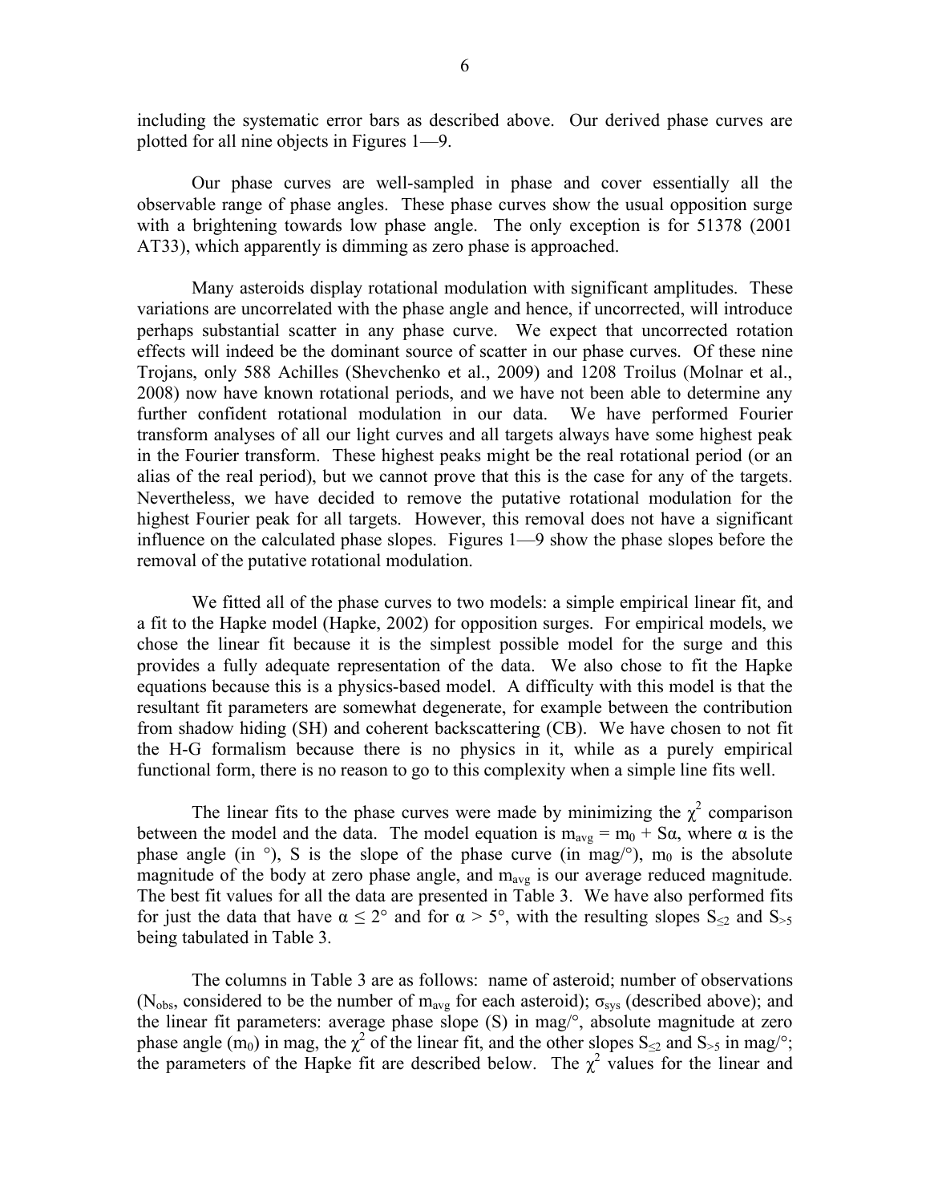including the systematic error bars as described above. Our derived phase curves are plotted for all nine objects in Figures 1—9.

Our phase curves are well-sampled in phase and cover essentially all the observable range of phase angles. These phase curves show the usual opposition surge with a brightening towards low phase angle. The only exception is for 51378 (2001 AT33), which apparently is dimming as zero phase is approached.

Many asteroids display rotational modulation with significant amplitudes. These variations are uncorrelated with the phase angle and hence, if uncorrected, will introduce perhaps substantial scatter in any phase curve. We expect that uncorrected rotation effects will indeed be the dominant source of scatter in our phase curves. Of these nine Trojans, only 588 Achilles (Shevchenko et al., 2009) and 1208 Troilus (Molnar et al., 2008) now have known rotational periods, and we have not been able to determine any further confident rotational modulation in our data. We have performed Fourier transform analyses of all our light curves and all targets always have some highest peak in the Fourier transform. These highest peaks might be the real rotational period (or an alias of the real period), but we cannot prove that this is the case for any of the targets. Nevertheless, we have decided to remove the putative rotational modulation for the highest Fourier peak for all targets. However, this removal does not have a significant influence on the calculated phase slopes. Figures 1—9 show the phase slopes before the removal of the putative rotational modulation.

We fitted all of the phase curves to two models: a simple empirical linear fit, and a fit to the Hapke model (Hapke, 2002) for opposition surges. For empirical models, we chose the linear fit because it is the simplest possible model for the surge and this provides a fully adequate representation of the data. We also chose to fit the Hapke equations because this is a physics-based model. A difficulty with this model is that the resultant fit parameters are somewhat degenerate, for example between the contribution from shadow hiding (SH) and coherent backscattering (CB). We have chosen to not fit the H-G formalism because there is no physics in it, while as a purely empirical functional form, there is no reason to go to this complexity when a simple line fits well.

The linear fits to the phase curves were made by minimizing the $\chi^2$ comparison between the model and the data. The model equation is $m_{avg} = m_0 + S\alpha$, where $\alpha$ is the phase angle (in °), S is the slope of the phase curve (in mag/°), $m_0$ is the absolute magnitude of the body at zero phase angle, and $m_{avg}$ is our average reduced magnitude. The best fit values for all the data are presented in Table 3. We have also performed fits for just the data that have $\alpha \leq 2°$ and for $\alpha > 5°$, with the resulting slopes $S_{\leq 2}$ and $S_{>5}$ being tabulated in Table 3.

The columns in Table 3 are as follows: name of asteroid; number of observations ($N_{obs}$, considered to be the number of $m_{avg}$ for each asteroid); $\sigma_{sys}$ (described above); and the linear fit parameters: average phase slope (S) in mag/°, absolute magnitude at zero phase angle ($m_0$) in mag, the $\chi^2$ of the linear fit, and the other slopes $S_{\leq 2}$ and $S_{>5}$ in mag/°; the parameters of the Hapke fit are described below. The $\chi^2$ values for the linear and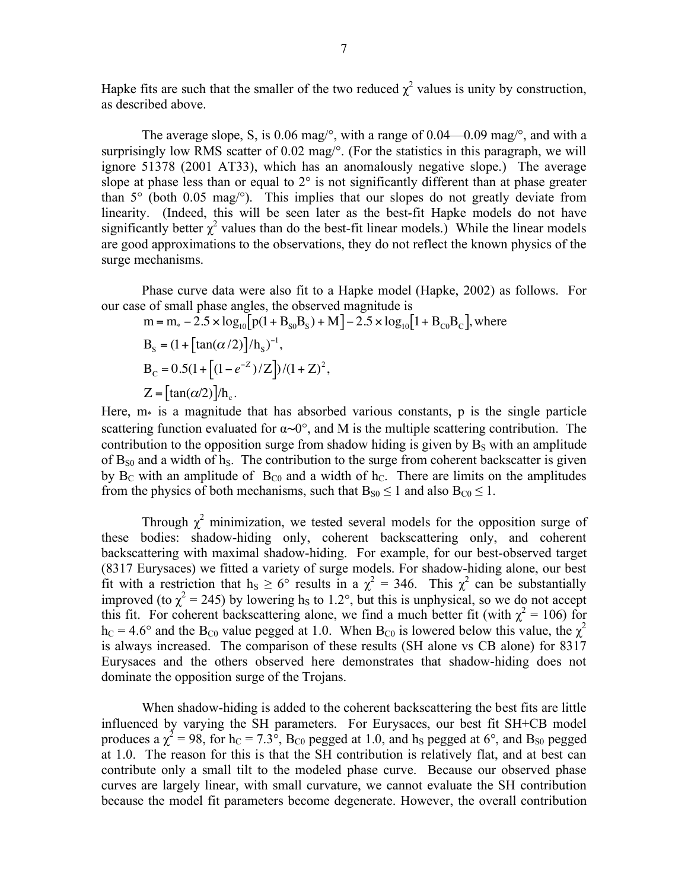Hapke fits are such that the smaller of the two reduced $\chi^2$ values is unity by construction, as described above.

The average slope, S, is 0.06 mag/°, with a range of 0.04—0.09 mag/°, and with a surprisingly low RMS scatter of 0.02 mag/°. (For the statistics in this paragraph, we will ignore 51378 (2001 AT33), which has an anomalously negative slope.) The average slope at phase less than or equal to 2° is not significantly different than at phase greater than 5° (both 0.05 mag/°). This implies that our slopes do not greatly deviate from linearity. (Indeed, this will be seen later as the best-fit Hapke models do not have significantly better $\chi^2$ values than do the best-fit linear models.) While the linear models are good approximations to the observations, they do not reflect the known physics of the surge mechanisms.

Phase curve data were also fit to a Hapke model (Hapke, 2002) as follows. For our case of small phase angles, the observed magnitude is

$$m = m_* - 2.5 \times \log_{10}\left[p(1 + B_{S0}B_S) + M\right] - 2.5 \times \log_{10}\left[1 + B_{C0}B_C\right], \text{where}$$

$$B_S = (1 + \left[\tan(\alpha/2)\right]/h_S)^{-1},$$

$$B_C = 0.5(1 + \left[(1 - e^{-Z})/Z\right])/(1 + Z)^2,$$

$$Z = \left[\tan(\alpha/2)\right]/h_c.$$

Here, $m_*$ is a magnitude that has absorbed various constants, p is the single particle scattering function evaluated for $\alpha \sim 0°$, and M is the multiple scattering contribution. The contribution to the opposition surge from shadow hiding is given by $B_S$ with an amplitude of $B_{S0}$ and a width of $h_S$. The contribution to the surge from coherent backscatter is given by $B_C$ with an amplitude of $B_{C0}$ and a width of $h_C$. There are limits on the amplitudes from the physics of both mechanisms, such that $B_{S0} \leq 1$ and also $B_{C0} \leq 1$.

Through $\chi^2$ minimization, we tested several models for the opposition surge of these bodies: shadow-hiding only, coherent backscattering only, and coherent backscattering with maximal shadow-hiding. For example, for our best-observed target (8317 Eurysaces) we fitted a variety of surge models. For shadow-hiding alone, our best fit with a restriction that $h_S \geq 6°$ results in a $\chi^2 = 346$. This $\chi^2$ can be substantially improved (to $\chi^2 = 245$) by lowering $h_S$ to 1.2°, but this is unphysical, so we do not accept this fit. For coherent backscattering alone, we find a much better fit (with $\chi^2 = 106$) for $h_C = 4.6°$ and the $B_{C0}$ value pegged at 1.0. When $B_{C0}$ is lowered below this value, the $\chi^2$ is always increased. The comparison of these results (SH alone vs CB alone) for 8317 Eurysaces and the others observed here demonstrates that shadow-hiding does not dominate the opposition surge of the Trojans.

When shadow-hiding is added to the coherent backscattering the best fits are little influenced by varying the SH parameters. For Eurysaces, our best fit SH+CB model produces a $\chi^2 = 98$, for $h_C = 7.3°$, $B_{C0}$ pegged at 1.0, and $h_S$ pegged at 6°, and $B_{S0}$ pegged at 1.0. The reason for this is that the SH contribution is relatively flat, and at best can contribute only a small tilt to the modeled phase curve. Because our observed phase curves are largely linear, with small curvature, we cannot evaluate the SH contribution because the model fit parameters become degenerate. However, the overall contribution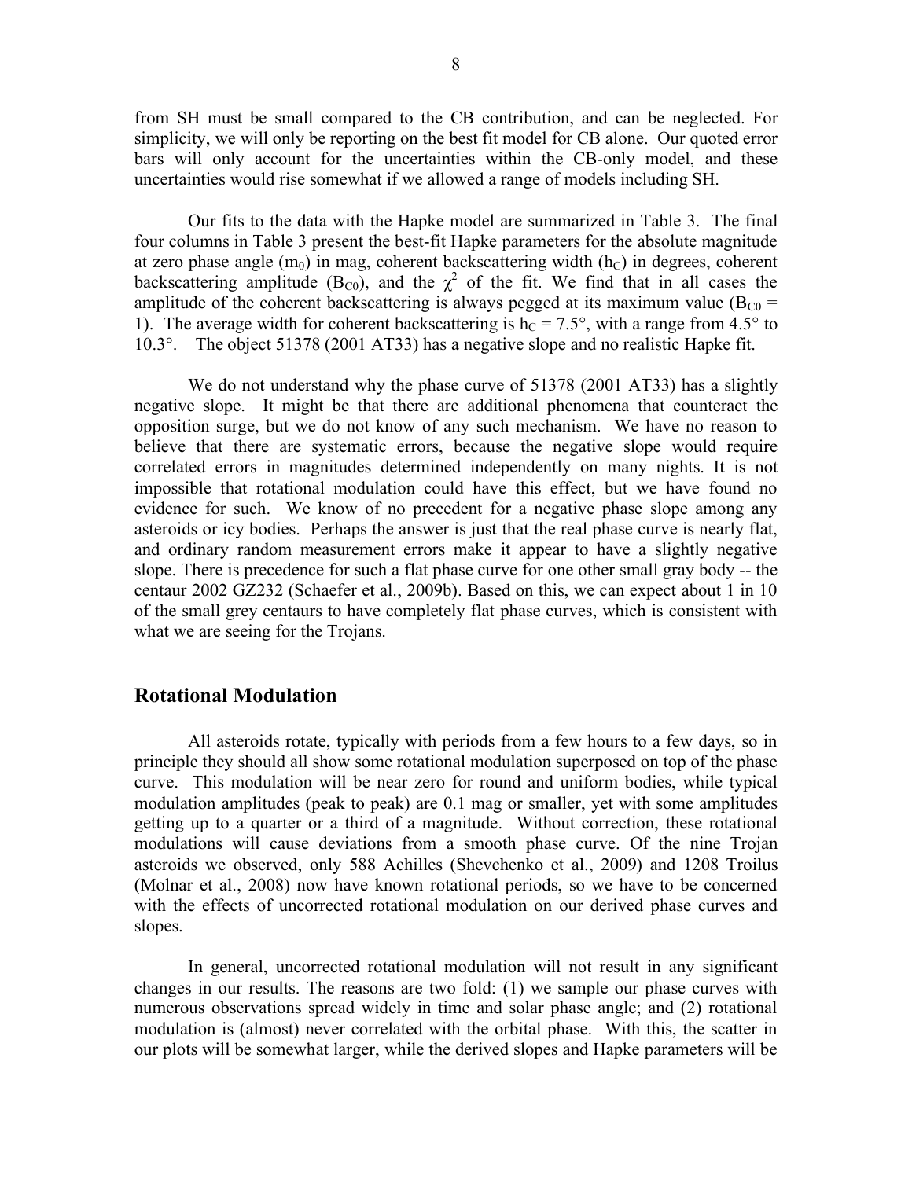from SH must be small compared to the CB contribution, and can be neglected. For simplicity, we will only be reporting on the best fit model for CB alone. Our quoted error bars will only account for the uncertainties within the CB-only model, and these uncertainties would rise somewhat if we allowed a range of models including SH.

Our fits to the data with the Hapke model are summarized in Table 3. The final four columns in Table 3 present the best-fit Hapke parameters for the absolute magnitude at zero phase angle ($m_0$) in mag, coherent backscattering width ($h_C$) in degrees, coherent backscattering amplitude ($B_{C0}$), and the $\chi^2$ of the fit. We find that in all cases the amplitude of the coherent backscattering is always pegged at its maximum value ($B_{C0}$ = 1). The average width for coherent backscattering is $h_C$ = 7.5°, with a range from 4.5° to 10.3°. The object 51378 (2001 AT33) has a negative slope and no realistic Hapke fit.

We do not understand why the phase curve of 51378 (2001 AT33) has a slightly negative slope. It might be that there are additional phenomena that counteract the opposition surge, but we do not know of any such mechanism. We have no reason to believe that there are systematic errors, because the negative slope would require correlated errors in magnitudes determined independently on many nights. It is not impossible that rotational modulation could have this effect, but we have found no evidence for such. We know of no precedent for a negative phase slope among any asteroids or icy bodies. Perhaps the answer is just that the real phase curve is nearly flat, and ordinary random measurement errors make it appear to have a slightly negative slope. There is precedence for such a flat phase curve for one other small gray body -- the centaur 2002 GZ232 (Schaefer et al., 2009b). Based on this, we can expect about 1 in 10 of the small grey centaurs to have completely flat phase curves, which is consistent with what we are seeing for the Trojans.

## Rotational Modulation

All asteroids rotate, typically with periods from a few hours to a few days, so in principle they should all show some rotational modulation superposed on top of the phase curve. This modulation will be near zero for round and uniform bodies, while typical modulation amplitudes (peak to peak) are 0.1 mag or smaller, yet with some amplitudes getting up to a quarter or a third of a magnitude. Without correction, these rotational modulations will cause deviations from a smooth phase curve. Of the nine Trojan asteroids we observed, only 588 Achilles (Shevchenko et al., 2009) and 1208 Troilus (Molnar et al., 2008) now have known rotational periods, so we have to be concerned with the effects of uncorrected rotational modulation on our derived phase curves and slopes.

In general, uncorrected rotational modulation will not result in any significant changes in our results. The reasons are two fold: (1) we sample our phase curves with numerous observations spread widely in time and solar phase angle; and (2) rotational modulation is (almost) never correlated with the orbital phase. With this, the scatter in our plots will be somewhat larger, while the derived slopes and Hapke parameters will be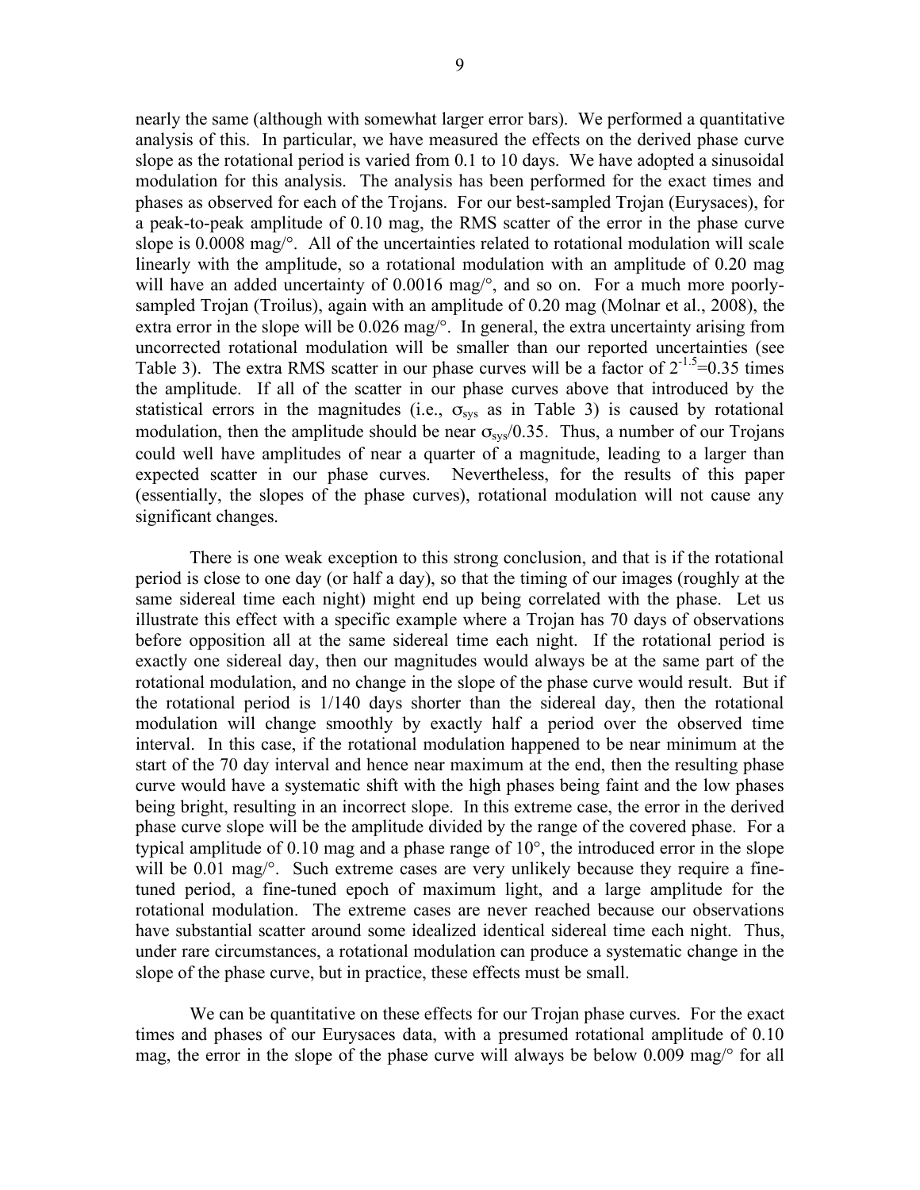nearly the same (although with somewhat larger error bars). We performed a quantitative analysis of this. In particular, we have measured the effects on the derived phase curve slope as the rotational period is varied from 0.1 to 10 days. We have adopted a sinusoidal modulation for this analysis. The analysis has been performed for the exact times and phases as observed for each of the Trojans. For our best-sampled Trojan (Eurysaces), for a peak-to-peak amplitude of 0.10 mag, the RMS scatter of the error in the phase curve slope is 0.0008 mag/°. All of the uncertainties related to rotational modulation will scale linearly with the amplitude, so a rotational modulation with an amplitude of 0.20 mag will have an added uncertainty of 0.0016 mag/°, and so on. For a much more poorly-sampled Trojan (Troilus), again with an amplitude of 0.20 mag (Molnar et al., 2008), the extra error in the slope will be 0.026 mag/°. In general, the extra uncertainty arising from uncorrected rotational modulation will be smaller than our reported uncertainties (see Table 3). The extra RMS scatter in our phase curves will be a factor of $2^{-1.5}$=0.35 times the amplitude. If all of the scatter in our phase curves above that introduced by the statistical errors in the magnitudes (i.e., $\sigma_{sys}$ as in Table 3) is caused by rotational modulation, then the amplitude should be near $\sigma_{sys}$/0.35. Thus, a number of our Trojans could well have amplitudes of near a quarter of a magnitude, leading to a larger than expected scatter in our phase curves. Nevertheless, for the results of this paper (essentially, the slopes of the phase curves), rotational modulation will not cause any significant changes.

There is one weak exception to this strong conclusion, and that is if the rotational period is close to one day (or half a day), so that the timing of our images (roughly at the same sidereal time each night) might end up being correlated with the phase. Let us illustrate this effect with a specific example where a Trojan has 70 days of observations before opposition all at the same sidereal time each night. If the rotational period is exactly one sidereal day, then our magnitudes would always be at the same part of the rotational modulation, and no change in the slope of the phase curve would result. But if the rotational period is 1/140 days shorter than the sidereal day, then the rotational modulation will change smoothly by exactly half a period over the observed time interval. In this case, if the rotational modulation happened to be near minimum at the start of the 70 day interval and hence near maximum at the end, then the resulting phase curve would have a systematic shift with the high phases being faint and the low phases being bright, resulting in an incorrect slope. In this extreme case, the error in the derived phase curve slope will be the amplitude divided by the range of the covered phase. For a typical amplitude of 0.10 mag and a phase range of 10°, the introduced error in the slope will be 0.01 mag/°. Such extreme cases are very unlikely because they require a fine-tuned period, a fine-tuned epoch of maximum light, and a large amplitude for the rotational modulation. The extreme cases are never reached because our observations have substantial scatter around some idealized identical sidereal time each night. Thus, under rare circumstances, a rotational modulation can produce a systematic change in the slope of the phase curve, but in practice, these effects must be small.

We can be quantitative on these effects for our Trojan phase curves. For the exact times and phases of our Eurysaces data, with a presumed rotational amplitude of 0.10 mag, the error in the slope of the phase curve will always be below 0.009 mag/° for all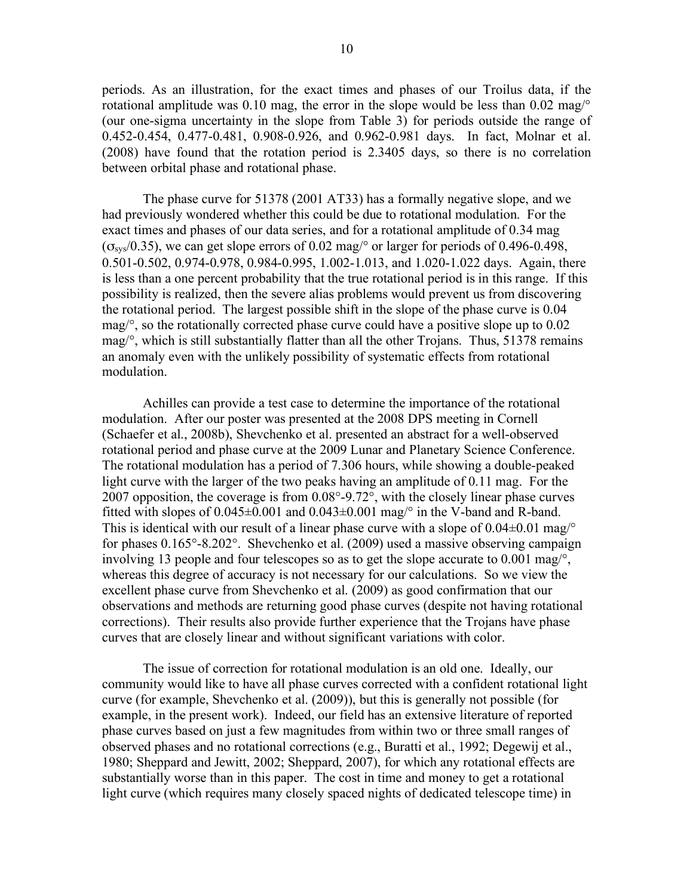periods. As an illustration, for the exact times and phases of our Troilus data, if the rotational amplitude was 0.10 mag, the error in the slope would be less than 0.02 mag/° (our one-sigma uncertainty in the slope from Table 3) for periods outside the range of 0.452-0.454, 0.477-0.481, 0.908-0.926, and 0.962-0.981 days. In fact, Molnar et al. (2008) have found that the rotation period is 2.3405 days, so there is no correlation between orbital phase and rotational phase.

The phase curve for 51378 (2001 AT33) has a formally negative slope, and we had previously wondered whether this could be due to rotational modulation. For the exact times and phases of our data series, and for a rotational amplitude of 0.34 mag ($\sigma_{sys}$/0.35), we can get slope errors of 0.02 mag/° or larger for periods of 0.496-0.498, 0.501-0.502, 0.974-0.978, 0.984-0.995, 1.002-1.013, and 1.020-1.022 days. Again, there is less than a one percent probability that the true rotational period is in this range. If this possibility is realized, then the severe alias problems would prevent us from discovering the rotational period. The largest possible shift in the slope of the phase curve is 0.04 mag/°, so the rotationally corrected phase curve could have a positive slope up to 0.02 mag/°, which is still substantially flatter than all the other Trojans. Thus, 51378 remains an anomaly even with the unlikely possibility of systematic effects from rotational modulation.

Achilles can provide a test case to determine the importance of the rotational modulation. After our poster was presented at the 2008 DPS meeting in Cornell (Schaefer et al., 2008b), Shevchenko et al. presented an abstract for a well-observed rotational period and phase curve at the 2009 Lunar and Planetary Science Conference. The rotational modulation has a period of 7.306 hours, while showing a double-peaked light curve with the larger of the two peaks having an amplitude of 0.11 mag. For the 2007 opposition, the coverage is from 0.08°-9.72°, with the closely linear phase curves fitted with slopes of 0.045±0.001 and 0.043±0.001 mag/° in the V-band and R-band. This is identical with our result of a linear phase curve with a slope of 0.04±0.01 mag/° for phases 0.165°-8.202°. Shevchenko et al. (2009) used a massive observing campaign involving 13 people and four telescopes so as to get the slope accurate to 0.001 mag/°, whereas this degree of accuracy is not necessary for our calculations. So we view the excellent phase curve from Shevchenko et al. (2009) as good confirmation that our observations and methods are returning good phase curves (despite not having rotational corrections). Their results also provide further experience that the Trojans have phase curves that are closely linear and without significant variations with color.

The issue of correction for rotational modulation is an old one. Ideally, our community would like to have all phase curves corrected with a confident rotational light curve (for example, Shevchenko et al. (2009)), but this is generally not possible (for example, in the present work). Indeed, our field has an extensive literature of reported phase curves based on just a few magnitudes from within two or three small ranges of observed phases and no rotational corrections (e.g., Buratti et al., 1992; Degewij et al., 1980; Sheppard and Jewitt, 2002; Sheppard, 2007), for which any rotational effects are substantially worse than in this paper. The cost in time and money to get a rotational light curve (which requires many closely spaced nights of dedicated telescope time) in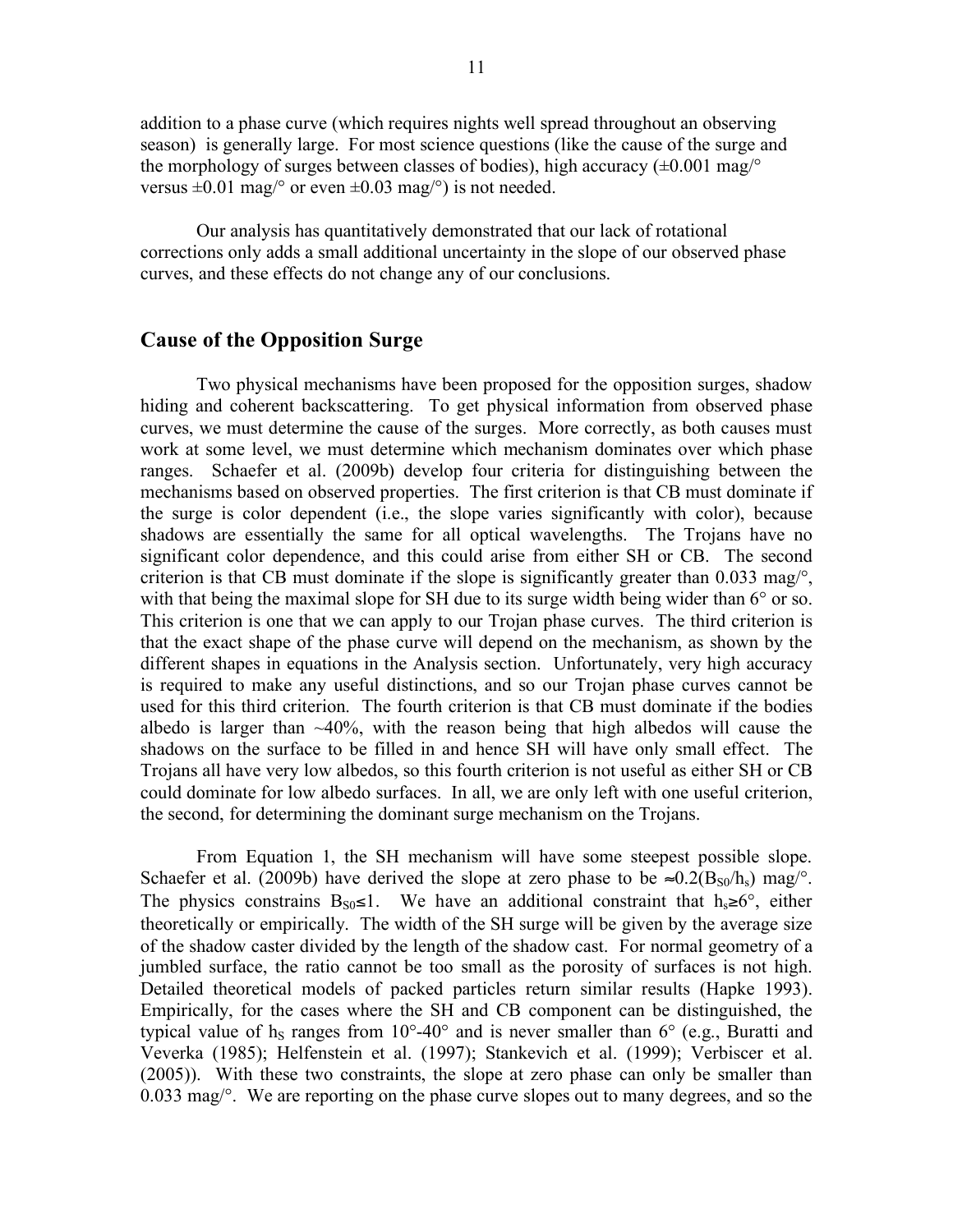addition to a phase curve (which requires nights well spread throughout an observing season) is generally large. For most science questions (like the cause of the surge and the morphology of surges between classes of bodies), high accuracy (±0.001 mag/° versus ±0.01 mag/° or even ±0.03 mag/°) is not needed.

Our analysis has quantitatively demonstrated that our lack of rotational corrections only adds a small additional uncertainty in the slope of our observed phase curves, and these effects do not change any of our conclusions.

## Cause of the Opposition Surge

Two physical mechanisms have been proposed for the opposition surges, shadow hiding and coherent backscattering. To get physical information from observed phase curves, we must determine the cause of the surges. More correctly, as both causes must work at some level, we must determine which mechanism dominates over which phase ranges. Schaefer et al. (2009b) develop four criteria for distinguishing between the mechanisms based on observed properties. The first criterion is that CB must dominate if the surge is color dependent (i.e., the slope varies significantly with color), because shadows are essentially the same for all optical wavelengths. The Trojans have no significant color dependence, and this could arise from either SH or CB. The second criterion is that CB must dominate if the slope is significantly greater than 0.033 mag/°, with that being the maximal slope for SH due to its surge width being wider than 6° or so. This criterion is one that we can apply to our Trojan phase curves. The third criterion is that the exact shape of the phase curve will depend on the mechanism, as shown by the different shapes in equations in the Analysis section. Unfortunately, very high accuracy is required to make any useful distinctions, and so our Trojan phase curves cannot be used for this third criterion. The fourth criterion is that CB must dominate if the bodies albedo is larger than ~40%, with the reason being that high albedos will cause the shadows on the surface to be filled in and hence SH will have only small effect. The Trojans all have very low albedos, so this fourth criterion is not useful as either SH or CB could dominate for low albedo surfaces. In all, we are only left with one useful criterion, the second, for determining the dominant surge mechanism on the Trojans.

From Equation 1, the SH mechanism will have some steepest possible slope. Schaefer et al. (2009b) have derived the slope at zero phase to be $\approx 0.2(B_{S0}/h_s)$ mag/°. The physics constrains $B_{S0} \leq 1$. We have an additional constraint that $h_s \gtrsim 6°$, either theoretically or empirically. The width of the SH surge will be given by the average size of the shadow caster divided by the length of the shadow cast. For normal geometry of a jumbled surface, the ratio cannot be too small as the porosity of surfaces is not high. Detailed theoretical models of packed particles return similar results (Hapke 1993). Empirically, for the cases where the SH and CB component can be distinguished, the typical value of $h_S$ ranges from 10°-40° and is never smaller than 6° (e.g., Buratti and Veverka (1985); Helfenstein et al. (1997); Stankevich et al. (1999); Verbiscer et al. (2005)). With these two constraints, the slope at zero phase can only be smaller than 0.033 mag/°. We are reporting on the phase curve slopes out to many degrees, and so the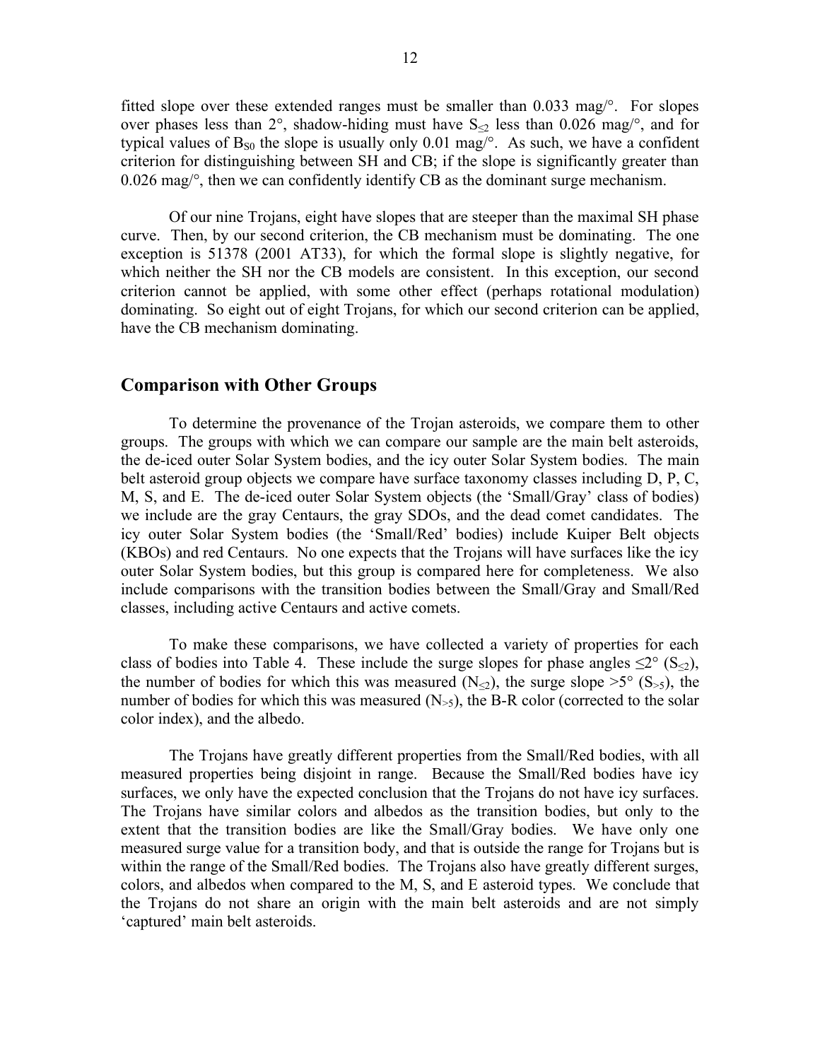fitted slope over these extended ranges must be smaller than 0.033 mag/°. For slopes over phases less than 2°, shadow-hiding must have $S_{\leq 2}$ less than 0.026 mag/°, and for typical values of $B_{S0}$ the slope is usually only 0.01 mag/°. As such, we have a confident criterion for distinguishing between SH and CB; if the slope is significantly greater than 0.026 mag/°, then we can confidently identify CB as the dominant surge mechanism.

Of our nine Trojans, eight have slopes that are steeper than the maximal SH phase curve. Then, by our second criterion, the CB mechanism must be dominating. The one exception is 51378 (2001 AT33), for which the formal slope is slightly negative, for which neither the SH nor the CB models are consistent. In this exception, our second criterion cannot be applied, with some other effect (perhaps rotational modulation) dominating. So eight out of eight Trojans, for which our second criterion can be applied, have the CB mechanism dominating.

## Comparison with Other Groups

To determine the provenance of the Trojan asteroids, we compare them to other groups. The groups with which we can compare our sample are the main belt asteroids, the de-iced outer Solar System bodies, and the icy outer Solar System bodies. The main belt asteroid group objects we compare have surface taxonomy classes including D, P, C, M, S, and E. The de-iced outer Solar System objects (the 'Small/Gray' class of bodies) we include are the gray Centaurs, the gray SDOs, and the dead comet candidates. The icy outer Solar System bodies (the 'Small/Red' bodies) include Kuiper Belt objects (KBOs) and red Centaurs. No one expects that the Trojans will have surfaces like the icy outer Solar System bodies, but this group is compared here for completeness. We also include comparisons with the transition bodies between the Small/Gray and Small/Red classes, including active Centaurs and active comets.

To make these comparisons, we have collected a variety of properties for each class of bodies into Table 4. These include the surge slopes for phase angles ≤2° ($S_{\leq 2}$), the number of bodies for which this was measured ($N_{\leq 2}$), the surge slope >5° ($S_{>5}$), the number of bodies for which this was measured ($N_{>5}$), the B-R color (corrected to the solar color index), and the albedo.

The Trojans have greatly different properties from the Small/Red bodies, with all measured properties being disjoint in range. Because the Small/Red bodies have icy surfaces, we only have the expected conclusion that the Trojans do not have icy surfaces. The Trojans have similar colors and albedos as the transition bodies, but only to the extent that the transition bodies are like the Small/Gray bodies. We have only one measured surge value for a transition body, and that is outside the range for Trojans but is within the range of the Small/Red bodies. The Trojans also have greatly different surges, colors, and albedos when compared to the M, S, and E asteroid types. We conclude that the Trojans do not share an origin with the main belt asteroids and are not simply 'captured' main belt asteroids.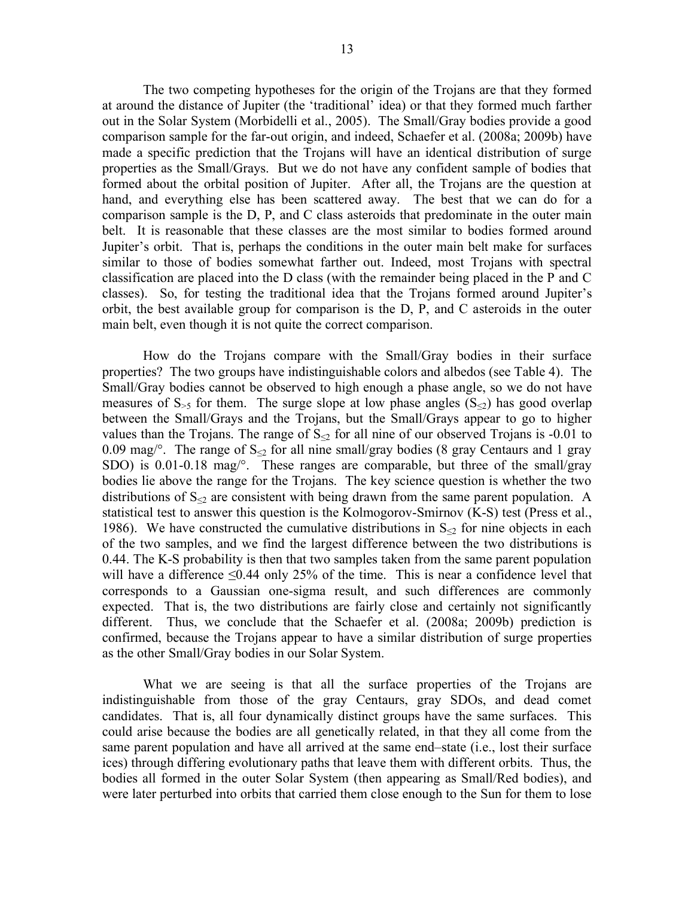The two competing hypotheses for the origin of the Trojans are that they formed at around the distance of Jupiter (the 'traditional' idea) or that they formed much farther out in the Solar System (Morbidelli et al., 2005). The Small/Gray bodies provide a good comparison sample for the far-out origin, and indeed, Schaefer et al. (2008a; 2009b) have made a specific prediction that the Trojans will have an identical distribution of surge properties as the Small/Grays. But we do not have any confident sample of bodies that formed about the orbital position of Jupiter. After all, the Trojans are the question at hand, and everything else has been scattered away. The best that we can do for a comparison sample is the D, P, and C class asteroids that predominate in the outer main belt. It is reasonable that these classes are the most similar to bodies formed around Jupiter's orbit. That is, perhaps the conditions in the outer main belt make for surfaces similar to those of bodies somewhat farther out. Indeed, most Trojans with spectral classification are placed into the D class (with the remainder being placed in the P and C classes). So, for testing the traditional idea that the Trojans formed around Jupiter's orbit, the best available group for comparison is the D, P, and C asteroids in the outer main belt, even though it is not quite the correct comparison.

How do the Trojans compare with the Small/Gray bodies in their surface properties? The two groups have indistinguishable colors and albedos (see Table 4). The Small/Gray bodies cannot be observed to high enough a phase angle, so we do not have measures of $S_{>5}$ for them. The surge slope at low phase angles ($S_{\leq 2}$) has good overlap between the Small/Grays and the Trojans, but the Small/Grays appear to go to higher values than the Trojans. The range of $S_{\leq 2}$ for all nine of our observed Trojans is -0.01 to 0.09 mag/°. The range of $S_{\leq 2}$ for all nine small/gray bodies (8 gray Centaurs and 1 gray SDO) is 0.01-0.18 mag/°. These ranges are comparable, but three of the small/gray bodies lie above the range for the Trojans. The key science question is whether the two distributions of $S_{\leq 2}$ are consistent with being drawn from the same parent population. A statistical test to answer this question is the Kolmogorov-Smirnov (K-S) test (Press et al., 1986). We have constructed the cumulative distributions in $S_{\leq 2}$ for nine objects in each of the two samples, and we find the largest difference between the two distributions is 0.44. The K-S probability is then that two samples taken from the same parent population will have a difference $\leq 0.44$ only 25% of the time. This is near a confidence level that corresponds to a Gaussian one-sigma result, and such differences are commonly expected. That is, the two distributions are fairly close and certainly not significantly different. Thus, we conclude that the Schaefer et al. (2008a; 2009b) prediction is confirmed, because the Trojans appear to have a similar distribution of surge properties as the other Small/Gray bodies in our Solar System.

What we are seeing is that all the surface properties of the Trojans are indistinguishable from those of the gray Centaurs, gray SDOs, and dead comet candidates. That is, all four dynamically distinct groups have the same surfaces. This could arise because the bodies are all genetically related, in that they all come from the same parent population and have all arrived at the same end–state (i.e., lost their surface ices) through differing evolutionary paths that leave them with different orbits. Thus, the bodies all formed in the outer Solar System (then appearing as Small/Red bodies), and were later perturbed into orbits that carried them close enough to the Sun for them to lose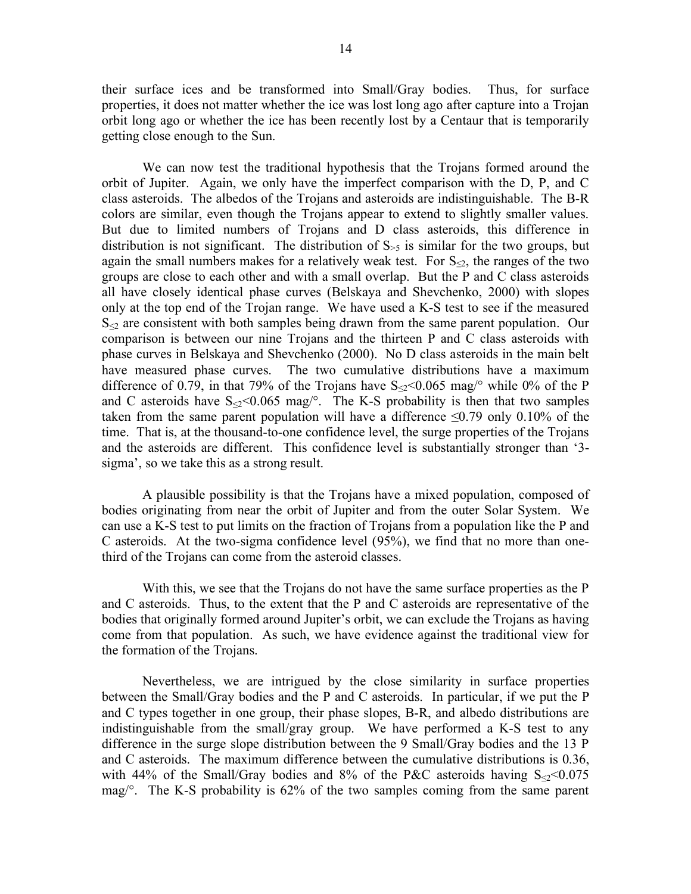their surface ices and be transformed into Small/Gray bodies. Thus, for surface properties, it does not matter whether the ice was lost long ago after capture into a Trojan orbit long ago or whether the ice has been recently lost by a Centaur that is temporarily getting close enough to the Sun.

We can now test the traditional hypothesis that the Trojans formed around the orbit of Jupiter. Again, we only have the imperfect comparison with the D, P, and C class asteroids. The albedos of the Trojans and asteroids are indistinguishable. The B-R colors are similar, even though the Trojans appear to extend to slightly smaller values. But due to limited numbers of Trojans and D class asteroids, this difference in distribution is not significant. The distribution of $S_{>5}$ is similar for the two groups, but again the small numbers makes for a relatively weak test. For $S_{\leq 2}$, the ranges of the two groups are close to each other and with a small overlap. But the P and C class asteroids all have closely identical phase curves (Belskaya and Shevchenko, 2000) with slopes only at the top end of the Trojan range. We have used a K-S test to see if the measured $S_{\leq 2}$ are consistent with both samples being drawn from the same parent population. Our comparison is between our nine Trojans and the thirteen P and C class asteroids with phase curves in Belskaya and Shevchenko (2000). No D class asteroids in the main belt have measured phase curves. The two cumulative distributions have a maximum difference of 0.79, in that 79% of the Trojans have $S_{\leq 2}<0.065$ mag/° while 0% of the P and C asteroids have $S_{\leq 2}<0.065$ mag/°. The K-S probability is then that two samples taken from the same parent population will have a difference $\leq 0.79$ only 0.10% of the time. That is, at the thousand-to-one confidence level, the surge properties of the Trojans and the asteroids are different. This confidence level is substantially stronger than '3-sigma', so we take this as a strong result.

A plausible possibility is that the Trojans have a mixed population, composed of bodies originating from near the orbit of Jupiter and from the outer Solar System. We can use a K-S test to put limits on the fraction of Trojans from a population like the P and C asteroids. At the two-sigma confidence level (95%), we find that no more than one-third of the Trojans can come from the asteroid classes.

With this, we see that the Trojans do not have the same surface properties as the P and C asteroids. Thus, to the extent that the P and C asteroids are representative of the bodies that originally formed around Jupiter's orbit, we can exclude the Trojans as having come from that population. As such, we have evidence against the traditional view for the formation of the Trojans.

Nevertheless, we are intrigued by the close similarity in surface properties between the Small/Gray bodies and the P and C asteroids. In particular, if we put the P and C types together in one group, their phase slopes, B-R, and albedo distributions are indistinguishable from the small/gray group. We have performed a K-S test to any difference in the surge slope distribution between the 9 Small/Gray bodies and the 13 P and C asteroids. The maximum difference between the cumulative distributions is 0.36, with 44% of the Small/Gray bodies and 8% of the P&C asteroids having $S_{\leq 2}<0.075$ mag/°. The K-S probability is 62% of the two samples coming from the same parent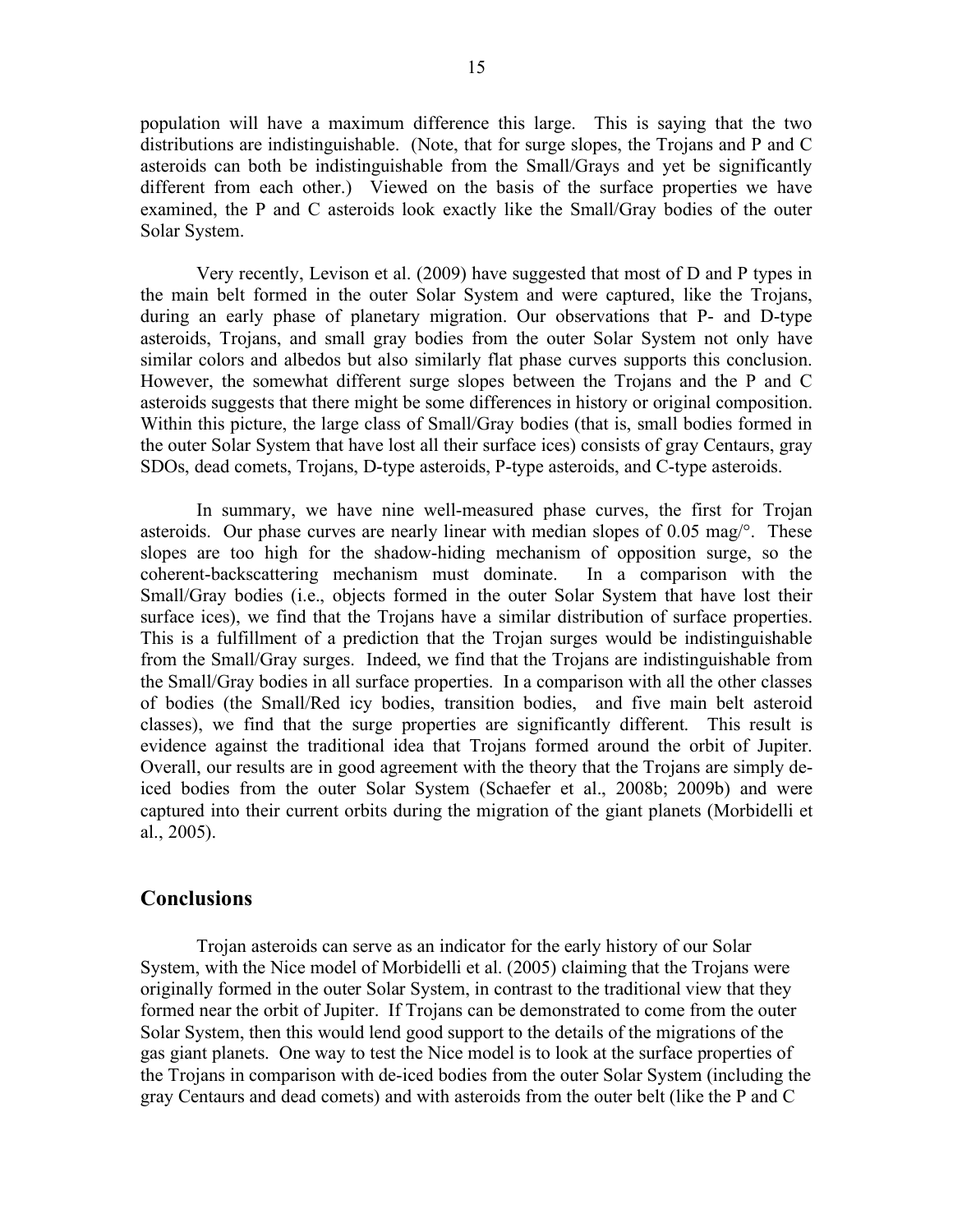population will have a maximum difference this large. This is saying that the two distributions are indistinguishable. (Note, that for surge slopes, the Trojans and P and C asteroids can both be indistinguishable from the Small/Grays and yet be significantly different from each other.) Viewed on the basis of the surface properties we have examined, the P and C asteroids look exactly like the Small/Gray bodies of the outer Solar System.

Very recently, Levison et al. (2009) have suggested that most of D and P types in the main belt formed in the outer Solar System and were captured, like the Trojans, during an early phase of planetary migration. Our observations that P- and D-type asteroids, Trojans, and small gray bodies from the outer Solar System not only have similar colors and albedos but also similarly flat phase curves supports this conclusion. However, the somewhat different surge slopes between the Trojans and the P and C asteroids suggests that there might be some differences in history or original composition. Within this picture, the large class of Small/Gray bodies (that is, small bodies formed in the outer Solar System that have lost all their surface ices) consists of gray Centaurs, gray SDOs, dead comets, Trojans, D-type asteroids, P-type asteroids, and C-type asteroids.

In summary, we have nine well-measured phase curves, the first for Trojan asteroids. Our phase curves are nearly linear with median slopes of 0.05 mag/°. These slopes are too high for the shadow-hiding mechanism of opposition surge, so the coherent-backscattering mechanism must dominate. In a comparison with the Small/Gray bodies (i.e., objects formed in the outer Solar System that have lost their surface ices), we find that the Trojans have a similar distribution of surface properties. This is a fulfillment of a prediction that the Trojan surges would be indistinguishable from the Small/Gray surges. Indeed, we find that the Trojans are indistinguishable from the Small/Gray bodies in all surface properties. In a comparison with all the other classes of bodies (the Small/Red icy bodies, transition bodies, and five main belt asteroid classes), we find that the surge properties are significantly different. This result is evidence against the traditional idea that Trojans formed around the orbit of Jupiter. Overall, our results are in good agreement with the theory that the Trojans are simply de-iced bodies from the outer Solar System (Schaefer et al., 2008b; 2009b) and were captured into their current orbits during the migration of the giant planets (Morbidelli et al., 2005).

## Conclusions

Trojan asteroids can serve as an indicator for the early history of our Solar System, with the Nice model of Morbidelli et al. (2005) claiming that the Trojans were originally formed in the outer Solar System, in contrast to the traditional view that they formed near the orbit of Jupiter. If Trojans can be demonstrated to come from the outer Solar System, then this would lend good support to the details of the migrations of the gas giant planets. One way to test the Nice model is to look at the surface properties of the Trojans in comparison with de-iced bodies from the outer Solar System (including the gray Centaurs and dead comets) and with asteroids from the outer belt (like the P and C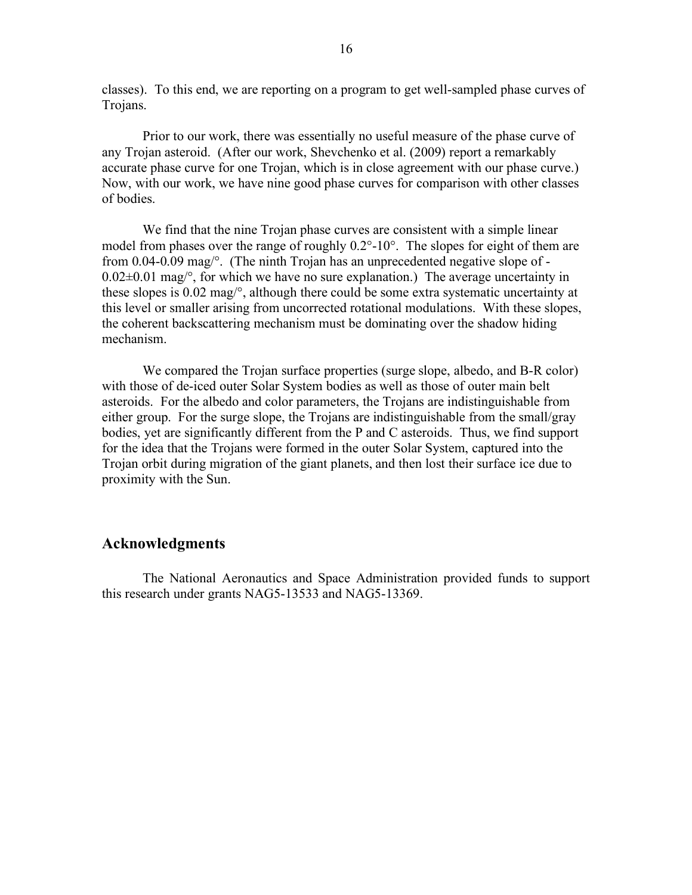classes). To this end, we are reporting on a program to get well-sampled phase curves of Trojans.

Prior to our work, there was essentially no useful measure of the phase curve of any Trojan asteroid. (After our work, Shevchenko et al. (2009) report a remarkably accurate phase curve for one Trojan, which is in close agreement with our phase curve.) Now, with our work, we have nine good phase curves for comparison with other classes of bodies.

We find that the nine Trojan phase curves are consistent with a simple linear model from phases over the range of roughly 0.2°-10°. The slopes for eight of them are from 0.04-0.09 mag/°. (The ninth Trojan has an unprecedented negative slope of $-0.02 \pm 0.01$ mag/°, for which we have no sure explanation.) The average uncertainty in these slopes is 0.02 mag/°, although there could be some extra systematic uncertainty at this level or smaller arising from uncorrected rotational modulations. With these slopes, the coherent backscattering mechanism must be dominating over the shadow hiding mechanism.

We compared the Trojan surface properties (surge slope, albedo, and B-R color) with those of de-iced outer Solar System bodies as well as those of outer main belt asteroids. For the albedo and color parameters, the Trojans are indistinguishable from either group. For the surge slope, the Trojans are indistinguishable from the small/gray bodies, yet are significantly different from the P and C asteroids. Thus, we find support for the idea that the Trojans were formed in the outer Solar System, captured into the Trojan orbit during migration of the giant planets, and then lost their surface ice due to proximity with the Sun.

## Acknowledgments

The National Aeronautics and Space Administration provided funds to support this research under grants NAG5-13533 and NAG5-13369.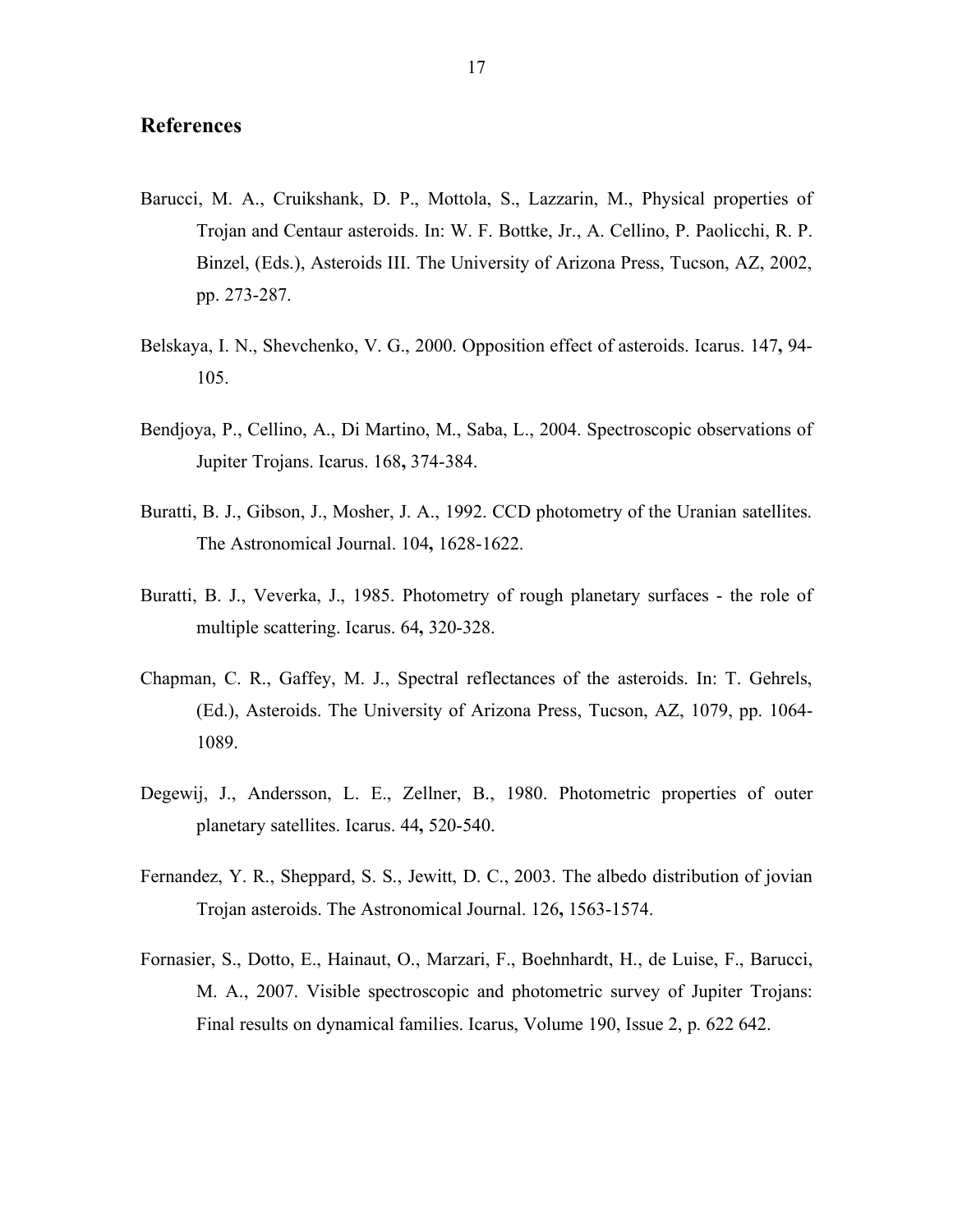## References

Barucci, M. A., Cruikshank, D. P., Mottola, S., Lazzarin, M., Physical properties of Trojan and Centaur asteroids. In: W. F. Bottke, Jr., A. Cellino, P. Paolicchi, R. P. Binzel, (Eds.), Asteroids III. The University of Arizona Press, Tucson, AZ, 2002, pp. 273-287.

Belskaya, I. N., Shevchenko, V. G., 2000. Opposition effect of asteroids. Icarus. 147**,** 94-105.

Bendjoya, P., Cellino, A., Di Martino, M., Saba, L., 2004. Spectroscopic observations of Jupiter Trojans. Icarus. 168**,** 374-384.

Buratti, B. J., Gibson, J., Mosher, J. A., 1992. CCD photometry of the Uranian satellites. The Astronomical Journal. 104**,** 1628-1622.

Buratti, B. J., Veverka, J., 1985. Photometry of rough planetary surfaces - the role of multiple scattering. Icarus. 64**,** 320-328.

Chapman, C. R., Gaffey, M. J., Spectral reflectances of the asteroids. In: T. Gehrels, (Ed.), Asteroids. The University of Arizona Press, Tucson, AZ, 1079, pp. 1064-1089.

Degewij, J., Andersson, L. E., Zellner, B., 1980. Photometric properties of outer planetary satellites. Icarus. 44**,** 520-540.

Fernandez, Y. R., Sheppard, S. S., Jewitt, D. C., 2003. The albedo distribution of jovian Trojan asteroids. The Astronomical Journal. 126**,** 1563-1574.

Fornasier, S., Dotto, E., Hainaut, O., Marzari, F., Boehnhardt, H., de Luise, F., Barucci, M. A., 2007. Visible spectroscopic and photometric survey of Jupiter Trojans: Final results on dynamical families. Icarus, Volume 190, Issue 2, p. 622 642.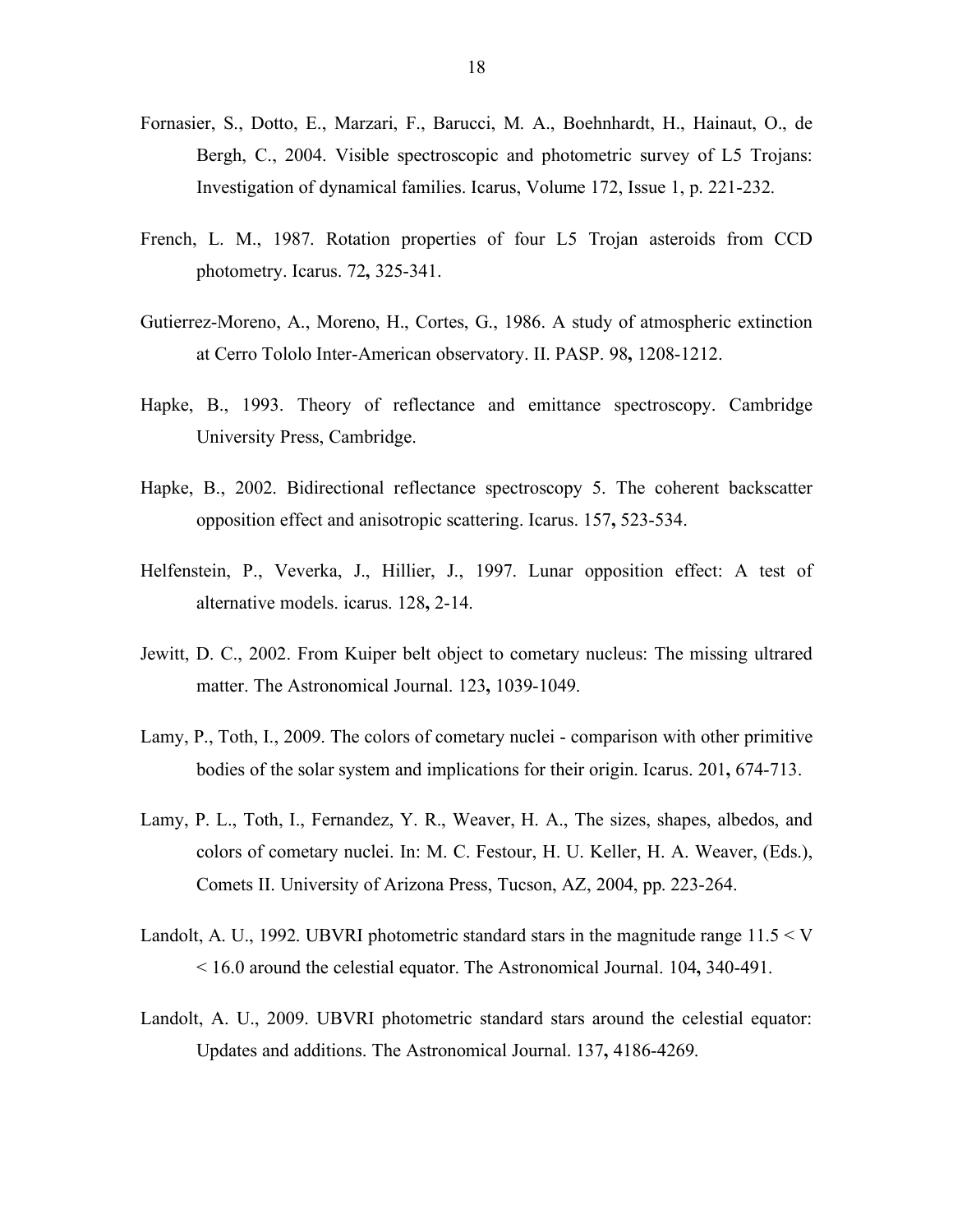Fornasier, S., Dotto, E., Marzari, F., Barucci, M. A., Boehnhardt, H., Hainaut, O., de Bergh, C., 2004. Visible spectroscopic and photometric survey of L5 Trojans: Investigation of dynamical families. Icarus, Volume 172, Issue 1, p. 221-232.

French, L. M., 1987. Rotation properties of four L5 Trojan asteroids from CCD photometry. Icarus. 72**,** 325-341.

Gutierrez-Moreno, A., Moreno, H., Cortes, G., 1986. A study of atmospheric extinction at Cerro Tololo Inter-American observatory. II. PASP. 98**,** 1208-1212.

Hapke, B., 1993. Theory of reflectance and emittance spectroscopy. Cambridge University Press, Cambridge.

Hapke, B., 2002. Bidirectional reflectance spectroscopy 5. The coherent backscatter opposition effect and anisotropic scattering. Icarus. 157**,** 523-534.

Helfenstein, P., Veverka, J., Hillier, J., 1997. Lunar opposition effect: A test of alternative models. icarus. 128**,** 2-14.

Jewitt, D. C., 2002. From Kuiper belt object to cometary nucleus: The missing ultrared matter. The Astronomical Journal. 123**,** 1039-1049.

Lamy, P., Toth, I., 2009. The colors of cometary nuclei - comparison with other primitive bodies of the solar system and implications for their origin. Icarus. 201**,** 674-713.

Lamy, P. L., Toth, I., Fernandez, Y. R., Weaver, H. A., The sizes, shapes, albedos, and colors of cometary nuclei. In: M. C. Festour, H. U. Keller, H. A. Weaver, (Eds.), Comets II. University of Arizona Press, Tucson, AZ, 2004, pp. 223-264.

Landolt, A. U., 1992. UBVRI photometric standard stars in the magnitude range 11.5 < V < 16.0 around the celestial equator. The Astronomical Journal. 104**,** 340-491.

Landolt, A. U., 2009. UBVRI photometric standard stars around the celestial equator: Updates and additions. The Astronomical Journal. 137**,** 4186-4269.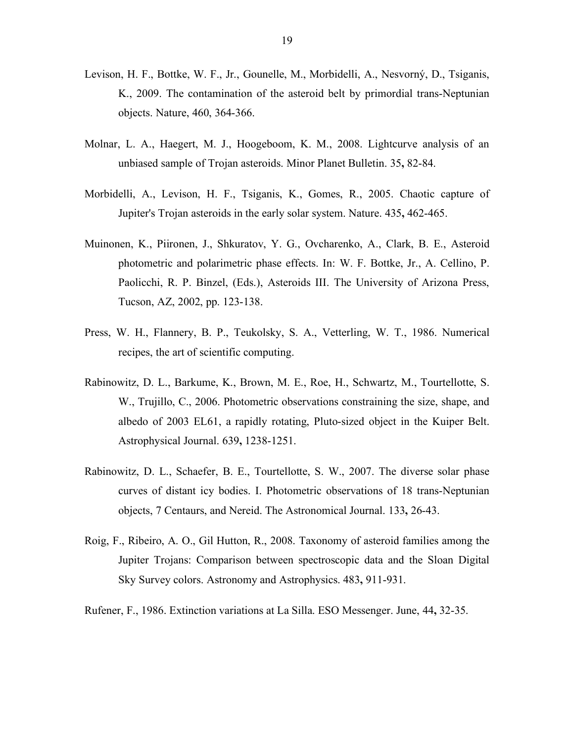Levison, H. F., Bottke, W. F., Jr., Gounelle, M., Morbidelli, A., Nesvorný, D., Tsiganis, K., 2009. The contamination of the asteroid belt by primordial trans-Neptunian objects. Nature, 460, 364-366.

Molnar, L. A., Haegert, M. J., Hoogeboom, K. M., 2008. Lightcurve analysis of an unbiased sample of Trojan asteroids. Minor Planet Bulletin. 35**,** 82-84.

Morbidelli, A., Levison, H. F., Tsiganis, K., Gomes, R., 2005. Chaotic capture of Jupiter's Trojan asteroids in the early solar system. Nature. 435**,** 462-465.

Muinonen, K., Piironen, J., Shkuratov, Y. G., Ovcharenko, A., Clark, B. E., Asteroid photometric and polarimetric phase effects. In: W. F. Bottke, Jr., A. Cellino, P. Paolicchi, R. P. Binzel, (Eds.), Asteroids III. The University of Arizona Press, Tucson, AZ, 2002, pp. 123-138.

Press, W. H., Flannery, B. P., Teukolsky, S. A., Vetterling, W. T., 1986. Numerical recipes, the art of scientific computing.

Rabinowitz, D. L., Barkume, K., Brown, M. E., Roe, H., Schwartz, M., Tourtellotte, S. W., Trujillo, C., 2006. Photometric observations constraining the size, shape, and albedo of 2003 EL61, a rapidly rotating, Pluto-sized object in the Kuiper Belt. Astrophysical Journal. 639**,** 1238-1251.

Rabinowitz, D. L., Schaefer, B. E., Tourtellotte, S. W., 2007. The diverse solar phase curves of distant icy bodies. I. Photometric observations of 18 trans-Neptunian objects, 7 Centaurs, and Nereid. The Astronomical Journal. 133**,** 26-43.

Roig, F., Ribeiro, A. O., Gil Hutton, R., 2008. Taxonomy of asteroid families among the Jupiter Trojans: Comparison between spectroscopic data and the Sloan Digital Sky Survey colors. Astronomy and Astrophysics. 483**,** 911-931.

Rufener, F., 1986. Extinction variations at La Silla. ESO Messenger. June, 44**,** 32-35.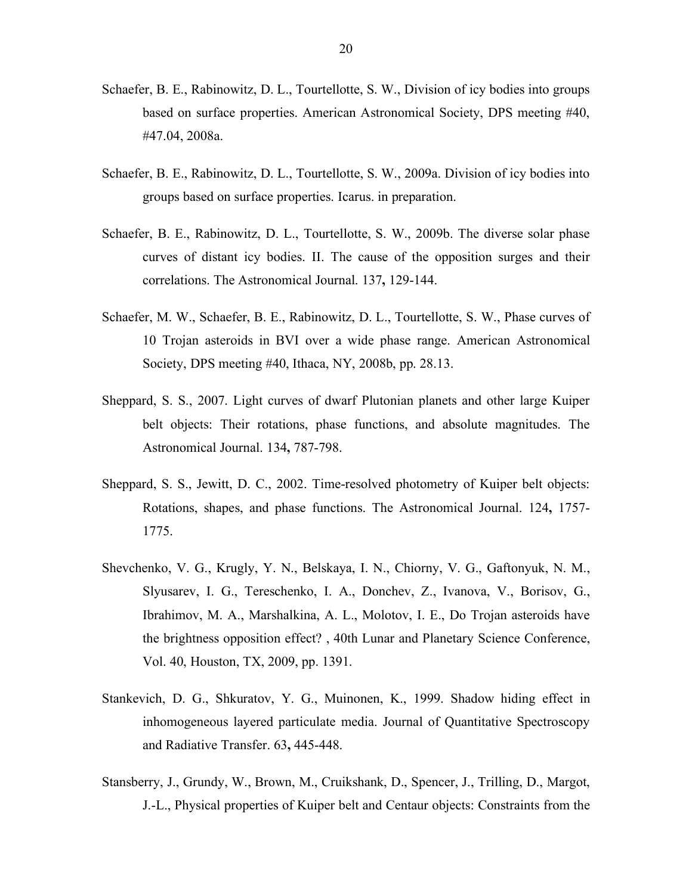Schaefer, B. E., Rabinowitz, D. L., Tourtellotte, S. W., Division of icy bodies into groups based on surface properties. American Astronomical Society, DPS meeting #40, #47.04, 2008a.

Schaefer, B. E., Rabinowitz, D. L., Tourtellotte, S. W., 2009a. Division of icy bodies into groups based on surface properties. Icarus. in preparation.

Schaefer, B. E., Rabinowitz, D. L., Tourtellotte, S. W., 2009b. The diverse solar phase curves of distant icy bodies. II. The cause of the opposition surges and their correlations. The Astronomical Journal. 137**,** 129-144.

Schaefer, M. W., Schaefer, B. E., Rabinowitz, D. L., Tourtellotte, S. W., Phase curves of 10 Trojan asteroids in BVI over a wide phase range. American Astronomical Society, DPS meeting #40, Ithaca, NY, 2008b, pp. 28.13.

Sheppard, S. S., 2007. Light curves of dwarf Plutonian planets and other large Kuiper belt objects: Their rotations, phase functions, and absolute magnitudes. The Astronomical Journal. 134**,** 787-798.

Sheppard, S. S., Jewitt, D. C., 2002. Time-resolved photometry of Kuiper belt objects: Rotations, shapes, and phase functions. The Astronomical Journal. 124**,** 1757-1775.

Shevchenko, V. G., Krugly, Y. N., Belskaya, I. N., Chiorny, V. G., Gaftonyuk, N. M., Slyusarev, I. G., Tereschenko, I. A., Donchev, Z., Ivanova, V., Borisov, G., Ibrahimov, M. A., Marshalkina, A. L., Molotov, I. E., Do Trojan asteroids have the brightness opposition effect? , 40th Lunar and Planetary Science Conference, Vol. 40, Houston, TX, 2009, pp. 1391.

Stankevich, D. G., Shkuratov, Y. G., Muinonen, K., 1999. Shadow hiding effect in inhomogeneous layered particulate media. Journal of Quantitative Spectroscopy and Radiative Transfer. 63**,** 445-448.

Stansberry, J., Grundy, W., Brown, M., Cruikshank, D., Spencer, J., Trilling, D., Margot, J.-L., Physical properties of Kuiper belt and Centaur objects: Constraints from the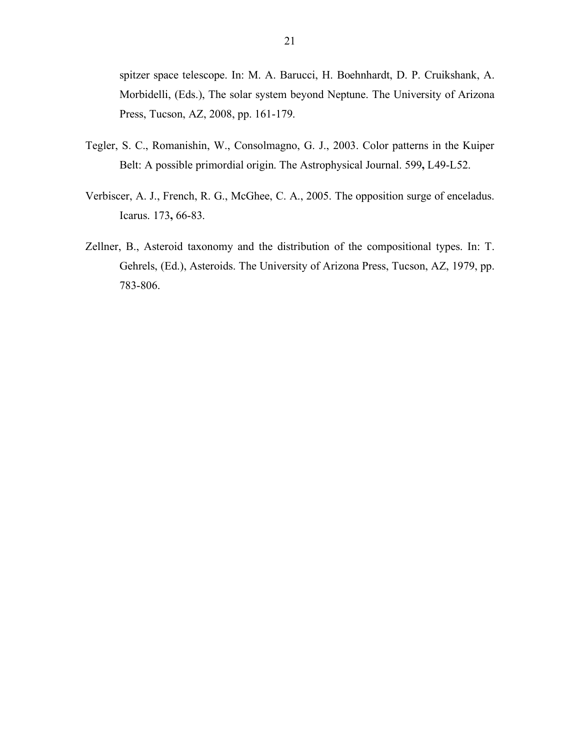spitzer space telescope. In: M. A. Barucci, H. Boehnhardt, D. P. Cruikshank, A. Morbidelli, (Eds.), The solar system beyond Neptune. The University of Arizona Press, Tucson, AZ, 2008, pp. 161-179.

Tegler, S. C., Romanishin, W., Consolmagno, G. J., 2003. Color patterns in the Kuiper Belt: A possible primordial origin. The Astrophysical Journal. 599**,** L49-L52.

Verbiscer, A. J., French, R. G., McGhee, C. A., 2005. The opposition surge of enceladus. Icarus. 173**,** 66-83.

Zellner, B., Asteroid taxonomy and the distribution of the compositional types. In: T. Gehrels, (Ed.), Asteroids. The University of Arizona Press, Tucson, AZ, 1979, pp. 783-806.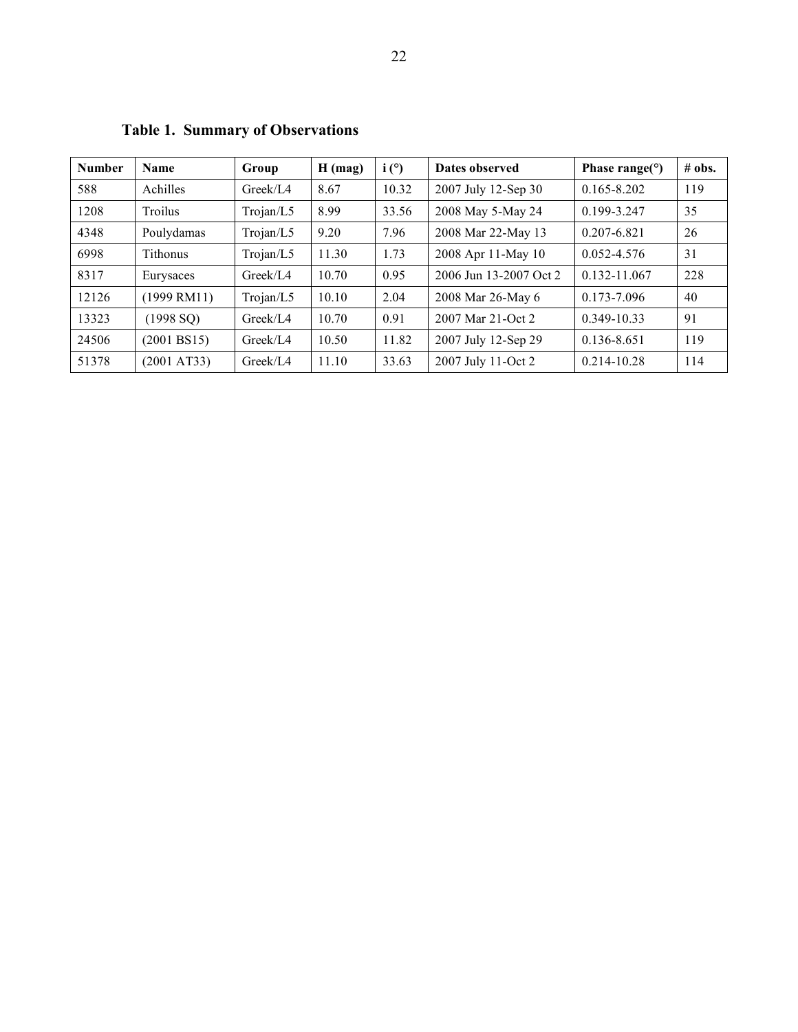**Table 1. Summary of Observations**

| Number | Name | Group | H (mag) | i (°) | Dates observed | Phase range(°) | # obs. |
|---|---|---|---|---|---|---|---|
| 588 | Achilles | Greek/L4 | 8.67 | 10.32 | 2007 July 12-Sep 30 | 0.165-8.202 | 119 |
| 1208 | Troilus | Trojan/L5 | 8.99 | 33.56 | 2008 May 5-May 24 | 0.199-3.247 | 35 |
| 4348 | Poulydamas | Trojan/L5 | 9.20 | 7.96 | 2008 Mar 22-May 13 | 0.207-6.821 | 26 |
| 6998 | Tithonus | Trojan/L5 | 11.30 | 1.73 | 2008 Apr 11-May 10 | 0.052-4.576 | 31 |
| 8317 | Eurysaces | Greek/L4 | 10.70 | 0.95 | 2006 Jun 13-2007 Oct 2 | 0.132-11.067 | 228 |
| 12126 | (1999 RM11) | Trojan/L5 | 10.10 | 2.04 | 2008 Mar 26-May 6 | 0.173-7.096 | 40 |
| 13323 | (1998 SQ) | Greek/L4 | 10.70 | 0.91 | 2007 Mar 21-Oct 2 | 0.349-10.33 | 91 |
| 24506 | (2001 BS15) | Greek/L4 | 10.50 | 11.82 | 2007 July 12-Sep 29 | 0.136-8.651 | 119 |
| 51378 | (2001 AT33) | Greek/L4 | 11.10 | 33.63 | 2007 July 11-Oct 2 | 0.214-10.28 | 114 |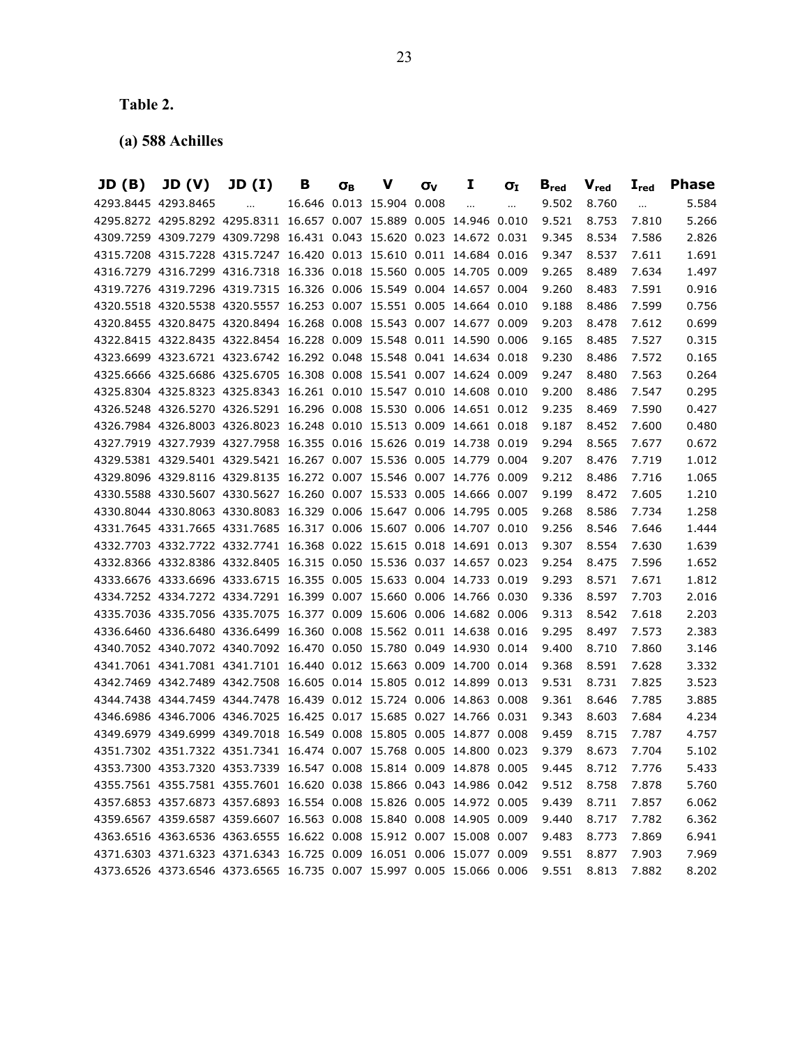**Table 2.**

**(a) 588 Achilles**

| JD (B) | JD (V) | JD (I) | B | $\sigma_B$ | V | $\sigma_V$ | I | $\sigma_I$ | $B_{red}$ | $V_{red}$ | $I_{red}$ | Phase |
|---|---|---|---|---|---|---|---|---|---|---|---|---|
| 4293.8445 | 4293.8465 | … | 16.646 | 0.013 | 15.904 | 0.008 | … | … | 9.502 | 8.760 | … | 5.584 |
| 4295.8272 | 4295.8292 | 4295.8311 | 16.657 | 0.007 | 15.889 | 0.005 | 14.946 | 0.010 | 9.521 | 8.753 | 7.810 | 5.266 |
| 4309.7259 | 4309.7279 | 4309.7298 | 16.431 | 0.043 | 15.620 | 0.023 | 14.672 | 0.031 | 9.345 | 8.534 | 7.586 | 2.826 |
| 4315.7208 | 4315.7228 | 4315.7247 | 16.420 | 0.013 | 15.610 | 0.011 | 14.684 | 0.016 | 9.347 | 8.537 | 7.611 | 1.691 |
| 4316.7279 | 4316.7299 | 4316.7318 | 16.336 | 0.018 | 15.560 | 0.005 | 14.705 | 0.009 | 9.265 | 8.489 | 7.634 | 1.497 |
| 4319.7276 | 4319.7296 | 4319.7315 | 16.326 | 0.006 | 15.549 | 0.004 | 14.657 | 0.004 | 9.260 | 8.483 | 7.591 | 0.916 |
| 4320.5518 | 4320.5538 | 4320.5557 | 16.253 | 0.007 | 15.551 | 0.005 | 14.664 | 0.010 | 9.188 | 8.486 | 7.599 | 0.756 |
| 4320.8455 | 4320.8475 | 4320.8494 | 16.268 | 0.008 | 15.543 | 0.007 | 14.677 | 0.009 | 9.203 | 8.478 | 7.612 | 0.699 |
| 4322.8415 | 4322.8435 | 4322.8454 | 16.228 | 0.009 | 15.548 | 0.011 | 14.590 | 0.006 | 9.165 | 8.485 | 7.527 | 0.315 |
| 4323.6699 | 4323.6721 | 4323.6742 | 16.292 | 0.048 | 15.548 | 0.041 | 14.634 | 0.018 | 9.230 | 8.486 | 7.572 | 0.165 |
| 4325.6666 | 4325.6686 | 4325.6705 | 16.308 | 0.008 | 15.541 | 0.007 | 14.624 | 0.009 | 9.247 | 8.480 | 7.563 | 0.264 |
| 4325.8304 | 4325.8323 | 4325.8343 | 16.261 | 0.010 | 15.547 | 0.010 | 14.608 | 0.010 | 9.200 | 8.486 | 7.547 | 0.295 |
| 4326.5248 | 4326.5270 | 4326.5291 | 16.296 | 0.008 | 15.530 | 0.006 | 14.651 | 0.012 | 9.235 | 8.469 | 7.590 | 0.427 |
| 4326.7984 | 4326.8003 | 4326.8023 | 16.248 | 0.010 | 15.513 | 0.009 | 14.661 | 0.018 | 9.187 | 8.452 | 7.600 | 0.480 |
| 4327.7919 | 4327.7939 | 4327.7958 | 16.355 | 0.016 | 15.626 | 0.019 | 14.738 | 0.019 | 9.294 | 8.565 | 7.677 | 0.672 |
| 4329.5381 | 4329.5401 | 4329.5421 | 16.267 | 0.007 | 15.536 | 0.005 | 14.779 | 0.004 | 9.207 | 8.476 | 7.719 | 1.012 |
| 4329.8096 | 4329.8116 | 4329.8135 | 16.272 | 0.007 | 15.546 | 0.007 | 14.776 | 0.009 | 9.212 | 8.486 | 7.716 | 1.065 |
| 4330.5588 | 4330.5607 | 4330.5627 | 16.260 | 0.007 | 15.533 | 0.005 | 14.666 | 0.007 | 9.199 | 8.472 | 7.605 | 1.210 |
| 4330.8044 | 4330.8063 | 4330.8083 | 16.329 | 0.006 | 15.647 | 0.006 | 14.795 | 0.005 | 9.268 | 8.586 | 7.734 | 1.258 |
| 4331.7645 | 4331.7665 | 4331.7685 | 16.317 | 0.006 | 15.607 | 0.006 | 14.707 | 0.010 | 9.256 | 8.546 | 7.646 | 1.444 |
| 4332.7703 | 4332.7722 | 4332.7741 | 16.368 | 0.022 | 15.615 | 0.018 | 14.691 | 0.013 | 9.307 | 8.554 | 7.630 | 1.639 |
| 4332.8366 | 4332.8386 | 4332.8405 | 16.315 | 0.050 | 15.536 | 0.037 | 14.657 | 0.023 | 9.254 | 8.475 | 7.596 | 1.652 |
| 4333.6676 | 4333.6696 | 4333.6715 | 16.355 | 0.005 | 15.633 | 0.004 | 14.733 | 0.019 | 9.293 | 8.571 | 7.671 | 1.812 |
| 4334.7252 | 4334.7272 | 4334.7291 | 16.399 | 0.007 | 15.660 | 0.006 | 14.766 | 0.030 | 9.336 | 8.597 | 7.703 | 2.016 |
| 4335.7036 | 4335.7056 | 4335.7075 | 16.377 | 0.009 | 15.606 | 0.006 | 14.682 | 0.006 | 9.313 | 8.542 | 7.618 | 2.203 |
| 4336.6460 | 4336.6480 | 4336.6499 | 16.360 | 0.008 | 15.562 | 0.011 | 14.638 | 0.016 | 9.295 | 8.497 | 7.573 | 2.383 |
| 4340.7052 | 4340.7072 | 4340.7092 | 16.470 | 0.050 | 15.780 | 0.049 | 14.930 | 0.014 | 9.400 | 8.710 | 7.860 | 3.146 |
| 4341.7061 | 4341.7081 | 4341.7101 | 16.440 | 0.012 | 15.663 | 0.009 | 14.700 | 0.014 | 9.368 | 8.591 | 7.628 | 3.332 |
| 4342.7469 | 4342.7489 | 4342.7508 | 16.605 | 0.014 | 15.805 | 0.012 | 14.899 | 0.013 | 9.531 | 8.731 | 7.825 | 3.523 |
| 4344.7438 | 4344.7459 | 4344.7478 | 16.439 | 0.012 | 15.724 | 0.006 | 14.863 | 0.008 | 9.361 | 8.646 | 7.785 | 3.885 |
| 4346.6986 | 4346.7006 | 4346.7025 | 16.425 | 0.017 | 15.685 | 0.027 | 14.766 | 0.031 | 9.343 | 8.603 | 7.684 | 4.234 |
| 4349.6979 | 4349.6999 | 4349.7018 | 16.549 | 0.008 | 15.805 | 0.005 | 14.877 | 0.008 | 9.459 | 8.715 | 7.787 | 4.757 |
| 4351.7302 | 4351.7322 | 4351.7341 | 16.474 | 0.007 | 15.768 | 0.005 | 14.800 | 0.023 | 9.379 | 8.673 | 7.704 | 5.102 |
| 4353.7300 | 4353.7320 | 4353.7339 | 16.547 | 0.008 | 15.814 | 0.009 | 14.878 | 0.005 | 9.445 | 8.712 | 7.776 | 5.433 |
| 4355.7561 | 4355.7581 | 4355.7601 | 16.620 | 0.038 | 15.866 | 0.043 | 14.986 | 0.042 | 9.512 | 8.758 | 7.878 | 5.760 |
| 4357.6853 | 4357.6873 | 4357.6893 | 16.554 | 0.008 | 15.826 | 0.005 | 14.972 | 0.005 | 9.439 | 8.711 | 7.857 | 6.062 |
| 4359.6567 | 4359.6587 | 4359.6607 | 16.563 | 0.008 | 15.840 | 0.008 | 14.905 | 0.009 | 9.440 | 8.717 | 7.782 | 6.362 |
| 4363.6516 | 4363.6536 | 4363.6555 | 16.622 | 0.008 | 15.912 | 0.007 | 15.008 | 0.007 | 9.483 | 8.773 | 7.869 | 6.941 |
| 4371.6303 | 4371.6323 | 4371.6343 | 16.725 | 0.009 | 16.051 | 0.006 | 15.077 | 0.009 | 9.551 | 8.877 | 7.903 | 7.969 |
| 4373.6526 | 4373.6546 | 4373.6565 | 16.735 | 0.007 | 15.997 | 0.005 | 15.066 | 0.006 | 9.551 | 8.813 | 7.882 | 8.202 |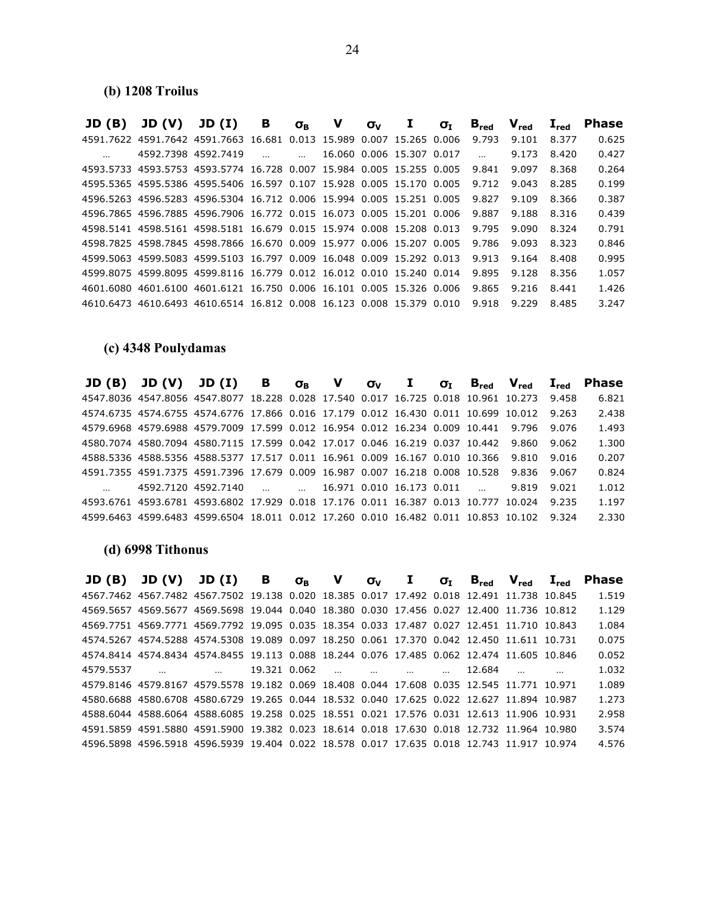### (b) 1208 Troilus

| JD (B) | JD (V) | JD (I) | B | $\sigma_B$ | V | $\sigma_V$ | I | $\sigma_I$ | $B_{red}$ | $V_{red}$ | $I_{red}$ | Phase |
|---|---|---|---|---|---|---|---|---|---|---|---|---|
| 4591.7622 | 4591.7642 | 4591.7663 | 16.681 | 0.013 | 15.989 | 0.007 | 15.265 | 0.006 | 9.793 | 9.101 | 8.377 | 0.625 |
| … | 4592.7398 | 4592.7419 | … | … | 16.060 | 0.006 | 15.307 | 0.017 | … | 9.173 | 8.420 | 0.427 |
| 4593.5733 | 4593.5753 | 4593.5774 | 16.728 | 0.007 | 15.984 | 0.005 | 15.255 | 0.005 | 9.841 | 9.097 | 8.368 | 0.264 |
| 4595.5365 | 4595.5386 | 4595.5406 | 16.597 | 0.107 | 15.928 | 0.005 | 15.170 | 0.005 | 9.712 | 9.043 | 8.285 | 0.199 |
| 4596.5263 | 4596.5283 | 4596.5304 | 16.712 | 0.006 | 15.994 | 0.005 | 15.251 | 0.005 | 9.827 | 9.109 | 8.366 | 0.387 |
| 4596.7865 | 4596.7885 | 4596.7906 | 16.772 | 0.015 | 16.073 | 0.005 | 15.201 | 0.006 | 9.887 | 9.188 | 8.316 | 0.439 |
| 4598.5141 | 4598.5161 | 4598.5181 | 16.679 | 0.015 | 15.974 | 0.008 | 15.208 | 0.013 | 9.795 | 9.090 | 8.324 | 0.791 |
| 4598.7825 | 4598.7845 | 4598.7866 | 16.670 | 0.009 | 15.977 | 0.006 | 15.207 | 0.005 | 9.786 | 9.093 | 8.323 | 0.846 |
| 4599.5063 | 4599.5083 | 4599.5103 | 16.797 | 0.009 | 16.048 | 0.009 | 15.292 | 0.013 | 9.913 | 9.164 | 8.408 | 0.995 |
| 4599.8075 | 4599.8095 | 4599.8116 | 16.779 | 0.012 | 16.012 | 0.010 | 15.240 | 0.014 | 9.895 | 9.128 | 8.356 | 1.057 |
| 4601.6080 | 4601.6100 | 4601.6121 | 16.750 | 0.006 | 16.101 | 0.005 | 15.326 | 0.006 | 9.865 | 9.216 | 8.441 | 1.426 |
| 4610.6473 | 4610.6493 | 4610.6514 | 16.812 | 0.008 | 16.123 | 0.008 | 15.379 | 0.010 | 9.918 | 9.229 | 8.485 | 3.247 |

### (c) 4348 Poulydamas

| JD (B) | JD (V) | JD (I) | B | $\sigma_B$ | V | $\sigma_V$ | I | $\sigma_I$ | $B_{red}$ | $V_{red}$ | $I_{red}$ | Phase |
|---|---|---|---|---|---|---|---|---|---|---|---|---|
| 4547.8036 | 4547.8056 | 4547.8077 | 18.228 | 0.028 | 17.540 | 0.017 | 16.725 | 0.018 | 10.961 | 10.273 | 9.458 | 6.821 |
| 4574.6735 | 4574.6755 | 4574.6776 | 17.866 | 0.016 | 17.179 | 0.012 | 16.430 | 0.011 | 10.699 | 10.012 | 9.263 | 2.438 |
| 4579.6968 | 4579.6988 | 4579.7009 | 17.599 | 0.012 | 16.954 | 0.012 | 16.234 | 0.009 | 10.441 | 9.796 | 9.076 | 1.493 |
| 4580.7074 | 4580.7094 | 4580.7115 | 17.599 | 0.042 | 17.017 | 0.046 | 16.219 | 0.037 | 10.442 | 9.860 | 9.062 | 1.300 |
| 4588.5336 | 4588.5356 | 4588.5377 | 17.517 | 0.011 | 16.961 | 0.009 | 16.167 | 0.010 | 10.366 | 9.810 | 9.016 | 0.207 |
| 4591.7355 | 4591.7375 | 4591.7396 | 17.679 | 0.009 | 16.987 | 0.007 | 16.218 | 0.008 | 10.528 | 9.836 | 9.067 | 0.824 |
| … | 4592.7120 | 4592.7140 | … | … | 16.971 | 0.010 | 16.173 | 0.011 | … | 9.819 | 9.021 | 1.012 |
| 4593.6761 | 4593.6781 | 4593.6802 | 17.929 | 0.018 | 17.176 | 0.011 | 16.387 | 0.013 | 10.777 | 10.024 | 9.235 | 1.197 |
| 4599.6463 | 4599.6483 | 4599.6504 | 18.011 | 0.012 | 17.260 | 0.010 | 16.482 | 0.011 | 10.853 | 10.102 | 9.324 | 2.330 |

### (d) 6998 Tithonus

| JD (B) | JD (V) | JD (I) | B | $\sigma_B$ | V | $\sigma_V$ | I | $\sigma_I$ | $B_{red}$ | $V_{red}$ | $I_{red}$ | Phase |
|---|---|---|---|---|---|---|---|---|---|---|---|---|
| 4567.7462 | 4567.7482 | 4567.7502 | 19.138 | 0.020 | 18.385 | 0.017 | 17.492 | 0.018 | 12.491 | 11.738 | 10.845 | 1.519 |
| 4569.5657 | 4569.5677 | 4569.5698 | 19.044 | 0.040 | 18.380 | 0.030 | 17.456 | 0.027 | 12.400 | 11.736 | 10.812 | 1.129 |
| 4569.7751 | 4569.7771 | 4569.7792 | 19.095 | 0.035 | 18.354 | 0.033 | 17.487 | 0.027 | 12.451 | 11.710 | 10.843 | 1.084 |
| 4574.5267 | 4574.5288 | 4574.5308 | 19.089 | 0.097 | 18.250 | 0.061 | 17.370 | 0.042 | 12.450 | 11.611 | 10.731 | 0.075 |
| 4574.8414 | 4574.8434 | 4574.8455 | 19.113 | 0.088 | 18.244 | 0.076 | 17.485 | 0.062 | 12.474 | 11.605 | 10.846 | 0.052 |
| 4579.5537 | … | … | 19.321 | 0.062 | … | … | … | … | 12.684 | … | … | 1.032 |
| 4579.8146 | 4579.8167 | 4579.5578 | 19.182 | 0.069 | 18.408 | 0.044 | 17.608 | 0.035 | 12.545 | 11.771 | 10.971 | 1.089 |
| 4580.6688 | 4580.6708 | 4580.6729 | 19.265 | 0.044 | 18.532 | 0.040 | 17.625 | 0.022 | 12.627 | 11.894 | 10.987 | 1.273 |
| 4588.6044 | 4588.6064 | 4588.6085 | 19.258 | 0.025 | 18.551 | 0.021 | 17.576 | 0.031 | 12.613 | 11.906 | 10.931 | 2.958 |
| 4591.5859 | 4591.5880 | 4591.5900 | 19.382 | 0.023 | 18.614 | 0.018 | 17.630 | 0.018 | 12.732 | 11.964 | 10.980 | 3.574 |
| 4596.5898 | 4596.5918 | 4596.5939 | 19.404 | 0.022 | 18.578 | 0.017 | 17.635 | 0.018 | 12.743 | 11.917 | 10.974 | 4.576 |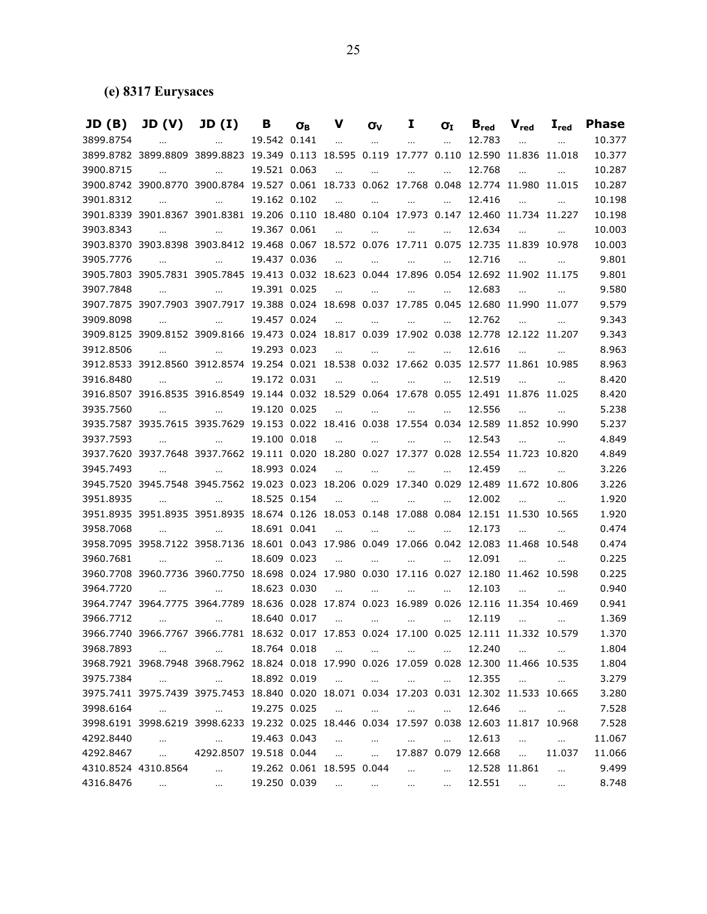### (e) 8317 Eurysaces

| JD (B) | JD (V) | JD (I) | B | $\sigma_B$ | V | $\sigma_V$ | I | $\sigma_I$ | $B_{red}$ | $V_{red}$ | $I_{red}$ | Phase |
|---|---|---|---|---|---|---|---|---|---|---|---|---|
| 3899.8754 | … | … | 19.542 | 0.141 | … | … | … | … | 12.783 | … | … | 10.377 |
| 3899.8782 | 3899.8809 | 3899.8823 | 19.349 | 0.113 | 18.595 | 0.119 | 17.777 | 0.110 | 12.590 | 11.836 | 11.018 | 10.377 |
| 3900.8715 | … | … | 19.521 | 0.063 | … | … | … | … | 12.768 | … | … | 10.287 |
| 3900.8742 | 3900.8770 | 3900.8784 | 19.527 | 0.061 | 18.733 | 0.062 | 17.768 | 0.048 | 12.774 | 11.980 | 11.015 | 10.287 |
| 3901.8312 | … | … | 19.162 | 0.102 | … | … | … | … | 12.416 | … | … | 10.198 |
| 3901.8339 | 3901.8367 | 3901.8381 | 19.206 | 0.110 | 18.480 | 0.104 | 17.973 | 0.147 | 12.460 | 11.734 | 11.227 | 10.198 |
| 3903.8343 | … | … | 19.367 | 0.061 | … | … | … | … | 12.634 | … | … | 10.003 |
| 3903.8370 | 3903.8398 | 3903.8412 | 19.468 | 0.067 | 18.572 | 0.076 | 17.711 | 0.075 | 12.735 | 11.839 | 10.978 | 10.003 |
| 3905.7776 | … | … | 19.437 | 0.036 | … | … | … | … | 12.716 | … | … | 9.801 |
| 3905.7803 | 3905.7831 | 3905.7845 | 19.413 | 0.032 | 18.623 | 0.044 | 17.896 | 0.054 | 12.692 | 11.902 | 11.175 | 9.801 |
| 3907.7848 | … | … | 19.391 | 0.025 | … | … | … | … | 12.683 | … | … | 9.580 |
| 3907.7875 | 3907.7903 | 3907.7917 | 19.388 | 0.024 | 18.698 | 0.037 | 17.785 | 0.045 | 12.680 | 11.990 | 11.077 | 9.579 |
| 3909.8098 | … | … | 19.457 | 0.024 | … | … | … | … | 12.762 | … | … | 9.343 |
| 3909.8125 | 3909.8152 | 3909.8166 | 19.473 | 0.024 | 18.817 | 0.039 | 17.902 | 0.038 | 12.778 | 12.122 | 11.207 | 9.343 |
| 3912.8506 | … | … | 19.293 | 0.023 | … | … | … | … | 12.616 | … | … | 8.963 |
| 3912.8533 | 3912.8560 | 3912.8574 | 19.254 | 0.021 | 18.538 | 0.032 | 17.662 | 0.035 | 12.577 | 11.861 | 10.985 | 8.963 |
| 3916.8480 | … | … | 19.172 | 0.031 | … | … | … | … | 12.519 | … | … | 8.420 |
| 3916.8507 | 3916.8535 | 3916.8549 | 19.144 | 0.032 | 18.529 | 0.064 | 17.678 | 0.055 | 12.491 | 11.876 | 11.025 | 8.420 |
| 3935.7560 | … | … | 19.120 | 0.025 | … | … | … | … | 12.556 | … | … | 5.238 |
| 3935.7587 | 3935.7615 | 3935.7629 | 19.153 | 0.022 | 18.416 | 0.038 | 17.554 | 0.034 | 12.589 | 11.852 | 10.990 | 5.237 |
| 3937.7593 | … | … | 19.100 | 0.018 | … | … | … | … | 12.543 | … | … | 4.849 |
| 3937.7620 | 3937.7648 | 3937.7662 | 19.111 | 0.020 | 18.280 | 0.027 | 17.377 | 0.028 | 12.554 | 11.723 | 10.820 | 4.849 |
| 3945.7493 | … | … | 18.993 | 0.024 | … | … | … | … | 12.459 | … | … | 3.226 |
| 3945.7520 | 3945.7548 | 3945.7562 | 19.023 | 0.023 | 18.206 | 0.029 | 17.340 | 0.029 | 12.489 | 11.672 | 10.806 | 3.226 |
| 3951.8935 | … | … | 18.525 | 0.154 | … | … | … | … | 12.002 | … | … | 1.920 |
| 3951.8935 | 3951.8935 | 3951.8935 | 18.674 | 0.126 | 18.053 | 0.148 | 17.088 | 0.084 | 12.151 | 11.530 | 10.565 | 1.920 |
| 3958.7068 | … | … | 18.691 | 0.041 | … | … | … | … | 12.173 | … | … | 0.474 |
| 3958.7095 | 3958.7122 | 3958.7136 | 18.601 | 0.043 | 17.986 | 0.049 | 17.066 | 0.042 | 12.083 | 11.468 | 10.548 | 0.474 |
| 3960.7681 | … | … | 18.609 | 0.023 | … | … | … | … | 12.091 | … | … | 0.225 |
| 3960.7708 | 3960.7736 | 3960.7750 | 18.698 | 0.024 | 17.980 | 0.030 | 17.116 | 0.027 | 12.180 | 11.462 | 10.598 | 0.225 |
| 3964.7720 | … | … | 18.623 | 0.030 | … | … | … | … | 12.103 | … | … | 0.940 |
| 3964.7747 | 3964.7775 | 3964.7789 | 18.636 | 0.028 | 17.874 | 0.023 | 16.989 | 0.026 | 12.116 | 11.354 | 10.469 | 0.941 |
| 3966.7712 | … | … | 18.640 | 0.017 | … | … | … | … | 12.119 | … | … | 1.369 |
| 3966.7740 | 3966.7767 | 3966.7781 | 18.632 | 0.017 | 17.853 | 0.024 | 17.100 | 0.025 | 12.111 | 11.332 | 10.579 | 1.370 |
| 3968.7893 | … | … | 18.764 | 0.018 | … | … | … | … | 12.240 | … | … | 1.804 |
| 3968.7921 | 3968.7948 | 3968.7962 | 18.824 | 0.018 | 17.990 | 0.026 | 17.059 | 0.028 | 12.300 | 11.466 | 10.535 | 1.804 |
| 3975.7384 | … | … | 18.892 | 0.019 | … | … | … | … | 12.355 | … | … | 3.279 |
| 3975.7411 | 3975.7439 | 3975.7453 | 18.840 | 0.020 | 18.071 | 0.034 | 17.203 | 0.031 | 12.302 | 11.533 | 10.665 | 3.280 |
| 3998.6164 | … | … | 19.275 | 0.025 | … | … | … | … | 12.646 | … | … | 7.528 |
| 3998.6191 | 3998.6219 | 3998.6233 | 19.232 | 0.025 | 18.446 | 0.034 | 17.597 | 0.038 | 12.603 | 11.817 | 10.968 | 7.528 |
| 4292.8440 | … | … | 19.463 | 0.043 | … | … | … | … | 12.613 | … | … | 11.067 |
| 4292.8467 | … | 4292.8507 | 19.518 | 0.044 | … | … | 17.887 | 0.079 | 12.668 | … | 11.037 | 11.066 |
| 4310.8524 | 4310.8564 | … | 19.262 | 0.061 | 18.595 | 0.044 | … | … | 12.528 | 11.861 | … | 9.499 |
| 4316.8476 | … | … | 19.250 | 0.039 | … | … | … | … | 12.551 | … | … | 8.748 |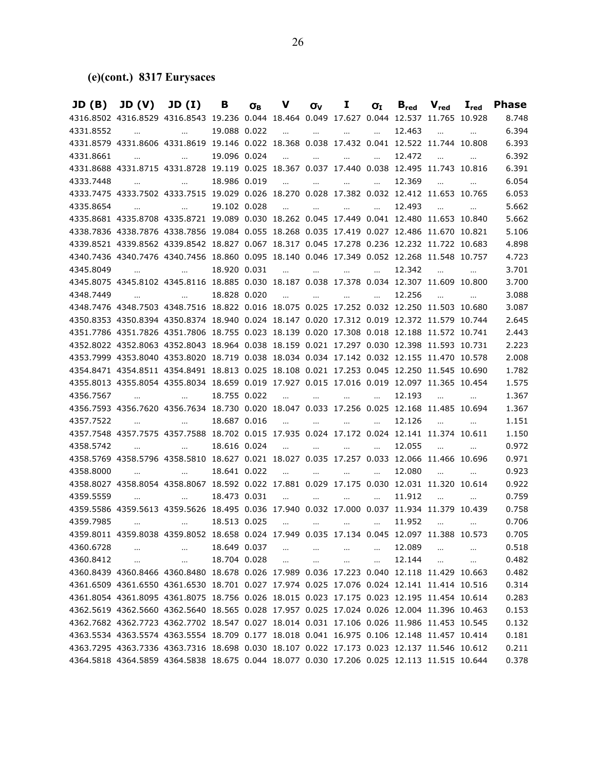## (e)(cont.) 8317 Eurysaces

| JD (B) | JD (V) | JD (I) | B | $\sigma_B$ | V | $\sigma_V$ | I | $\sigma_I$ | $B_{red}$ | $V_{red}$ | $I_{red}$ | Phase |
|---|---|---|---|---|---|---|---|---|---|---|---|---|
| 4316.8502 | 4316.8529 | 4316.8543 | 19.236 | 0.044 | 18.464 | 0.049 | 17.627 | 0.044 | 12.537 | 11.765 | 10.928 | 8.748 |
| 4331.8552 | … | … | 19.088 | 0.022 | … | … | … | … | 12.463 | … | … | 6.394 |
| 4331.8579 | 4331.8606 | 4331.8619 | 19.146 | 0.022 | 18.368 | 0.038 | 17.432 | 0.041 | 12.522 | 11.744 | 10.808 | 6.393 |
| 4331.8661 | … | … | 19.096 | 0.024 | … | … | … | … | 12.472 | … | … | 6.392 |
| 4331.8688 | 4331.8715 | 4331.8728 | 19.119 | 0.025 | 18.367 | 0.037 | 17.440 | 0.038 | 12.495 | 11.743 | 10.816 | 6.391 |
| 4333.7448 | … | … | 18.986 | 0.019 | … | … | … | … | 12.369 | … | … | 6.054 |
| 4333.7475 | 4333.7502 | 4333.7515 | 19.029 | 0.026 | 18.270 | 0.028 | 17.382 | 0.032 | 12.412 | 11.653 | 10.765 | 6.053 |
| 4335.8654 | … | … | 19.102 | 0.028 | … | … | … | … | 12.493 | … | … | 5.662 |
| 4335.8681 | 4335.8708 | 4335.8721 | 19.089 | 0.030 | 18.262 | 0.045 | 17.449 | 0.041 | 12.480 | 11.653 | 10.840 | 5.662 |
| 4338.7836 | 4338.7876 | 4338.7856 | 19.084 | 0.055 | 18.268 | 0.035 | 17.419 | 0.027 | 12.486 | 11.670 | 10.821 | 5.106 |
| 4339.8521 | 4339.8562 | 4339.8542 | 18.827 | 0.067 | 18.317 | 0.045 | 17.278 | 0.236 | 12.232 | 11.722 | 10.683 | 4.898 |
| 4340.7436 | 4340.7476 | 4340.7456 | 18.860 | 0.095 | 18.140 | 0.046 | 17.349 | 0.052 | 12.268 | 11.548 | 10.757 | 4.723 |
| 4345.8049 | … | … | 18.920 | 0.031 | … | … | … | … | 12.342 | … | … | 3.701 |
| 4345.8075 | 4345.8102 | 4345.8116 | 18.885 | 0.030 | 18.187 | 0.038 | 17.378 | 0.034 | 12.307 | 11.609 | 10.800 | 3.700 |
| 4348.7449 | … | … | 18.828 | 0.020 | … | … | … | … | 12.256 | … | … | 3.088 |
| 4348.7476 | 4348.7503 | 4348.7516 | 18.822 | 0.016 | 18.075 | 0.025 | 17.252 | 0.032 | 12.250 | 11.503 | 10.680 | 3.087 |
| 4350.8353 | 4350.8394 | 4350.8374 | 18.940 | 0.024 | 18.147 | 0.020 | 17.312 | 0.019 | 12.372 | 11.579 | 10.744 | 2.645 |
| 4351.7786 | 4351.7826 | 4351.7806 | 18.755 | 0.023 | 18.139 | 0.020 | 17.308 | 0.018 | 12.188 | 11.572 | 10.741 | 2.443 |
| 4352.8022 | 4352.8063 | 4352.8043 | 18.964 | 0.038 | 18.159 | 0.021 | 17.297 | 0.030 | 12.398 | 11.593 | 10.731 | 2.223 |
| 4353.7999 | 4353.8040 | 4353.8020 | 18.719 | 0.038 | 18.034 | 0.034 | 17.142 | 0.032 | 12.155 | 11.470 | 10.578 | 2.008 |
| 4354.8471 | 4354.8511 | 4354.8491 | 18.813 | 0.025 | 18.108 | 0.021 | 17.253 | 0.045 | 12.250 | 11.545 | 10.690 | 1.782 |
| 4355.8013 | 4355.8054 | 4355.8034 | 18.659 | 0.019 | 17.927 | 0.015 | 17.016 | 0.019 | 12.097 | 11.365 | 10.454 | 1.575 |
| 4356.7567 | … | … | 18.755 | 0.022 | … | … | … | … | 12.193 | … | … | 1.367 |
| 4356.7593 | 4356.7620 | 4356.7634 | 18.730 | 0.020 | 18.047 | 0.033 | 17.256 | 0.025 | 12.168 | 11.485 | 10.694 | 1.367 |
| 4357.7522 | … | … | 18.687 | 0.016 | … | … | … | … | 12.126 | … | … | 1.151 |
| 4357.7548 | 4357.7575 | 4357.7588 | 18.702 | 0.015 | 17.935 | 0.024 | 17.172 | 0.024 | 12.141 | 11.374 | 10.611 | 1.150 |
| 4358.5742 | … | … | 18.616 | 0.024 | … | … | … | … | 12.055 | … | … | 0.972 |
| 4358.5769 | 4358.5796 | 4358.5810 | 18.627 | 0.021 | 18.027 | 0.035 | 17.257 | 0.033 | 12.066 | 11.466 | 10.696 | 0.971 |
| 4358.8000 | … | … | 18.641 | 0.022 | … | … | … | … | 12.080 | … | … | 0.923 |
| 4358.8027 | 4358.8054 | 4358.8067 | 18.592 | 0.022 | 17.881 | 0.029 | 17.175 | 0.030 | 12.031 | 11.320 | 10.614 | 0.922 |
| 4359.5559 | … | … | 18.473 | 0.031 | … | … | … | … | 11.912 | … | … | 0.759 |
| 4359.5586 | 4359.5613 | 4359.5626 | 18.495 | 0.036 | 17.940 | 0.032 | 17.000 | 0.037 | 11.934 | 11.379 | 10.439 | 0.758 |
| 4359.7985 | … | … | 18.513 | 0.025 | … | … | … | … | 11.952 | … | … | 0.706 |
| 4359.8011 | 4359.8038 | 4359.8052 | 18.658 | 0.024 | 17.949 | 0.035 | 17.134 | 0.045 | 12.097 | 11.388 | 10.573 | 0.705 |
| 4360.6728 | … | … | 18.649 | 0.037 | … | … | … | … | 12.089 | … | … | 0.518 |
| 4360.8412 | … | … | 18.704 | 0.028 | … | … | … | … | 12.144 | … | … | 0.482 |
| 4360.8439 | 4360.8466 | 4360.8480 | 18.678 | 0.026 | 17.989 | 0.036 | 17.223 | 0.040 | 12.118 | 11.429 | 10.663 | 0.482 |
| 4361.6509 | 4361.6550 | 4361.6530 | 18.701 | 0.027 | 17.974 | 0.025 | 17.076 | 0.024 | 12.141 | 11.414 | 10.516 | 0.314 |
| 4361.8054 | 4361.8095 | 4361.8075 | 18.756 | 0.026 | 18.015 | 0.023 | 17.175 | 0.023 | 12.195 | 11.454 | 10.614 | 0.283 |
| 4362.5619 | 4362.5660 | 4362.5640 | 18.565 | 0.028 | 17.957 | 0.025 | 17.024 | 0.026 | 12.004 | 11.396 | 10.463 | 0.153 |
| 4362.7682 | 4362.7723 | 4362.7702 | 18.547 | 0.027 | 18.014 | 0.031 | 17.106 | 0.026 | 11.986 | 11.453 | 10.545 | 0.132 |
| 4363.5534 | 4363.5574 | 4363.5554 | 18.709 | 0.177 | 18.018 | 0.041 | 16.975 | 0.106 | 12.148 | 11.457 | 10.414 | 0.181 |
| 4363.7295 | 4363.7336 | 4363.7316 | 18.698 | 0.030 | 18.107 | 0.022 | 17.173 | 0.023 | 12.137 | 11.546 | 10.612 | 0.211 |
| 4364.5818 | 4364.5859 | 4364.5838 | 18.675 | 0.044 | 18.077 | 0.030 | 17.206 | 0.025 | 12.113 | 11.515 | 10.644 | 0.378 |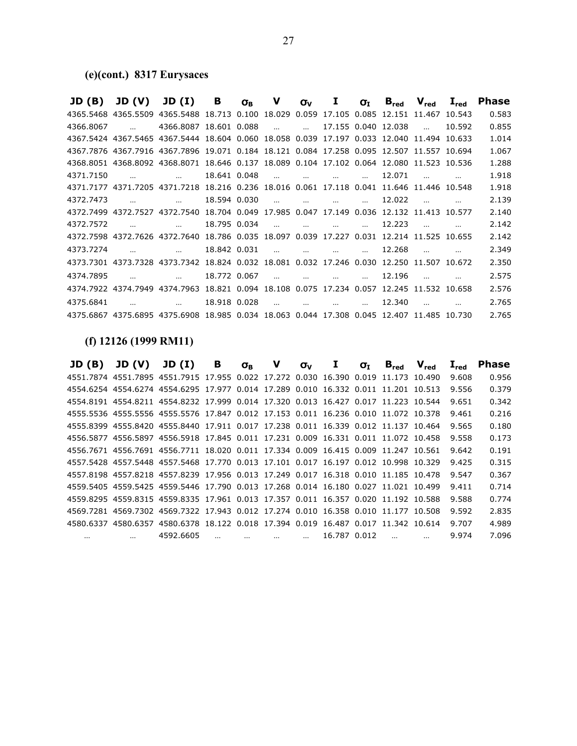### (e)(cont.) 8317 Eurysaces

| JD (B) | JD (V) | JD (I) | B | $\sigma_B$ | V | $\sigma_V$ | I | $\sigma_I$ | $B_{red}$ | $V_{red}$ | $I_{red}$ | Phase |
|---|---|---|---|---|---|---|---|---|---|---|---|---|
| 4365.5468 | 4365.5509 | 4365.5488 | 18.713 | 0.100 | 18.029 | 0.059 | 17.105 | 0.085 | 12.151 | 11.467 | 10.543 | 0.583 |
| 4366.8067 | … | 4366.8087 | 18.601 | 0.088 | … | … | 17.155 | 0.040 | 12.038 | … | 10.592 | 0.855 |
| 4367.5424 | 4367.5465 | 4367.5444 | 18.604 | 0.060 | 18.058 | 0.039 | 17.197 | 0.033 | 12.040 | 11.494 | 10.633 | 1.014 |
| 4367.7876 | 4367.7916 | 4367.7896 | 19.071 | 0.184 | 18.121 | 0.084 | 17.258 | 0.095 | 12.507 | 11.557 | 10.694 | 1.067 |
| 4368.8051 | 4368.8092 | 4368.8071 | 18.646 | 0.137 | 18.089 | 0.104 | 17.102 | 0.064 | 12.080 | 11.523 | 10.536 | 1.288 |
| 4371.7150 | … | … | 18.641 | 0.048 | … | … | … | … | 12.071 | … | … | 1.918 |
| 4371.7177 | 4371.7205 | 4371.7218 | 18.216 | 0.236 | 18.016 | 0.061 | 17.118 | 0.041 | 11.646 | 11.446 | 10.548 | 1.918 |
| 4372.7473 | … | … | 18.594 | 0.030 | … | … | … | … | 12.022 | … | … | 2.139 |
| 4372.7499 | 4372.7527 | 4372.7540 | 18.704 | 0.049 | 17.985 | 0.047 | 17.149 | 0.036 | 12.132 | 11.413 | 10.577 | 2.140 |
| 4372.7572 | … | … | 18.795 | 0.034 | … | … | … | … | 12.223 | … | … | 2.142 |
| 4372.7598 | 4372.7626 | 4372.7640 | 18.786 | 0.035 | 18.097 | 0.039 | 17.227 | 0.031 | 12.214 | 11.525 | 10.655 | 2.142 |
| 4373.7274 | … | … | 18.842 | 0.031 | … | … | … | … | 12.268 | … | … | 2.349 |
| 4373.7301 | 4373.7328 | 4373.7342 | 18.824 | 0.032 | 18.081 | 0.032 | 17.246 | 0.030 | 12.250 | 11.507 | 10.672 | 2.350 |
| 4374.7895 | … | … | 18.772 | 0.067 | … | … | … | … | 12.196 | … | … | 2.575 |
| 4374.7922 | 4374.7949 | 4374.7963 | 18.821 | 0.094 | 18.108 | 0.075 | 17.234 | 0.057 | 12.245 | 11.532 | 10.658 | 2.576 |
| 4375.6841 | … | … | 18.918 | 0.028 | … | … | … | … | 12.340 | … | … | 2.765 |
| 4375.6867 | 4375.6895 | 4375.6908 | 18.985 | 0.034 | 18.063 | 0.044 | 17.308 | 0.045 | 12.407 | 11.485 | 10.730 | 2.765 |

### (f) 12126 (1999 RM11)

| JD (B) | JD (V) | JD (I) | B | $\sigma_B$ | V | $\sigma_V$ | I | $\sigma_I$ | $B_{red}$ | $V_{red}$ | $I_{red}$ | Phase |
|---|---|---|---|---|---|---|---|---|---|---|---|---|
| 4551.7874 | 4551.7895 | 4551.7915 | 17.955 | 0.022 | 17.272 | 0.030 | 16.390 | 0.019 | 11.173 | 10.490 | 9.608 | 0.956 |
| 4554.6254 | 4554.6274 | 4554.6295 | 17.977 | 0.014 | 17.289 | 0.010 | 16.332 | 0.011 | 11.201 | 10.513 | 9.556 | 0.379 |
| 4554.8191 | 4554.8211 | 4554.8232 | 17.999 | 0.014 | 17.320 | 0.013 | 16.427 | 0.017 | 11.223 | 10.544 | 9.651 | 0.342 |
| 4555.5536 | 4555.5556 | 4555.5576 | 17.847 | 0.012 | 17.153 | 0.011 | 16.236 | 0.010 | 11.072 | 10.378 | 9.461 | 0.216 |
| 4555.8399 | 4555.8420 | 4555.8440 | 17.911 | 0.017 | 17.238 | 0.011 | 16.339 | 0.012 | 11.137 | 10.464 | 9.565 | 0.180 |
| 4556.5877 | 4556.5897 | 4556.5918 | 17.845 | 0.011 | 17.231 | 0.009 | 16.331 | 0.011 | 11.072 | 10.458 | 9.558 | 0.173 |
| 4556.7671 | 4556.7691 | 4556.7711 | 18.020 | 0.011 | 17.334 | 0.009 | 16.415 | 0.009 | 11.247 | 10.561 | 9.642 | 0.191 |
| 4557.5428 | 4557.5448 | 4557.5468 | 17.770 | 0.013 | 17.101 | 0.017 | 16.197 | 0.012 | 10.998 | 10.329 | 9.425 | 0.315 |
| 4557.8198 | 4557.8218 | 4557.8239 | 17.956 | 0.013 | 17.249 | 0.017 | 16.318 | 0.010 | 11.185 | 10.478 | 9.547 | 0.367 |
| 4559.5405 | 4559.5425 | 4559.5446 | 17.790 | 0.013 | 17.268 | 0.014 | 16.180 | 0.027 | 11.021 | 10.499 | 9.411 | 0.714 |
| 4559.8295 | 4559.8315 | 4559.8335 | 17.961 | 0.013 | 17.357 | 0.011 | 16.357 | 0.020 | 11.192 | 10.588 | 9.588 | 0.774 |
| 4569.7281 | 4569.7302 | 4569.7322 | 17.943 | 0.012 | 17.274 | 0.010 | 16.358 | 0.010 | 11.177 | 10.508 | 9.592 | 2.835 |
| 4580.6337 | 4580.6357 | 4580.6378 | 18.122 | 0.018 | 17.394 | 0.019 | 16.487 | 0.017 | 11.342 | 10.614 | 9.707 | 4.989 |
| … | … | 4592.6605 | … | … | … | … | 16.787 | 0.012 | … | … | 9.974 | 7.096 |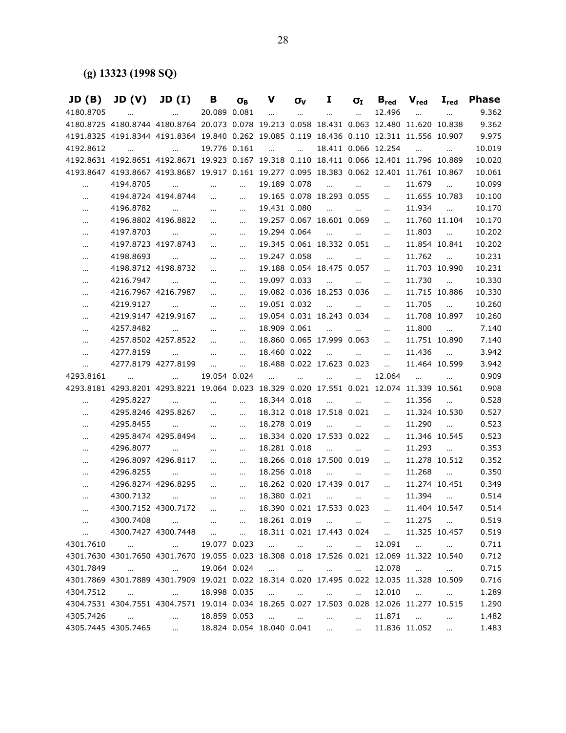### (g) 13323 (1998 SQ)

| JD (B) | JD (V) | JD (I) | B | $\sigma_B$ | V | $\sigma_V$ | I | $\sigma_I$ | $B_{red}$ | $V_{red}$ | $I_{red}$ | Phase |
|---|---|---|---|---|---|---|---|---|---|---|---|---|
| 4180.8705 | … | … | 20.089 | 0.081 | … | … | … | … | 12.496 | … | … | 9.362 |
| 4180.8725 | 4180.8744 | 4180.8764 | 20.073 | 0.078 | 19.213 | 0.058 | 18.431 | 0.063 | 12.480 | 11.620 | 10.838 | 9.362 |
| 4191.8325 | 4191.8344 | 4191.8364 | 19.840 | 0.262 | 19.085 | 0.119 | 18.436 | 0.110 | 12.311 | 11.556 | 10.907 | 9.975 |
| 4192.8612 | … | … | 19.776 | 0.161 | … | … | 18.411 | 0.066 | 12.254 | … | … | 10.019 |
| 4192.8631 | 4192.8651 | 4192.8671 | 19.923 | 0.167 | 19.318 | 0.110 | 18.411 | 0.066 | 12.401 | 11.796 | 10.889 | 10.020 |
| 4193.8647 | 4193.8667 | 4193.8687 | 19.917 | 0.161 | 19.277 | 0.095 | 18.383 | 0.062 | 12.401 | 11.761 | 10.867 | 10.061 |
| … | 4194.8705 | … | … | … | 19.189 | 0.078 | … | … | … | 11.679 | … | 10.099 |
| … | 4194.8724 | 4194.8744 | … | … | 19.165 | 0.078 | 18.293 | 0.055 | … | 11.655 | 10.783 | 10.100 |
| … | 4196.8782 | … | … | … | 19.431 | 0.080 | … | … | … | 11.934 | … | 10.170 |
| … | 4196.8802 | 4196.8822 | … | … | 19.257 | 0.067 | 18.601 | 0.069 | … | 11.760 | 11.104 | 10.170 |
| … | 4197.8703 | … | … | … | 19.294 | 0.064 | … | … | … | 11.803 | … | 10.202 |
| … | 4197.8723 | 4197.8743 | … | … | 19.345 | 0.061 | 18.332 | 0.051 | … | 11.854 | 10.841 | 10.202 |
| … | 4198.8693 | … | … | … | 19.247 | 0.058 | … | … | … | 11.762 | … | 10.231 |
| … | 4198.8712 | 4198.8732 | … | … | 19.188 | 0.054 | 18.475 | 0.057 | … | 11.703 | 10.990 | 10.231 |
| … | 4216.7947 | … | … | … | 19.097 | 0.033 | … | … | … | 11.730 | … | 10.330 |
| … | 4216.7967 | 4216.7987 | … | … | 19.082 | 0.036 | 18.253 | 0.036 | … | 11.715 | 10.886 | 10.330 |
| … | 4219.9127 | … | … | … | 19.051 | 0.032 | … | … | … | 11.705 | … | 10.260 |
| … | 4219.9147 | 4219.9167 | … | … | 19.054 | 0.031 | 18.243 | 0.034 | … | 11.708 | 10.897 | 10.260 |
| … | 4257.8482 | … | … | … | 18.909 | 0.061 | … | … | … | 11.800 | … | 7.140 |
| … | 4257.8502 | 4257.8522 | … | … | 18.860 | 0.065 | 17.999 | 0.063 | … | 11.751 | 10.890 | 7.140 |
| … | 4277.8159 | … | … | … | 18.460 | 0.022 | … | … | … | 11.436 | … | 3.942 |
| … | 4277.8179 | 4277.8199 | … | … | 18.488 | 0.022 | 17.623 | 0.023 | … | 11.464 | 10.599 | 3.942 |
| 4293.8161 | … | … | 19.054 | 0.024 | … | … | … | … | 12.064 | … | … | 0.909 |
| 4293.8181 | 4293.8201 | 4293.8221 | 19.064 | 0.023 | 18.329 | 0.020 | 17.551 | 0.021 | 12.074 | 11.339 | 10.561 | 0.908 |
| … | 4295.8227 | … | … | … | 18.344 | 0.018 | … | … | … | 11.356 | … | 0.528 |
| … | 4295.8246 | 4295.8267 | … | … | 18.312 | 0.018 | 17.518 | 0.021 | … | 11.324 | 10.530 | 0.527 |
| … | 4295.8455 | … | … | … | 18.278 | 0.019 | … | … | … | 11.290 | … | 0.523 |
| … | 4295.8474 | 4295.8494 | … | … | 18.334 | 0.020 | 17.533 | 0.022 | … | 11.346 | 10.545 | 0.523 |
| … | 4296.8077 | … | … | … | 18.281 | 0.018 | … | … | … | 11.293 | … | 0.353 |
| … | 4296.8097 | 4296.8117 | … | … | 18.266 | 0.018 | 17.500 | 0.019 | … | 11.278 | 10.512 | 0.352 |
| … | 4296.8255 | … | … | … | 18.256 | 0.018 | … | … | … | 11.268 | … | 0.350 |
| … | 4296.8274 | 4296.8295 | … | … | 18.262 | 0.020 | 17.439 | 0.017 | … | 11.274 | 10.451 | 0.349 |
| … | 4300.7132 | … | … | … | 18.380 | 0.021 | … | … | … | 11.394 | … | 0.514 |
| … | 4300.7152 | 4300.7172 | … | … | 18.390 | 0.021 | 17.533 | 0.023 | … | 11.404 | 10.547 | 0.514 |
| … | 4300.7408 | … | … | … | 18.261 | 0.019 | … | … | … | 11.275 | … | 0.519 |
| … | 4300.7427 | 4300.7448 | … | … | 18.311 | 0.021 | 17.443 | 0.024 | … | 11.325 | 10.457 | 0.519 |
| 4301.7610 | … | … | 19.077 | 0.023 | … | … | … | … | 12.091 | … | … | 0.711 |
| 4301.7630 | 4301.7650 | 4301.7670 | 19.055 | 0.023 | 18.308 | 0.018 | 17.526 | 0.021 | 12.069 | 11.322 | 10.540 | 0.712 |
| 4301.7849 | … | … | 19.064 | 0.024 | … | … | … | … | 12.078 | … | … | 0.715 |
| 4301.7869 | 4301.7889 | 4301.7909 | 19.021 | 0.022 | 18.314 | 0.020 | 17.495 | 0.022 | 12.035 | 11.328 | 10.509 | 0.716 |
| 4304.7512 | … | … | 18.998 | 0.035 | … | … | … | … | 12.010 | … | … | 1.289 |
| 4304.7531 | 4304.7551 | 4304.7571 | 19.014 | 0.034 | 18.265 | 0.027 | 17.503 | 0.028 | 12.026 | 11.277 | 10.515 | 1.290 |
| 4305.7426 | … | … | 18.859 | 0.053 | … | … | … | … | 11.871 | … | … | 1.482 |
| 4305.7445 | 4305.7465 | … | 18.824 | 0.054 | 18.040 | 0.041 | … | … | 11.836 | 11.052 | … | 1.483 |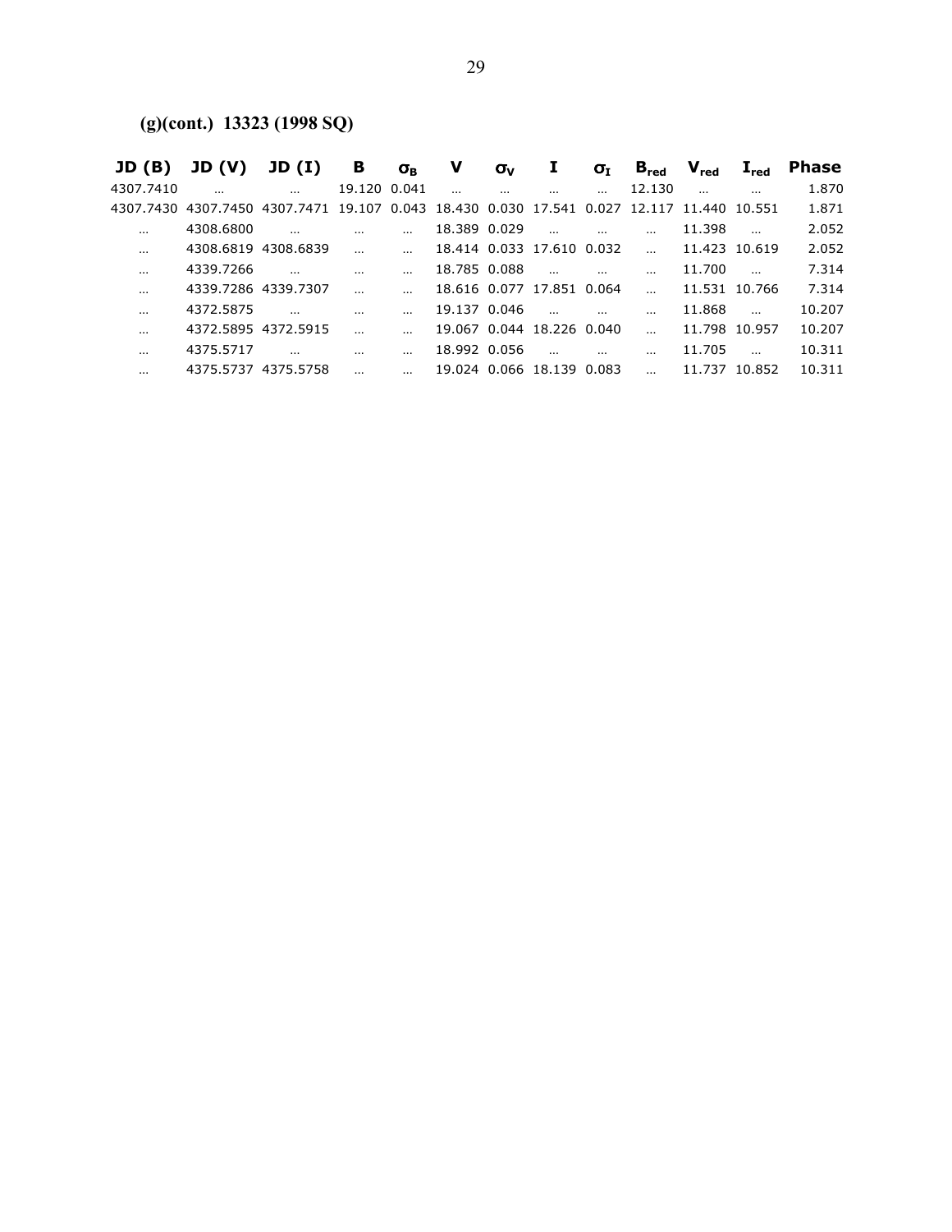**(g)(cont.) 13323 (1998 SQ)**

| JD (B) | JD (V) | JD (I) | B | $\sigma_B$ | V | $\sigma_V$ | I | $\sigma_I$ | $B_{red}$ | $V_{red}$ | $I_{red}$ | Phase |
|---|---|---|---|---|---|---|---|---|---|---|---|---|
| 4307.7410 | … | … | 19.120 | 0.041 | … | … | … | … | 12.130 | … | … | 1.870 |
| 4307.7430 | 4307.7450 | 4307.7471 | 19.107 | 0.043 | 18.430 | 0.030 | 17.541 | 0.027 | 12.117 | 11.440 | 10.551 | 1.871 |
| … | 4308.6800 | … | … | … | 18.389 | 0.029 | … | … | … | 11.398 | … | 2.052 |
| … | 4308.6819 | 4308.6839 | … | … | 18.414 | 0.033 | 17.610 | 0.032 | … | 11.423 | 10.619 | 2.052 |
| … | 4339.7266 | … | … | … | 18.785 | 0.088 | … | … | … | 11.700 | … | 7.314 |
| … | 4339.7286 | 4339.7307 | … | … | 18.616 | 0.077 | 17.851 | 0.064 | … | 11.531 | 10.766 | 7.314 |
| … | 4372.5875 | … | … | … | 19.137 | 0.046 | … | … | … | 11.868 | … | 10.207 |
| … | 4372.5895 | 4372.5915 | … | … | 19.067 | 0.044 | 18.226 | 0.040 | … | 11.798 | 10.957 | 10.207 |
| … | 4375.5717 | … | … | … | 18.992 | 0.056 | … | … | … | 11.705 | … | 10.311 |
| … | 4375.5737 | 4375.5758 | … | … | 19.024 | 0.066 | 18.139 | 0.083 | … | 11.737 | 10.852 | 10.311 |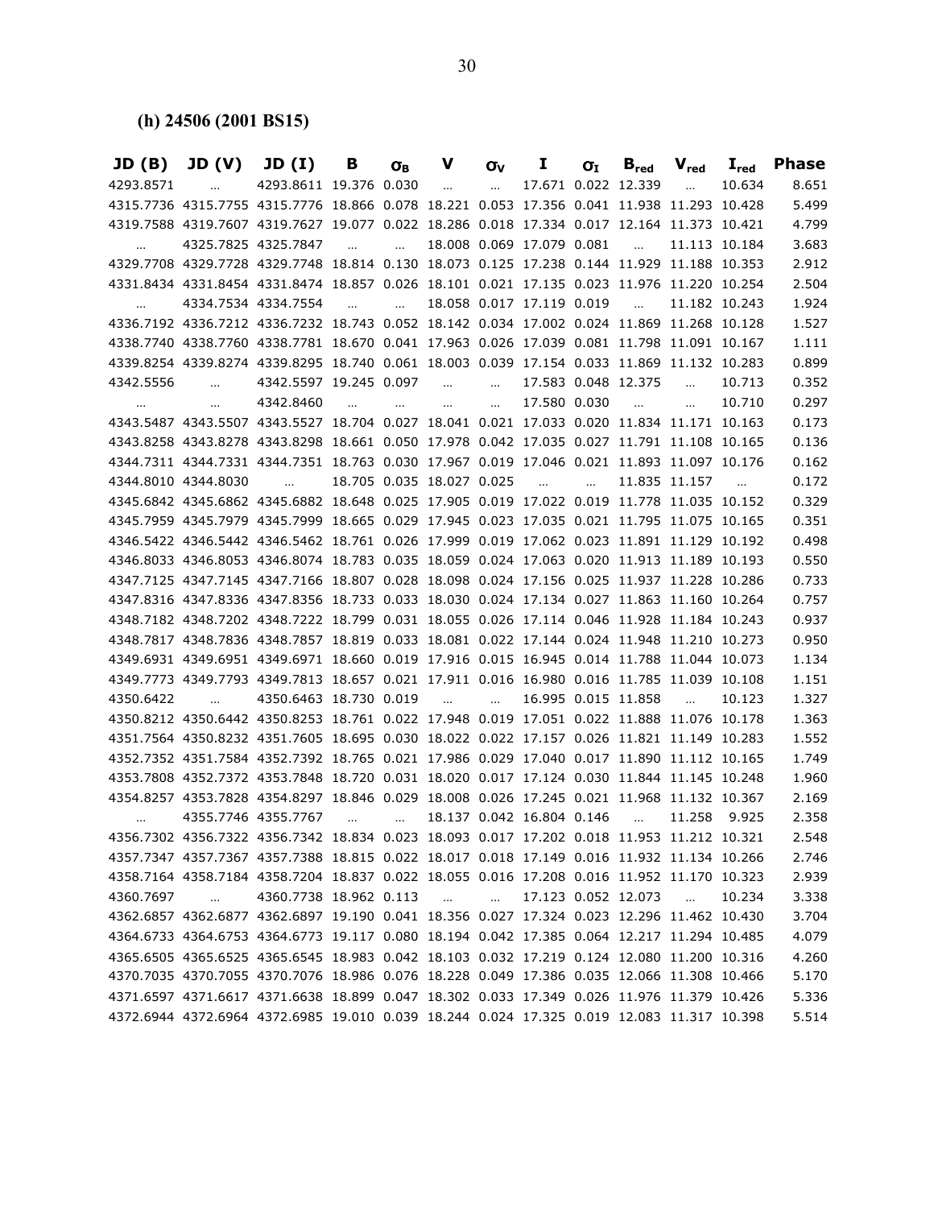### (h) 24506 (2001 BS15)

| JD (B) | JD (V) | JD (I) | B | $\sigma_B$ | V | $\sigma_V$ | I | $\sigma_I$ | $B_{red}$ | $V_{red}$ | $I_{red}$ | Phase |
|---|---|---|---|---|---|---|---|---|---|---|---|---|
| 4293.8571 | … | 4293.8611 | 19.376 | 0.030 | … | … | 17.671 | 0.022 | 12.339 | … | 10.634 | 8.651 |
| 4315.7736 | 4315.7755 | 4315.7776 | 18.866 | 0.078 | 18.221 | 0.053 | 17.356 | 0.041 | 11.938 | 11.293 | 10.428 | 5.499 |
| 4319.7588 | 4319.7607 | 4319.7627 | 19.077 | 0.022 | 18.286 | 0.018 | 17.334 | 0.017 | 12.164 | 11.373 | 10.421 | 4.799 |
| … | 4325.7825 | 4325.7847 | … | … | 18.008 | 0.069 | 17.079 | 0.081 | … | 11.113 | 10.184 | 3.683 |
| 4329.7708 | 4329.7728 | 4329.7748 | 18.814 | 0.130 | 18.073 | 0.125 | 17.238 | 0.144 | 11.929 | 11.188 | 10.353 | 2.912 |
| 4331.8434 | 4331.8454 | 4331.8474 | 18.857 | 0.026 | 18.101 | 0.021 | 17.135 | 0.023 | 11.976 | 11.220 | 10.254 | 2.504 |
| … | 4334.7534 | 4334.7554 | … | … | 18.058 | 0.017 | 17.119 | 0.019 | … | 11.182 | 10.243 | 1.924 |
| 4336.7192 | 4336.7212 | 4336.7232 | 18.743 | 0.052 | 18.142 | 0.034 | 17.002 | 0.024 | 11.869 | 11.268 | 10.128 | 1.527 |
| 4338.7740 | 4338.7760 | 4338.7781 | 18.670 | 0.041 | 17.963 | 0.026 | 17.039 | 0.081 | 11.798 | 11.091 | 10.167 | 1.111 |
| 4339.8254 | 4339.8274 | 4339.8295 | 18.740 | 0.061 | 18.003 | 0.039 | 17.154 | 0.033 | 11.869 | 11.132 | 10.283 | 0.899 |
| 4342.5556 | … | 4342.5597 | 19.245 | 0.097 | … | … | 17.583 | 0.048 | 12.375 | … | 10.713 | 0.352 |
| … | … | 4342.8460 | … | … | … | … | 17.580 | 0.030 | … | … | 10.710 | 0.297 |
| 4343.5487 | 4343.5507 | 4343.5527 | 18.704 | 0.027 | 18.041 | 0.021 | 17.033 | 0.020 | 11.834 | 11.171 | 10.163 | 0.173 |
| 4343.8258 | 4343.8278 | 4343.8298 | 18.661 | 0.050 | 17.978 | 0.042 | 17.035 | 0.027 | 11.791 | 11.108 | 10.165 | 0.136 |
| 4344.7311 | 4344.7331 | 4344.7351 | 18.763 | 0.030 | 17.967 | 0.019 | 17.046 | 0.021 | 11.893 | 11.097 | 10.176 | 0.162 |
| 4344.8010 | 4344.8030 | … | 18.705 | 0.035 | 18.027 | 0.025 | … | … | 11.835 | 11.157 | … | 0.172 |
| 4345.6842 | 4345.6862 | 4345.6882 | 18.648 | 0.025 | 17.905 | 0.019 | 17.022 | 0.019 | 11.778 | 11.035 | 10.152 | 0.329 |
| 4345.7959 | 4345.7979 | 4345.7999 | 18.665 | 0.029 | 17.945 | 0.023 | 17.035 | 0.021 | 11.795 | 11.075 | 10.165 | 0.351 |
| 4346.5422 | 4346.5442 | 4346.5462 | 18.761 | 0.026 | 17.999 | 0.019 | 17.062 | 0.023 | 11.891 | 11.129 | 10.192 | 0.498 |
| 4346.8033 | 4346.8053 | 4346.8074 | 18.783 | 0.035 | 18.059 | 0.024 | 17.063 | 0.020 | 11.913 | 11.189 | 10.193 | 0.550 |
| 4347.7125 | 4347.7145 | 4347.7166 | 18.807 | 0.028 | 18.098 | 0.024 | 17.156 | 0.025 | 11.937 | 11.228 | 10.286 | 0.733 |
| 4347.8316 | 4347.8336 | 4347.8356 | 18.733 | 0.033 | 18.030 | 0.024 | 17.134 | 0.027 | 11.863 | 11.160 | 10.264 | 0.757 |
| 4348.7182 | 4348.7202 | 4348.7222 | 18.799 | 0.031 | 18.055 | 0.026 | 17.114 | 0.046 | 11.928 | 11.184 | 10.243 | 0.937 |
| 4348.7817 | 4348.7836 | 4348.7857 | 18.819 | 0.033 | 18.081 | 0.022 | 17.144 | 0.024 | 11.948 | 11.210 | 10.273 | 0.950 |
| 4349.6931 | 4349.6951 | 4349.6971 | 18.660 | 0.019 | 17.916 | 0.015 | 16.945 | 0.014 | 11.788 | 11.044 | 10.073 | 1.134 |
| 4349.7773 | 4349.7793 | 4349.7813 | 18.657 | 0.021 | 17.911 | 0.016 | 16.980 | 0.016 | 11.785 | 11.039 | 10.108 | 1.151 |
| 4350.6422 | … | 4350.6463 | 18.730 | 0.019 | … | … | 16.995 | 0.015 | 11.858 | … | 10.123 | 1.327 |
| 4350.8212 | 4350.6442 | 4350.8253 | 18.761 | 0.022 | 17.948 | 0.019 | 17.051 | 0.022 | 11.888 | 11.076 | 10.178 | 1.363 |
| 4351.7564 | 4350.8232 | 4351.7605 | 18.695 | 0.030 | 18.022 | 0.022 | 17.157 | 0.026 | 11.821 | 11.149 | 10.283 | 1.552 |
| 4352.7352 | 4351.7584 | 4352.7392 | 18.765 | 0.021 | 17.986 | 0.029 | 17.040 | 0.017 | 11.890 | 11.112 | 10.165 | 1.749 |
| 4353.7808 | 4352.7372 | 4353.7848 | 18.720 | 0.031 | 18.020 | 0.017 | 17.124 | 0.030 | 11.844 | 11.145 | 10.248 | 1.960 |
| 4354.8257 | 4353.7828 | 4354.8297 | 18.846 | 0.029 | 18.008 | 0.026 | 17.245 | 0.021 | 11.968 | 11.132 | 10.367 | 2.169 |
| … | 4355.7746 | 4355.7767 | … | … | 18.137 | 0.042 | 16.804 | 0.146 | … | 11.258 | 9.925 | 2.358 |
| 4356.7302 | 4356.7322 | 4356.7342 | 18.834 | 0.023 | 18.093 | 0.017 | 17.202 | 0.018 | 11.953 | 11.212 | 10.321 | 2.548 |
| 4357.7347 | 4357.7367 | 4357.7388 | 18.815 | 0.022 | 18.017 | 0.018 | 17.149 | 0.016 | 11.932 | 11.134 | 10.266 | 2.746 |
| 4358.7164 | 4358.7184 | 4358.7204 | 18.837 | 0.022 | 18.055 | 0.016 | 17.208 | 0.016 | 11.952 | 11.170 | 10.323 | 2.939 |
| 4360.7697 | … | 4360.7738 | 18.962 | 0.113 | … | … | 17.123 | 0.052 | 12.073 | … | 10.234 | 3.338 |
| 4362.6857 | 4362.6877 | 4362.6897 | 19.190 | 0.041 | 18.356 | 0.027 | 17.324 | 0.023 | 12.296 | 11.462 | 10.430 | 3.704 |
| 4364.6733 | 4364.6753 | 4364.6773 | 19.117 | 0.080 | 18.194 | 0.042 | 17.385 | 0.064 | 12.217 | 11.294 | 10.485 | 4.079 |
| 4365.6505 | 4365.6525 | 4365.6545 | 18.983 | 0.042 | 18.103 | 0.032 | 17.219 | 0.124 | 12.080 | 11.200 | 10.316 | 4.260 |
| 4370.7035 | 4370.7055 | 4370.7076 | 18.986 | 0.076 | 18.228 | 0.049 | 17.386 | 0.035 | 12.066 | 11.308 | 10.466 | 5.170 |
| 4371.6597 | 4371.6617 | 4371.6638 | 18.899 | 0.047 | 18.302 | 0.033 | 17.349 | 0.026 | 11.976 | 11.379 | 10.426 | 5.336 |
| 4372.6944 | 4372.6964 | 4372.6985 | 19.010 | 0.039 | 18.244 | 0.024 | 17.325 | 0.019 | 12.083 | 11.317 | 10.398 | 5.514 |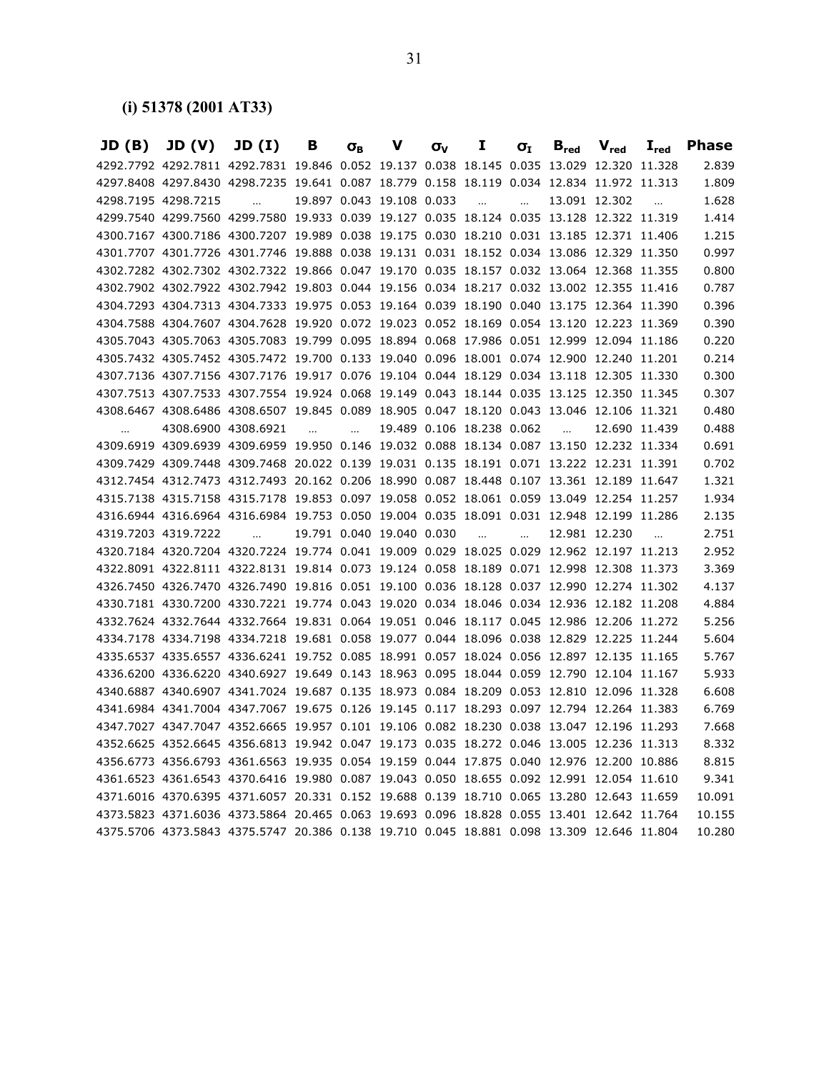**(i) 51378 (2001 AT33)**

| JD (B) | JD (V) | JD (I) | B | $\sigma_B$ | V | $\sigma_V$ | I | $\sigma_I$ | $B_{red}$ | $V_{red}$ | $I_{red}$ | Phase |
|---|---|---|---|---|---|---|---|---|---|---|---|---|
| 4292.7792 | 4292.7811 | 4292.7831 | 19.846 | 0.052 | 19.137 | 0.038 | 18.145 | 0.035 | 13.029 | 12.320 | 11.328 | 2.839 |
| 4297.8408 | 4297.8430 | 4298.7235 | 19.641 | 0.087 | 18.779 | 0.158 | 18.119 | 0.034 | 12.834 | 11.972 | 11.313 | 1.809 |
| 4298.7195 | 4298.7215 | … | 19.897 | 0.043 | 19.108 | 0.033 | … | … | 13.091 | 12.302 | … | 1.628 |
| 4299.7540 | 4299.7560 | 4299.7580 | 19.933 | 0.039 | 19.127 | 0.035 | 18.124 | 0.035 | 13.128 | 12.322 | 11.319 | 1.414 |
| 4300.7167 | 4300.7186 | 4300.7207 | 19.989 | 0.038 | 19.175 | 0.030 | 18.210 | 0.031 | 13.185 | 12.371 | 11.406 | 1.215 |
| 4301.7707 | 4301.7726 | 4301.7746 | 19.888 | 0.038 | 19.131 | 0.031 | 18.152 | 0.034 | 13.086 | 12.329 | 11.350 | 0.997 |
| 4302.7282 | 4302.7302 | 4302.7322 | 19.866 | 0.047 | 19.170 | 0.035 | 18.157 | 0.032 | 13.064 | 12.368 | 11.355 | 0.800 |
| 4302.7902 | 4302.7922 | 4302.7942 | 19.803 | 0.044 | 19.156 | 0.034 | 18.217 | 0.032 | 13.002 | 12.355 | 11.416 | 0.787 |
| 4304.7293 | 4304.7313 | 4304.7333 | 19.975 | 0.053 | 19.164 | 0.039 | 18.190 | 0.040 | 13.175 | 12.364 | 11.390 | 0.396 |
| 4304.7588 | 4304.7607 | 4304.7628 | 19.920 | 0.072 | 19.023 | 0.052 | 18.169 | 0.054 | 13.120 | 12.223 | 11.369 | 0.390 |
| 4305.7043 | 4305.7063 | 4305.7083 | 19.799 | 0.095 | 18.894 | 0.068 | 17.986 | 0.051 | 12.999 | 12.094 | 11.186 | 0.220 |
| 4305.7432 | 4305.7452 | 4305.7472 | 19.700 | 0.133 | 19.040 | 0.096 | 18.001 | 0.074 | 12.900 | 12.240 | 11.201 | 0.214 |
| 4307.7136 | 4307.7156 | 4307.7176 | 19.917 | 0.076 | 19.104 | 0.044 | 18.129 | 0.034 | 13.118 | 12.305 | 11.330 | 0.300 |
| 4307.7513 | 4307.7533 | 4307.7554 | 19.924 | 0.068 | 19.149 | 0.043 | 18.144 | 0.035 | 13.125 | 12.350 | 11.345 | 0.307 |
| 4308.6467 | 4308.6486 | 4308.6507 | 19.845 | 0.089 | 18.905 | 0.047 | 18.120 | 0.043 | 13.046 | 12.106 | 11.321 | 0.480 |
| … | 4308.6900 | 4308.6921 | … | … | 19.489 | 0.106 | 18.238 | 0.062 | … | 12.690 | 11.439 | 0.488 |
| 4309.6919 | 4309.6939 | 4309.6959 | 19.950 | 0.146 | 19.032 | 0.088 | 18.134 | 0.087 | 13.150 | 12.232 | 11.334 | 0.691 |
| 4309.7429 | 4309.7448 | 4309.7468 | 20.022 | 0.139 | 19.031 | 0.135 | 18.191 | 0.071 | 13.222 | 12.231 | 11.391 | 0.702 |
| 4312.7454 | 4312.7473 | 4312.7493 | 20.162 | 0.206 | 18.990 | 0.087 | 18.448 | 0.107 | 13.361 | 12.189 | 11.647 | 1.321 |
| 4315.7138 | 4315.7158 | 4315.7178 | 19.853 | 0.097 | 19.058 | 0.052 | 18.061 | 0.059 | 13.049 | 12.254 | 11.257 | 1.934 |
| 4316.6944 | 4316.6964 | 4316.6984 | 19.753 | 0.050 | 19.004 | 0.035 | 18.091 | 0.031 | 12.948 | 12.199 | 11.286 | 2.135 |
| 4319.7203 | 4319.7222 | … | 19.791 | 0.040 | 19.040 | 0.030 | … | … | 12.981 | 12.230 | … | 2.751 |
| 4320.7184 | 4320.7204 | 4320.7224 | 19.774 | 0.041 | 19.009 | 0.029 | 18.025 | 0.029 | 12.962 | 12.197 | 11.213 | 2.952 |
| 4322.8091 | 4322.8111 | 4322.8131 | 19.814 | 0.073 | 19.124 | 0.058 | 18.189 | 0.071 | 12.998 | 12.308 | 11.373 | 3.369 |
| 4326.7450 | 4326.7470 | 4326.7490 | 19.816 | 0.051 | 19.100 | 0.036 | 18.128 | 0.037 | 12.990 | 12.274 | 11.302 | 4.137 |
| 4330.7181 | 4330.7200 | 4330.7221 | 19.774 | 0.043 | 19.020 | 0.034 | 18.046 | 0.034 | 12.936 | 12.182 | 11.208 | 4.884 |
| 4332.7624 | 4332.7644 | 4332.7664 | 19.831 | 0.064 | 19.051 | 0.046 | 18.117 | 0.045 | 12.986 | 12.206 | 11.272 | 5.256 |
| 4334.7178 | 4334.7198 | 4334.7218 | 19.681 | 0.058 | 19.077 | 0.044 | 18.096 | 0.038 | 12.829 | 12.225 | 11.244 | 5.604 |
| 4335.6537 | 4335.6557 | 4336.6241 | 19.752 | 0.085 | 18.991 | 0.057 | 18.024 | 0.056 | 12.897 | 12.135 | 11.165 | 5.767 |
| 4336.6200 | 4336.6220 | 4340.6927 | 19.649 | 0.143 | 18.963 | 0.095 | 18.044 | 0.059 | 12.790 | 12.104 | 11.167 | 5.933 |
| 4340.6887 | 4340.6907 | 4341.7024 | 19.687 | 0.135 | 18.973 | 0.084 | 18.209 | 0.053 | 12.810 | 12.096 | 11.328 | 6.608 |
| 4341.6984 | 4341.7004 | 4347.7067 | 19.675 | 0.126 | 19.145 | 0.117 | 18.293 | 0.097 | 12.794 | 12.264 | 11.383 | 6.769 |
| 4347.7027 | 4347.7047 | 4352.6665 | 19.957 | 0.101 | 19.106 | 0.082 | 18.230 | 0.038 | 13.047 | 12.196 | 11.293 | 7.668 |
| 4352.6625 | 4352.6645 | 4356.6813 | 19.942 | 0.047 | 19.173 | 0.035 | 18.272 | 0.046 | 13.005 | 12.236 | 11.313 | 8.332 |
| 4356.6773 | 4356.6793 | 4361.6563 | 19.935 | 0.054 | 19.159 | 0.044 | 17.875 | 0.040 | 12.976 | 12.200 | 10.886 | 8.815 |
| 4361.6523 | 4361.6543 | 4370.6416 | 19.980 | 0.087 | 19.043 | 0.050 | 18.655 | 0.092 | 12.991 | 12.054 | 11.610 | 9.341 |
| 4371.6016 | 4370.6395 | 4371.6057 | 20.331 | 0.152 | 19.688 | 0.139 | 18.710 | 0.065 | 13.280 | 12.643 | 11.659 | 10.091 |
| 4373.5823 | 4371.6036 | 4373.5864 | 20.465 | 0.063 | 19.693 | 0.096 | 18.828 | 0.055 | 13.401 | 12.642 | 11.764 | 10.155 |
| 4375.5706 | 4373.5843 | 4375.5747 | 20.386 | 0.138 | 19.710 | 0.045 | 18.881 | 0.098 | 13.309 | 12.646 | 11.804 | 10.280 |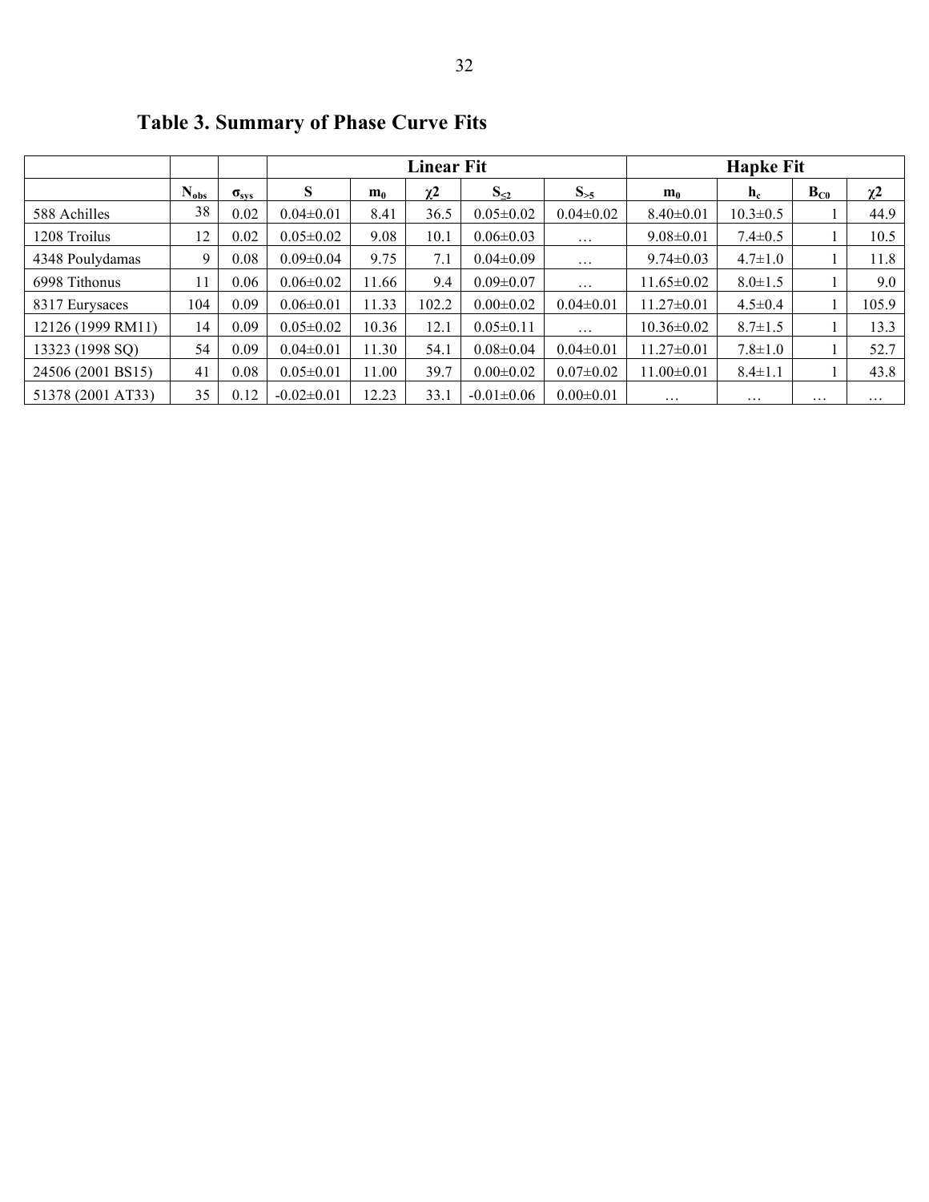## Table 3. Summary of Phase Curve Fits

| | | | Linear Fit | | | | | Hapke Fit | | | |
|---|---|---|---|---|---|---|---|---|---|---|---|
| | $N_{obs}$ | $\sigma_{sys}$ | S | $m_0$ | $\chi 2$ | $S_{\leq 2}$ | $S_{>5}$ | $m_0$ | $h_c$ | $B_{C0}$ | $\chi 2$ |
| 588 Achilles | 38 | 0.02 | 0.04±0.01 | 8.41 | 36.5 | 0.05±0.02 | 0.04±0.02 | 8.40±0.01 | 10.3±0.5 | 1 | 44.9 |
| 1208 Troilus | 12 | 0.02 | 0.05±0.02 | 9.08 | 10.1 | 0.06±0.03 | … | 9.08±0.01 | 7.4±0.5 | 1 | 10.5 |
| 4348 Poulydamas | 9 | 0.08 | 0.09±0.04 | 9.75 | 7.1 | 0.04±0.09 | … | 9.74±0.03 | 4.7±1.0 | 1 | 11.8 |
| 6998 Tithonus | 11 | 0.06 | 0.06±0.02 | 11.66 | 9.4 | 0.09±0.07 | … | 11.65±0.02 | 8.0±1.5 | 1 | 9.0 |
| 8317 Eurysaces | 104 | 0.09 | 0.06±0.01 | 11.33 | 102.2 | 0.00±0.02 | 0.04±0.01 | 11.27±0.01 | 4.5±0.4 | 1 | 105.9 |
| 12126 (1999 RM11) | 14 | 0.09 | 0.05±0.02 | 10.36 | 12.1 | 0.05±0.11 | … | 10.36±0.02 | 8.7±1.5 | 1 | 13.3 |
| 13323 (1998 SQ) | 54 | 0.09 | 0.04±0.01 | 11.30 | 54.1 | 0.08±0.04 | 0.04±0.01 | 11.27±0.01 | 7.8±1.0 | 1 | 52.7 |
| 24506 (2001 BS15) | 41 | 0.08 | 0.05±0.01 | 11.00 | 39.7 | 0.00±0.02 | 0.07±0.02 | 11.00±0.01 | 8.4±1.1 | 1 | 43.8 |
| 51378 (2001 AT33) | 35 | 0.12 | -0.02±0.01 | 12.23 | 33.1 | -0.01±0.06 | 0.00±0.01 | … | … | … | … |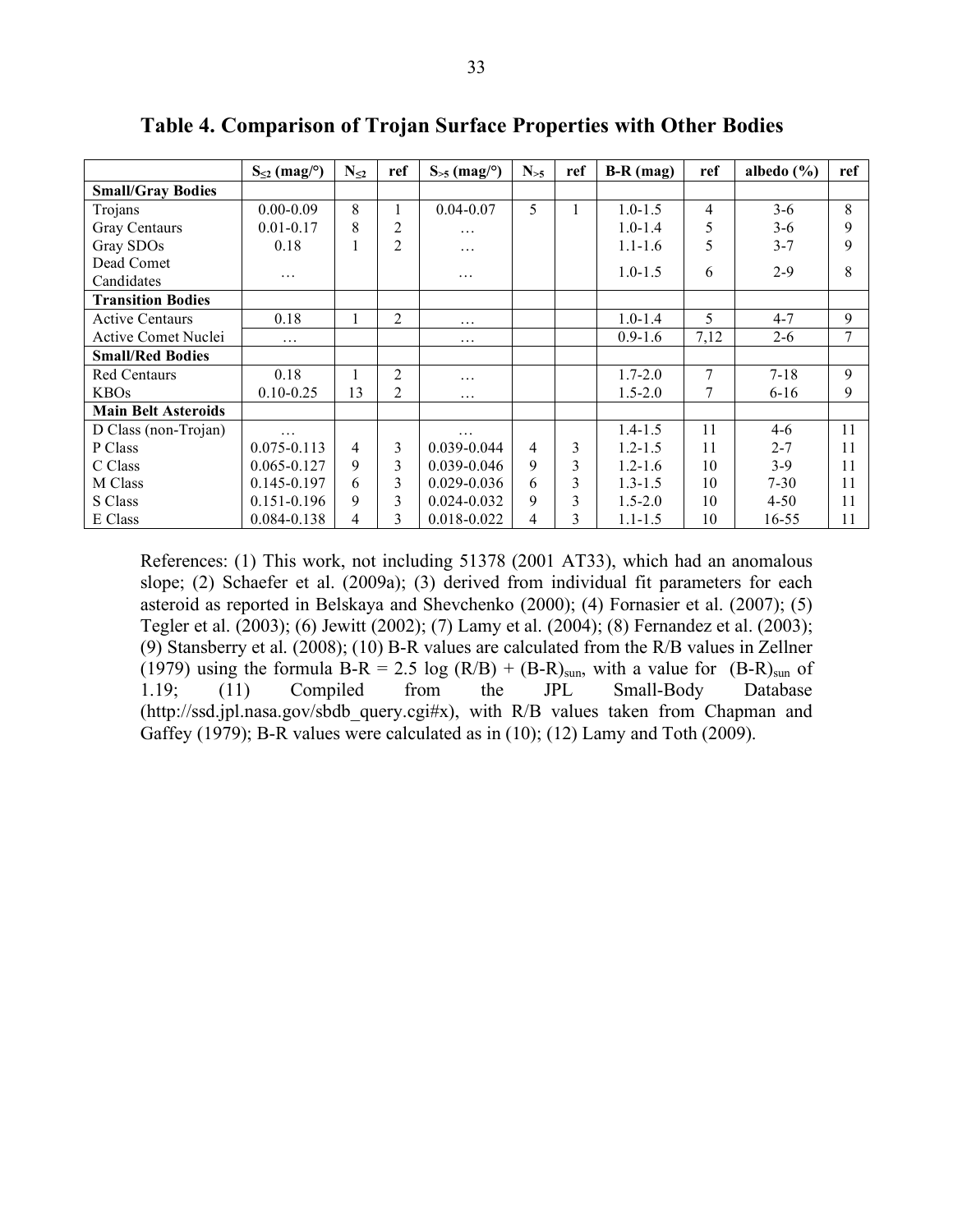**Table 4. Comparison of Trojan Surface Properties with Other Bodies**

| | $S_{\leq 2}$ (mag/°) | $N_{\leq 2}$ | ref | $S_{>5}$ (mag/°) | $N_{>5}$ | ref | B-R (mag) | ref | albedo (%) | ref |
|---|---|---|---|---|---|---|---|---|---|---|
| **Small/Gray Bodies** | | | | | | | | | | |
| Trojans | 0.00-0.09 | 8 | 1 | 0.04-0.07 | 5 | 1 | 1.0-1.5 | 4 | 3-6 | 8 |
| Gray Centaurs | 0.01-0.17 | 8 | 2 | … | | | 1.0-1.4 | 5 | 3-6 | 9 |
| Gray SDOs | 0.18 | 1 | 2 | … | | | 1.1-1.6 | 5 | 3-7 | 9 |
| Dead Comet Candidates | … | | | … | | | 1.0-1.5 | 6 | 2-9 | 8 |
| **Transition Bodies** | | | | | | | | | | |
| Active Centaurs | 0.18 | 1 | 2 | … | | | 1.0-1.4 | 5 | 4-7 | 9 |
| Active Comet Nuclei | … | | | … | | | 0.9-1.6 | 7,12 | 2-6 | 7 |
| **Small/Red Bodies** | | | | | | | | | | |
| Red Centaurs | 0.18 | 1 | 2 | … | | | 1.7-2.0 | 7 | 7-18 | 9 |
| KBOs | 0.10-0.25 | 13 | 2 | … | | | 1.5-2.0 | 7 | 6-16 | 9 |
| **Main Belt Asteroids** | | | | | | | | | | |
| D Class (non-Trojan) | … | | | … | | | 1.4-1.5 | 11 | 4-6 | 11 |
| P Class | 0.075-0.113 | 4 | 3 | 0.039-0.044 | 4 | 3 | 1.2-1.5 | 11 | 2-7 | 11 |
| C Class | 0.065-0.127 | 9 | 3 | 0.039-0.046 | 9 | 3 | 1.2-1.6 | 10 | 3-9 | 11 |
| M Class | 0.145-0.197 | 6 | 3 | 0.029-0.036 | 6 | 3 | 1.3-1.5 | 10 | 7-30 | 11 |
| S Class | 0.151-0.196 | 9 | 3 | 0.024-0.032 | 9 | 3 | 1.5-2.0 | 10 | 4-50 | 11 |
| E Class | 0.084-0.138 | 4 | 3 | 0.018-0.022 | 4 | 3 | 1.1-1.5 | 10 | 16-55 | 11 |

References: (1) This work, not including 51378 (2001 AT33), which had an anomalous slope; (2) Schaefer et al. (2009a); (3) derived from individual fit parameters for each asteroid as reported in Belskaya and Shevchenko (2000); (4) Fornasier et al. (2007); (5) Tegler et al. (2003); (6) Jewitt (2002); (7) Lamy et al. (2004); (8) Fernandez et al. (2003); (9) Stansberry et al. (2008); (10) B-R values are calculated from the R/B values in Zellner (1979) using the formula $B\text{-}R = 2.5 \log (R/B) + (B\text{-}R)_{sun}$, with a value for $(B\text{-}R)_{sun}$ of 1.19; (11) Compiled from the JPL Small-Body Database (http://ssd.jpl.nasa.gov/sbdb_query.cgi#x), with R/B values taken from Chapman and Gaffey (1979); B-R values were calculated as in (10); (12) Lamy and Toth (2009).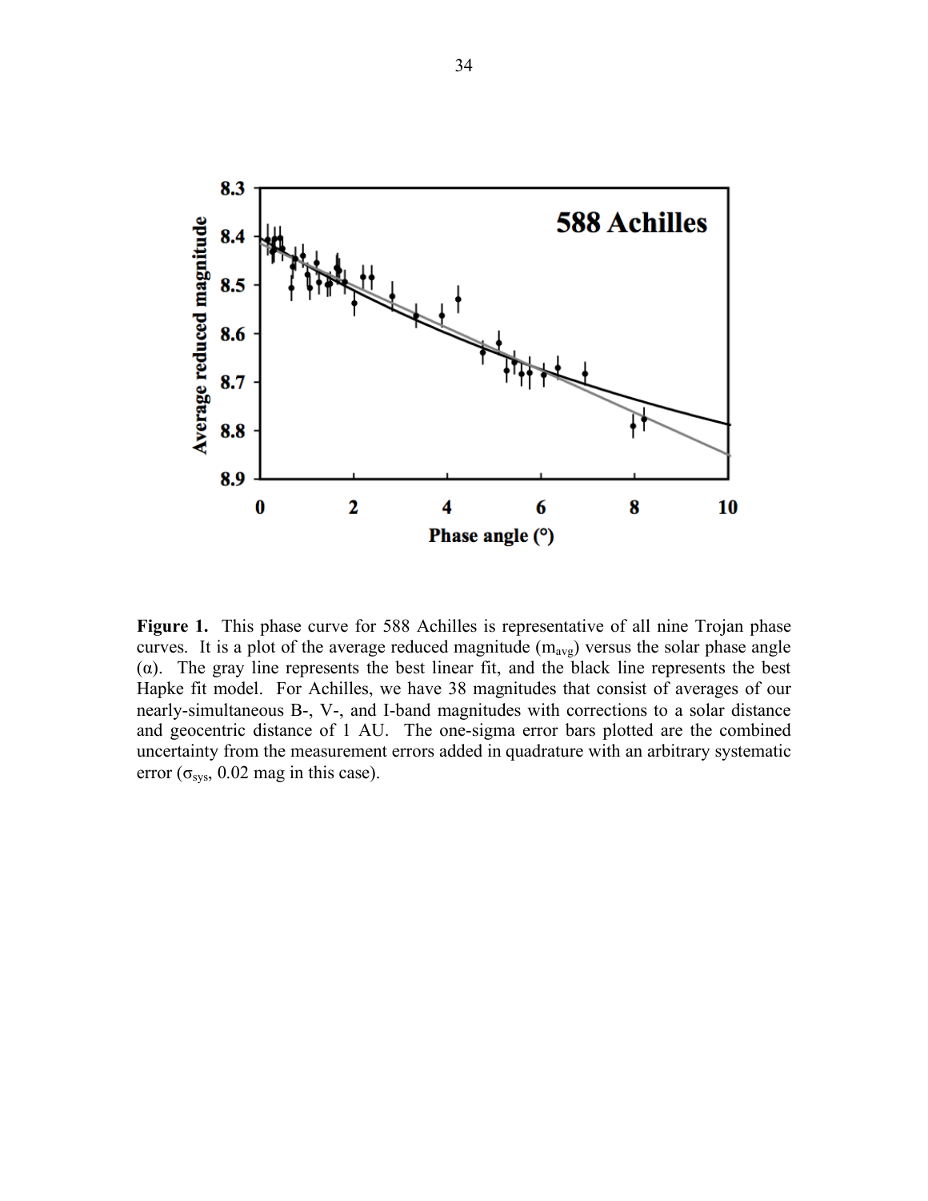**Figure 1.** This phase curve for 588 Achilles is representative of all nine Trojan phase curves. It is a plot of the average reduced magnitude ($m_{avg}$) versus the solar phase angle ($\alpha$). The gray line represents the best linear fit, and the black line represents the best Hapke fit model. For Achilles, we have 38 magnitudes that consist of averages of our nearly-simultaneous B-, V-, and I-band magnitudes with corrections to a solar distance and geocentric distance of 1 AU. The one-sigma error bars plotted are the combined uncertainty from the measurement errors added in quadrature with an arbitrary systematic error ($\sigma_{sys}$, 0.02 mag in this case).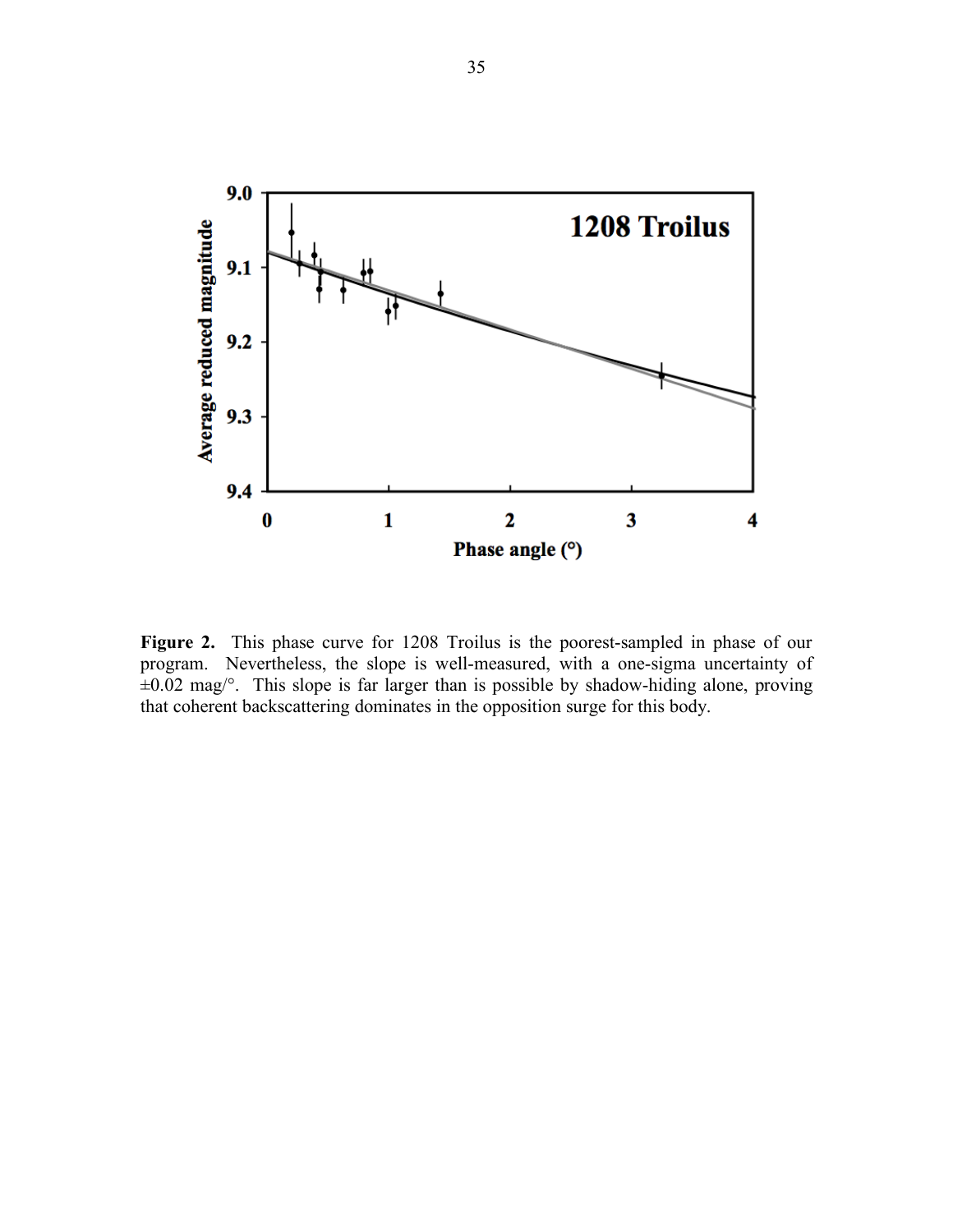**Figure 2.** This phase curve for 1208 Troilus is the poorest-sampled in phase of our program. Nevertheless, the slope is well-measured, with a one-sigma uncertainty of ±0.02 mag/°. This slope is far larger than is possible by shadow-hiding alone, proving that coherent backscattering dominates in the opposition surge for this body.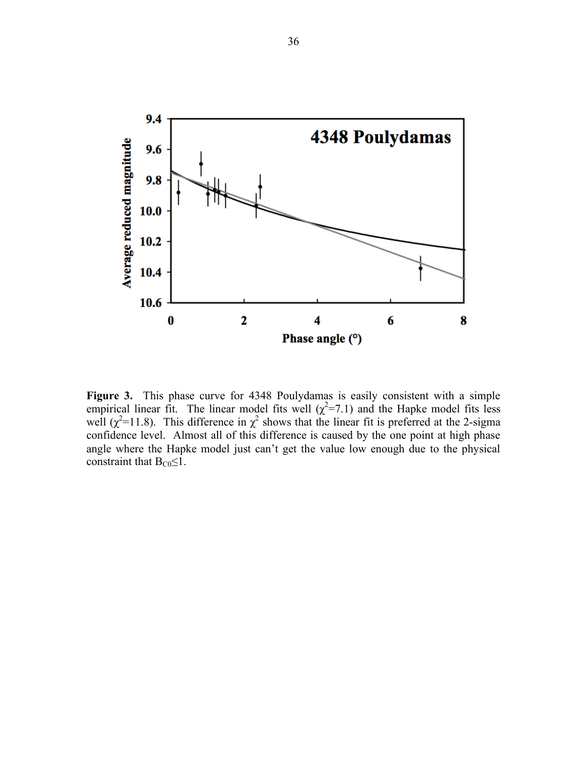**Figure 3.** This phase curve for 4348 Poulydamas is easily consistent with a simple empirical linear fit. The linear model fits well ($\chi^2$=7.1) and the Hapke model fits less well ($\chi^2$=11.8). This difference in $\chi^2$ shows that the linear fit is preferred at the 2-sigma confidence level. Almost all of this difference is caused by the one point at high phase angle where the Hapke model just can't get the value low enough due to the physical constraint that $B_{C0} \leq 1$.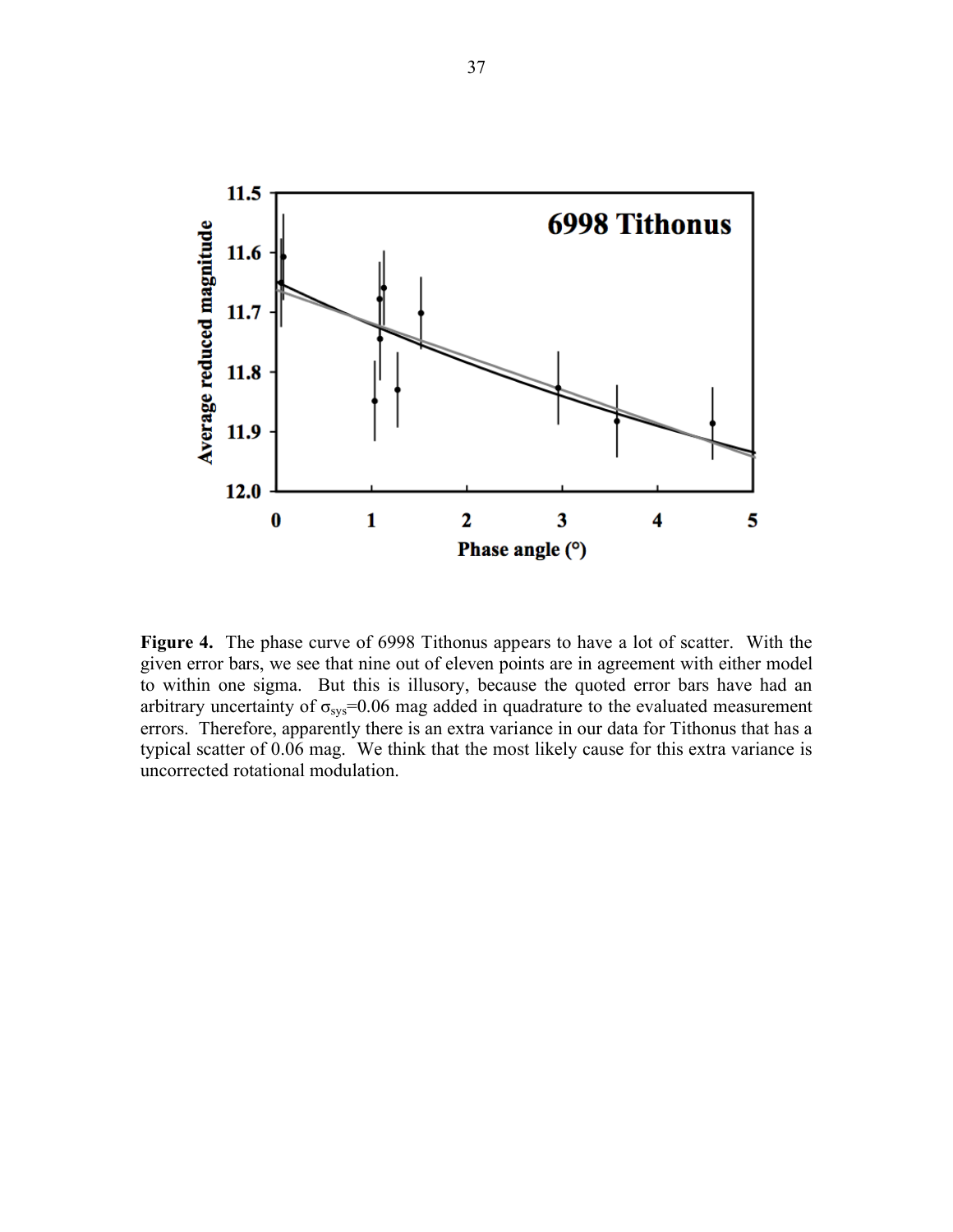**Figure 4.** The phase curve of 6998 Tithonus appears to have a lot of scatter. With the given error bars, we see that nine out of eleven points are in agreement with either model to within one sigma. But this is illusory, because the quoted error bars have had an arbitrary uncertainty of $\sigma_{sys}$=0.06 mag added in quadrature to the evaluated measurement errors. Therefore, apparently there is an extra variance in our data for Tithonus that has a typical scatter of 0.06 mag. We think that the most likely cause for this extra variance is uncorrected rotational modulation.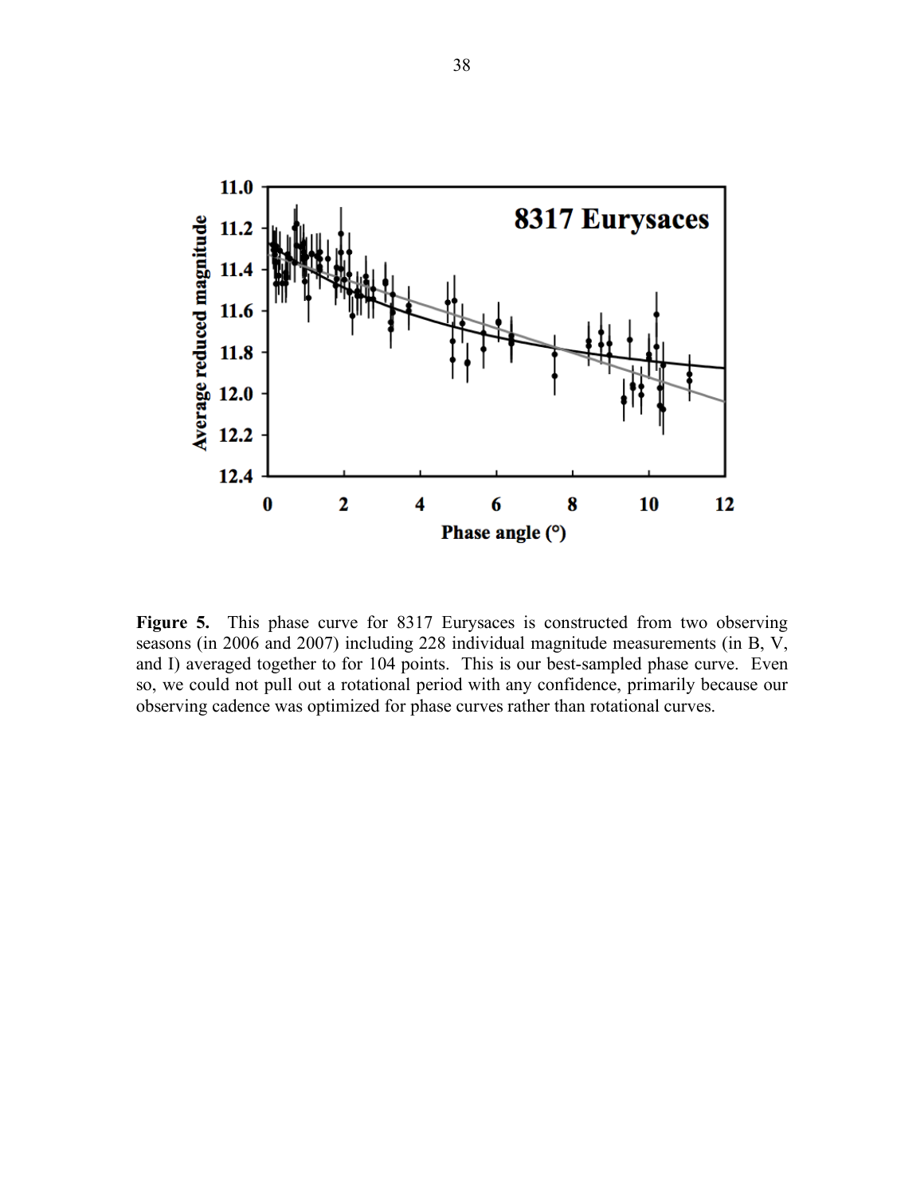**Figure 5.** This phase curve for 8317 Eurysaces is constructed from two observing seasons (in 2006 and 2007) including 228 individual magnitude measurements (in B, V, and I) averaged together to for 104 points. This is our best-sampled phase curve. Even so, we could not pull out a rotational period with any confidence, primarily because our observing cadence was optimized for phase curves rather than rotational curves.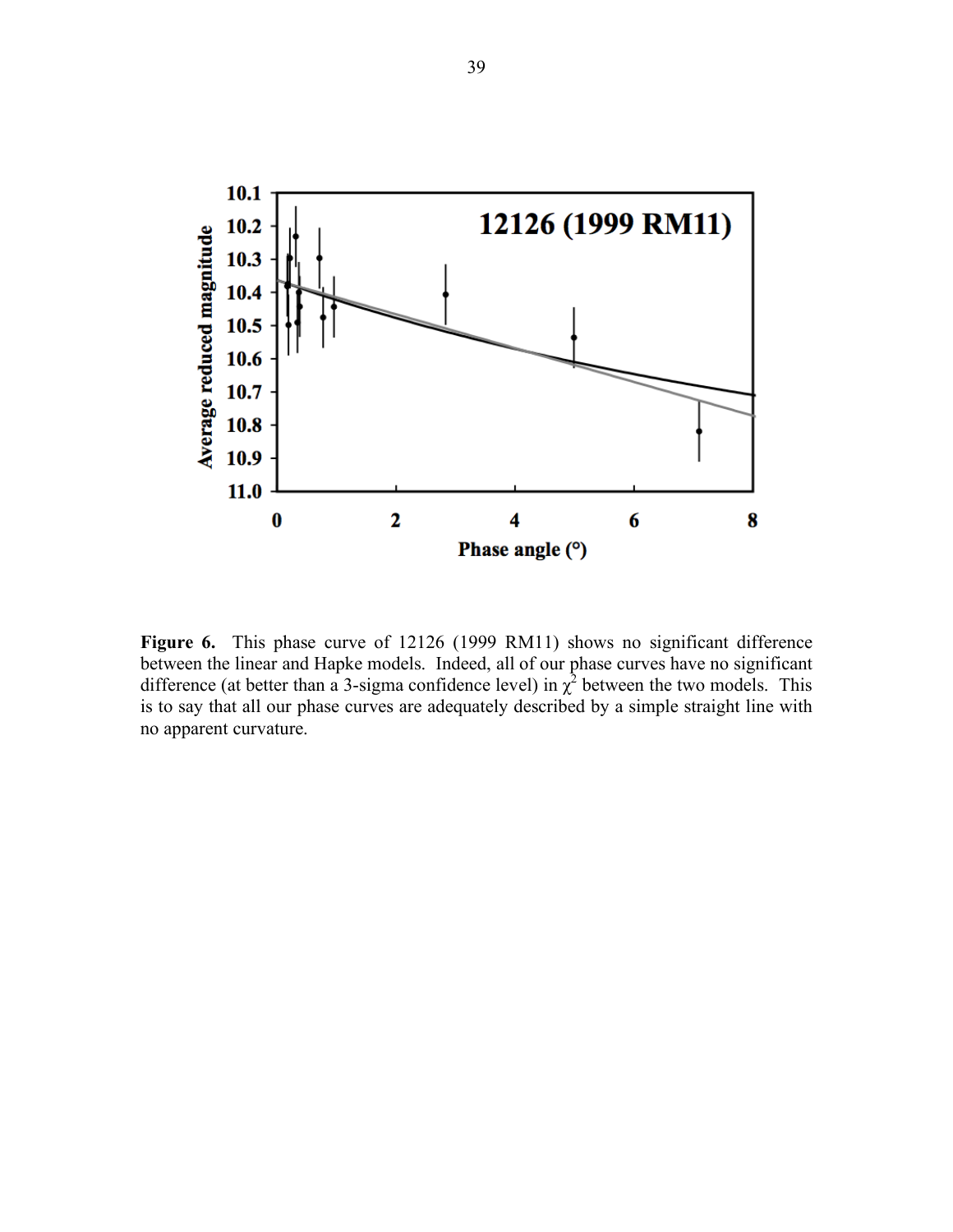**Figure 6.** This phase curve of 12126 (1999 RM11) shows no significant difference between the linear and Hapke models. Indeed, all of our phase curves have no significant difference (at better than a 3-sigma confidence level) in $\chi^2$ between the two models. This is to say that all our phase curves are adequately described by a simple straight line with no apparent curvature.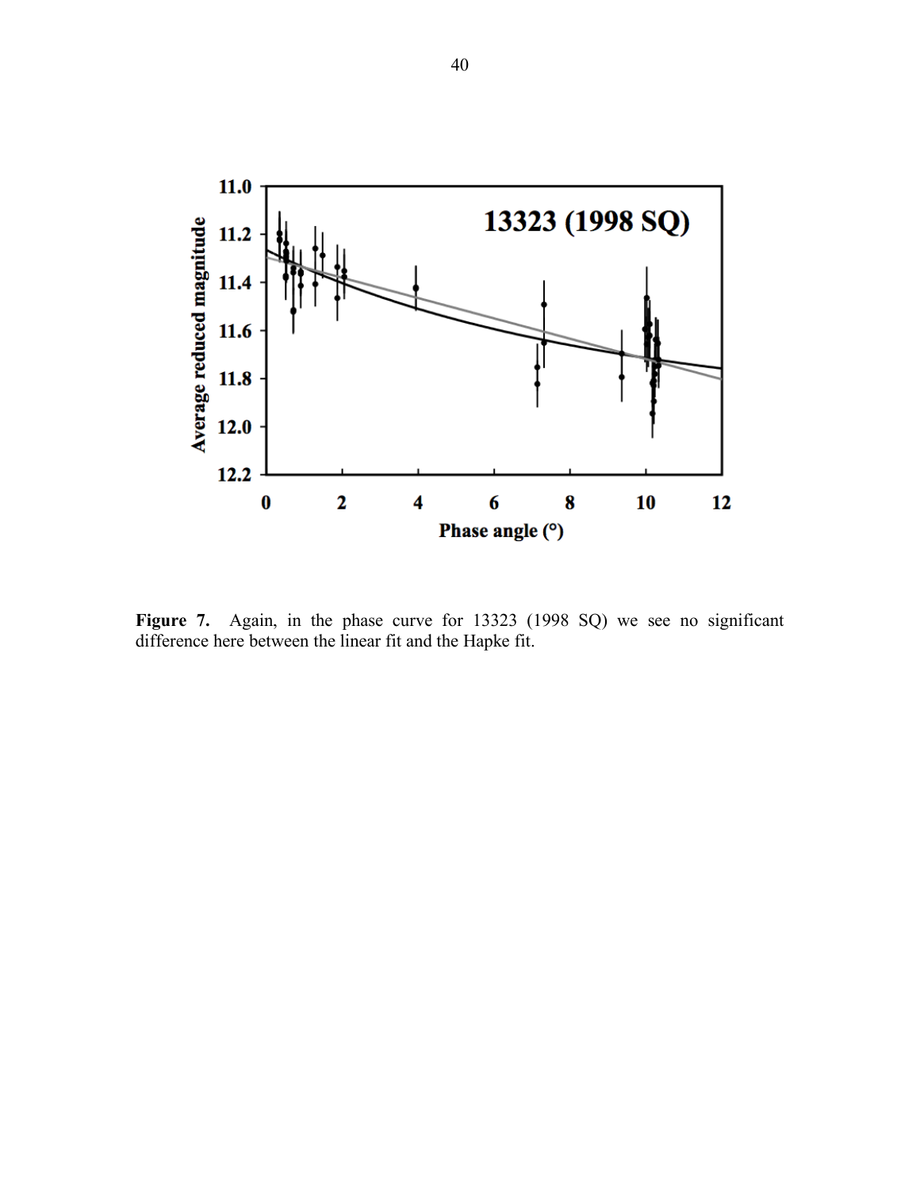**Figure 7.** Again, in the phase curve for 13323 (1998 SQ) we see no significant difference here between the linear fit and the Hapke fit.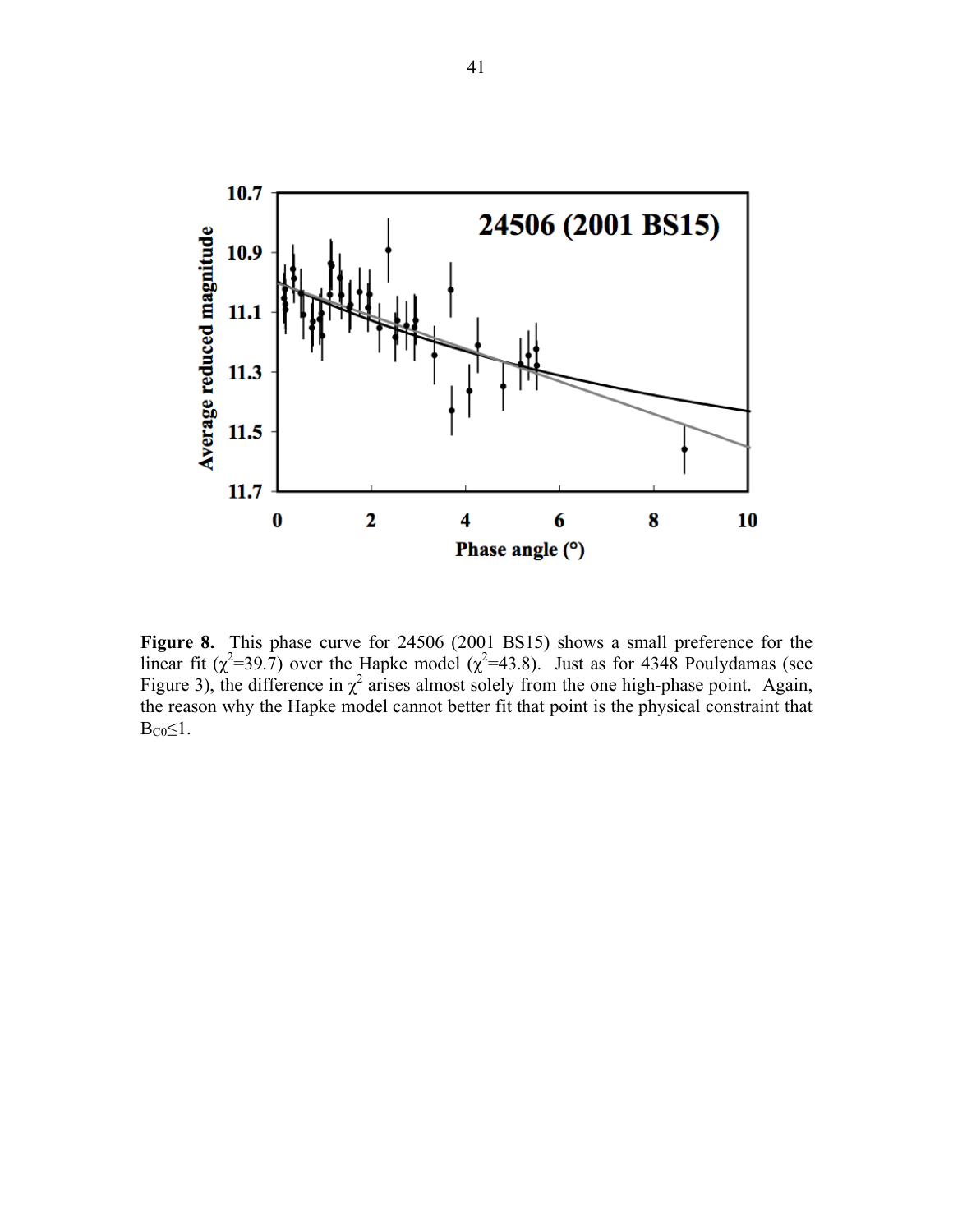**Figure 8.** This phase curve for 24506 (2001 BS15) shows a small preference for the linear fit ($\chi^2$=39.7) over the Hapke model ($\chi^2$=43.8). Just as for 4348 Poulydamas (see Figure 3), the difference in $\chi^2$ arises almost solely from the one high-phase point. Again, the reason why the Hapke model cannot better fit that point is the physical constraint that $B_{C0} \leq 1$.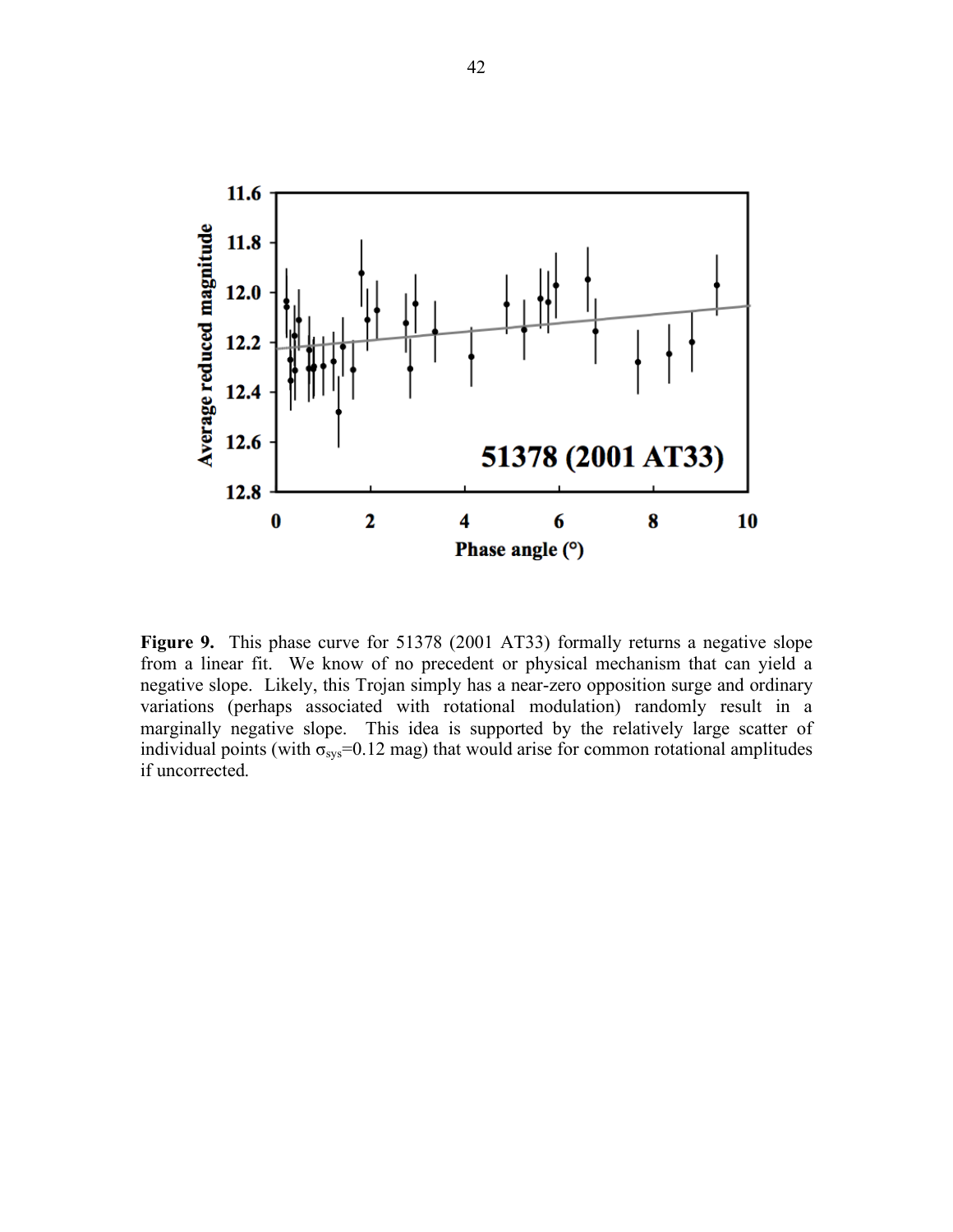11.6
11.8
12.0
12.2
12.4
12.6
12.8

Average reduced magnitude

51378 (2001 AT33)

0
2
4
6
8
10

Phase angle (°)

**Figure 9.** This phase curve for 51378 (2001 AT33) formally returns a negative slope from a linear fit. We know of no precedent or physical mechanism that can yield a negative slope. Likely, this Trojan simply has a near-zero opposition surge and ordinary variations (perhaps associated with rotational modulation) randomly result in a marginally negative slope. This idea is supported by the relatively large scatter of individual points (with $\sigma_{sys}$=0.12 mag) that would arise for common rotational amplitudes if uncorrected.